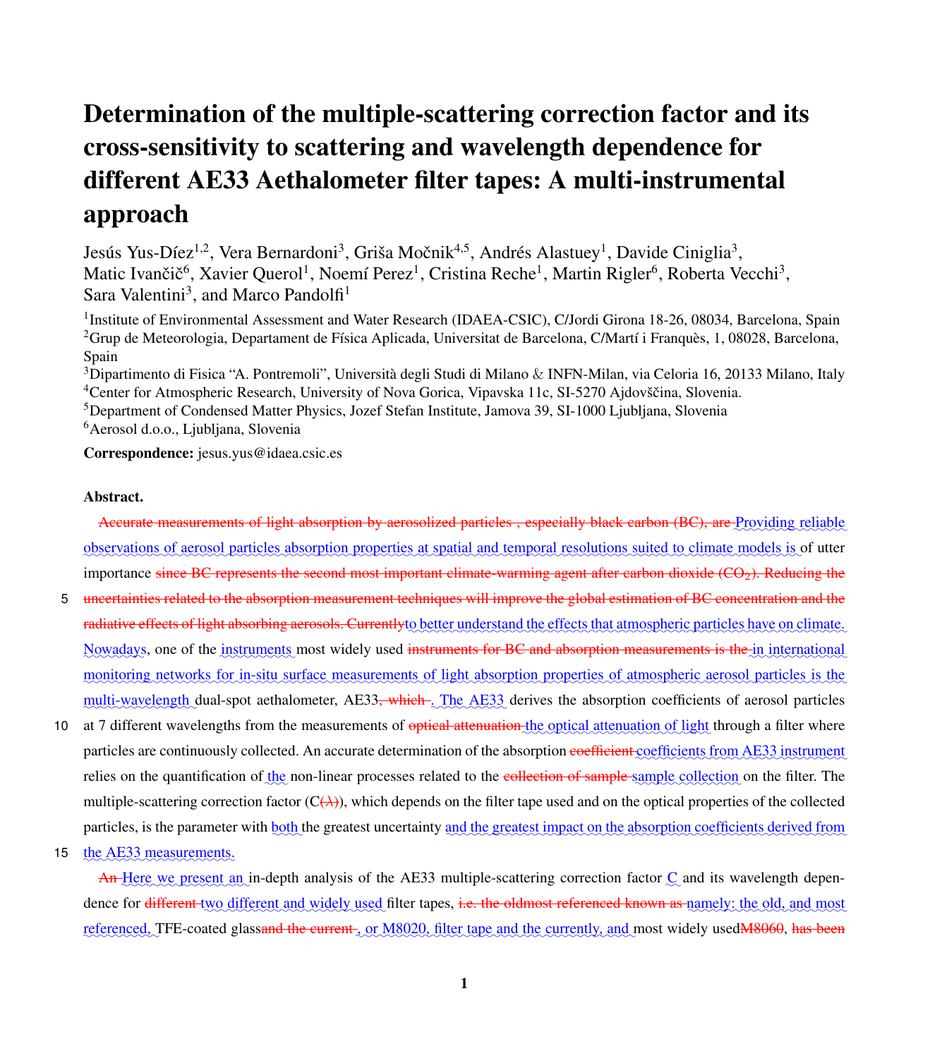# Determination of the multiple-scattering correction factor and its cross-sensitivity to scattering and wavelength dependence for different AE33 Aethalometer filter tapes: A multi-instrumental approach

Jesús Yus-Díez[1,2], Vera Bernardoni[3], Griša Močnik[4,5], Andrés Alastuey[1], Davide Ciniglia[3], Matic Ivančič[6], Xavier Querol[1], Noemí Perez[1], Cristina Reche[1], Martin Rigler[6], Roberta Vecchi[3], Sara Valentini[3], and Marco Pandolfi[1]

[1]Institute of Environmental Assessment and Water Research (IDAEA-CSIC), C/Jordi Girona 18-26, 08034, Barcelona, Spain
[2]Grup de Meteorologia, Departament de Física Aplicada, Universitat de Barcelona, C/Martí i Franquès, 1, 08028, Barcelona, Spain
[3]Dipartimento di Fisica "A. Pontremoli", Università degli Studi di Milano & INFN-Milan, via Celoria 16, 20133 Milano, Italy
[4]Center for Atmospheric Research, University of Nova Gorica, Vipavska 11c, SI-5270 Ajdovščina, Slovenia.
[5]Department of Condensed Matter Physics, Jozef Stefan Institute, Jamova 39, SI-1000 Ljubljana, Slovenia
[6]Aerosol d.o.o., Ljubljana, Slovenia

**Correspondence:** jesus.yus@idaea.csic.es

**Abstract.**

~~Accurate measurements of light absorption by aerosolized particles , especially black carbon (BC), are~~ Providing reliable observations of aerosol particles absorption properties at spatial and temporal resolutions suited to climate models is of utter importance ~~since BC represents the second most important climate-warming agent after carbon dioxide ($CO_2$). Reducing the uncertainties related to the absorption measurement techniques will improve the global estimation of BC concentration and the radiative effects of light absorbing aerosols. Currently~~to better understand the effects that atmospheric particles have on climate. Nowadays, one of the instruments most widely used ~~instruments for BC and absorption measurements is the~~ in international monitoring networks for in-situ surface measurements of light absorption properties of atmospheric aerosol particles is the multi-wavelength dual-spot aethalometer, AE33~~, which~~. The AE33 derives the absorption coefficients of aerosol particles at 7 different wavelengths from the measurements of ~~optical attenuation~~ the optical attenuation of light through a filter where particles are continuously collected. An accurate determination of the absorption ~~coefficient~~ coefficients from AE33 instrument relies on the quantification of the non-linear processes related to the ~~collection of sample~~ sample collection on the filter. The multiple-scattering correction factor (C~~($\lambda$)~~), which depends on the filter tape used and on the optical properties of the collected particles, is the parameter with both the greatest uncertainty and the greatest impact on the absorption coefficients derived from the AE33 measurements.

~~An~~ Here we present an in-depth analysis of the AE33 multiple-scattering correction factor C and its wavelength dependence for ~~different~~ two different and widely used filter tapes, ~~i.e. the oldmost referenced known as~~ namely: the old, and most referenced, TFE-coated glass~~and the current~~, or M8020, filter tape and the currently, and most widely used~~M8060~~, ~~has been~~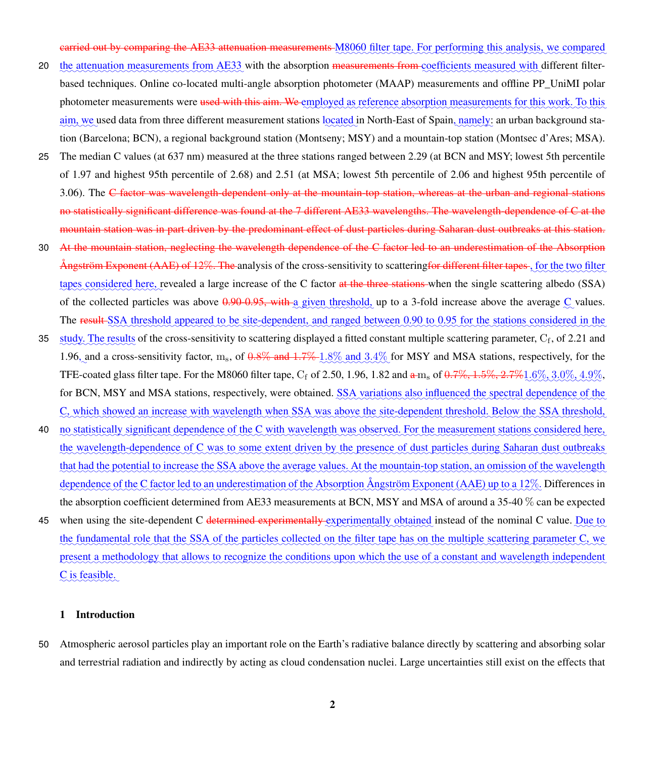~~carried out by comparing the AE33 attenuation measurements~~ M8060 filter tape. For performing this analysis, we compared the attenuation measurements from AE33 with the absorption ~~measurements from~~ coefficients measured with different filter-based techniques. Online co-located multi-angle absorption photometer (MAAP) measurements and offline PP_UniMI polar photometer measurements were ~~used with this aim. We~~ employed as reference absorption measurements for this work. To this aim, we used data from three different measurement stations located in North-East of Spain, namely: an urban background station (Barcelona; BCN), a regional background station (Montseny; MSY) and a mountain-top station (Montsec d'Ares; MSA). The median C values (at 637 nm) measured at the three stations ranged between 2.29 (at BCN and MSY; lowest 5th percentile of 1.97 and highest 95th percentile of 2.68) and 2.51 (at MSA; lowest 5th percentile of 2.06 and highest 95th percentile of 3.06). The ~~C factor was wavelength-dependent only at the mountain-top station, whereas at the urban and regional stations no statistically significant difference was found at the 7 different AE33 wavelengths. The wavelength-dependence of C at the mountain station was in part driven by the predominant effect of dust particles during Saharan dust outbreaks at this station. At the mountain station, neglecting the wavelength dependence of the C factor led to an underestimation of the Absorption Ångström Exponent (AAE) of 12%. The~~ analysis of the cross-sensitivity to scattering ~~for different filter tapes~~, for the two filter tapes considered here, revealed a large increase of the C factor ~~at the three stations~~ when the single scattering albedo (SSA) of the collected particles was above ~~0.90-0.95, with~~ a given threshold, up to a 3-fold increase above the average C values. The ~~result~~ SSA threshold appeared to be site-dependent, and ranged between 0.90 to 0.95 for the stations considered in the study. The results of the cross-sensitivity to scattering displayed a fitted constant multiple scattering parameter, $C_f$, of 2.21 and 1.96, and a cross-sensitivity factor, $m_s$, of ~~0.8% and 1.7%~~ 1.8% and 3.4% for MSY and MSA stations, respectively, for the TFE-coated glass filter tape. For the M8060 filter tape, $C_f$ of 2.50, 1.96, 1.82 and ~~a~~ $m_s$ of ~~0.7%, 1.5%, 2.7%~~1.6%, 3.0%, 4.9%, for BCN, MSY and MSA stations, respectively, were obtained. SSA variations also influenced the spectral dependence of the C, which showed an increase with wavelength when SSA was above the site-dependent threshold. Below the SSA threshold, no statistically significant dependence of the C with wavelength was observed. For the measurement stations considered here, the wavelength-dependence of C was to some extent driven by the presence of dust particles during Saharan dust outbreaks that had the potential to increase the SSA above the average values. At the mountain-top station, an omission of the wavelength dependence of the C factor led to an underestimation of the Absorption Ångström Exponent (AAE) up to a 12%. Differences in the absorption coefficient determined from AE33 measurements at BCN, MSY and MSA of around a 35-40 % can be expected when using the site-dependent C ~~determined experimentally~~ experimentally obtained instead of the nominal C value. Due to the fundamental role that the SSA of the particles collected on the filter tape has on the multiple scattering parameter C, we present a methodology that allows to recognize the conditions upon which the use of a constant and wavelength independent C is feasible.

## 1 Introduction

Atmospheric aerosol particles play an important role on the Earth's radiative balance directly by scattering and absorbing solar and terrestrial radiation and indirectly by acting as cloud condensation nuclei. Large uncertainties still exist on the effects that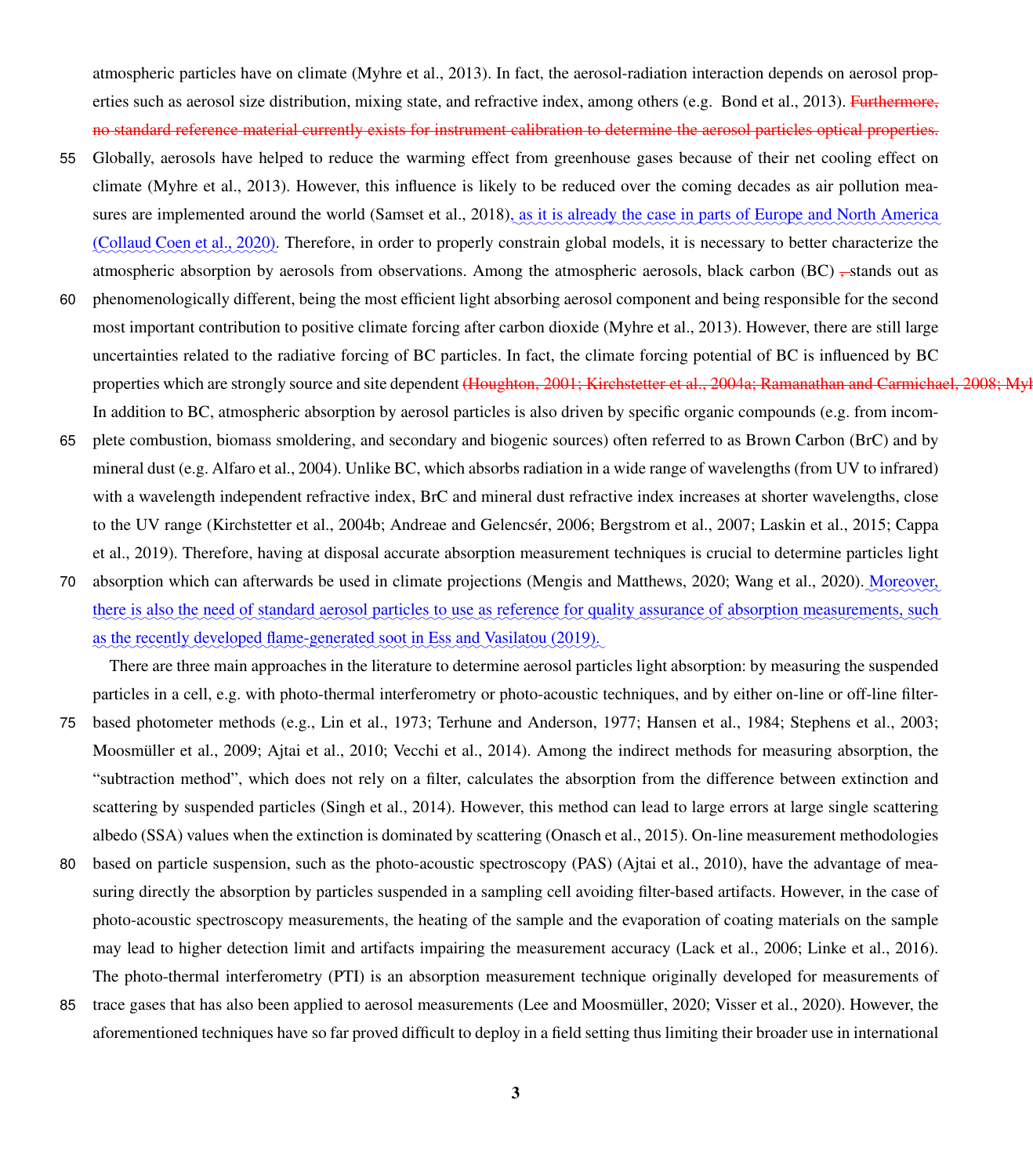atmospheric particles have on climate (Myhre et al., 2013). In fact, the aerosol-radiation interaction depends on aerosol properties such as aerosol size distribution, mixing state, and refractive index, among others (e.g. Bond et al., 2013). Furthermore, no standard reference material currently exists for instrument calibration to determine the aerosol particles optical properties.

Globally, aerosols have helped to reduce the warming effect from greenhouse gases because of their net cooling effect on climate (Myhre et al., 2013). However, this influence is likely to be reduced over the coming decades as air pollution measures are implemented around the world (Samset et al., 2018), as it is already the case in parts of Europe and North America (Collaud Coen et al., 2020). Therefore, in order to properly constrain global models, it is necessary to better characterize the atmospheric absorption by aerosols from observations. Among the atmospheric aerosols, black carbon (BC) , stands out as phenomenologically different, being the most efficient light absorbing aerosol component and being responsible for the second most important contribution to positive climate forcing after carbon dioxide (Myhre et al., 2013). However, there are still large uncertainties related to the radiative forcing of BC particles. In fact, the climate forcing potential of BC is influenced by BC properties which are strongly source and site dependent (Houghton, 2001; Kirchstetter et al., 2004a; Ramanathan and Carmichael, 2008; Myl

In addition to BC, atmospheric absorption by aerosol particles is also driven by specific organic compounds (e.g. from incomplete combustion, biomass smoldering, and secondary and biogenic sources) often referred to as Brown Carbon (BrC) and by mineral dust (e.g. Alfaro et al., 2004). Unlike BC, which absorbs radiation in a wide range of wavelengths (from UV to infrared) with a wavelength independent refractive index, BrC and mineral dust refractive index increases at shorter wavelengths, close to the UV range (Kirchstetter et al., 2004b; Andreae and Gelencsér, 2006; Bergstrom et al., 2007; Laskin et al., 2015; Cappa et al., 2019). Therefore, having at disposal accurate absorption measurement techniques is crucial to determine particles light absorption which can afterwards be used in climate projections (Mengis and Matthews, 2020; Wang et al., 2020). Moreover, there is also the need of standard aerosol particles to use as reference for quality assurance of absorption measurements, such as the recently developed flame-generated soot in Ess and Vasilatou (2019).

There are three main approaches in the literature to determine aerosol particles light absorption: by measuring the suspended particles in a cell, e.g. with photo-thermal interferometry or photo-acoustic techniques, and by either on-line or off-line filter-based photometer methods (e.g., Lin et al., 1973; Terhune and Anderson, 1977; Hansen et al., 1984; Stephens et al., 2003; Moosmüller et al., 2009; Ajtai et al., 2010; Vecchi et al., 2014). Among the indirect methods for measuring absorption, the "subtraction method", which does not rely on a filter, calculates the absorption from the difference between extinction and scattering by suspended particles (Singh et al., 2014). However, this method can lead to large errors at large single scattering albedo (SSA) values when the extinction is dominated by scattering (Onasch et al., 2015). On-line measurement methodologies based on particle suspension, such as the photo-acoustic spectroscopy (PAS) (Ajtai et al., 2010), have the advantage of measuring directly the absorption by particles suspended in a sampling cell avoiding filter-based artifacts. However, in the case of photo-acoustic spectroscopy measurements, the heating of the sample and the evaporation of coating materials on the sample may lead to higher detection limit and artifacts impairing the measurement accuracy (Lack et al., 2006; Linke et al., 2016). The photo-thermal interferometry (PTI) is an absorption measurement technique originally developed for measurements of trace gases that has also been applied to aerosol measurements (Lee and Moosmüller, 2020; Visser et al., 2020). However, the aforementioned techniques have so far proved difficult to deploy in a field setting thus limiting their broader use in international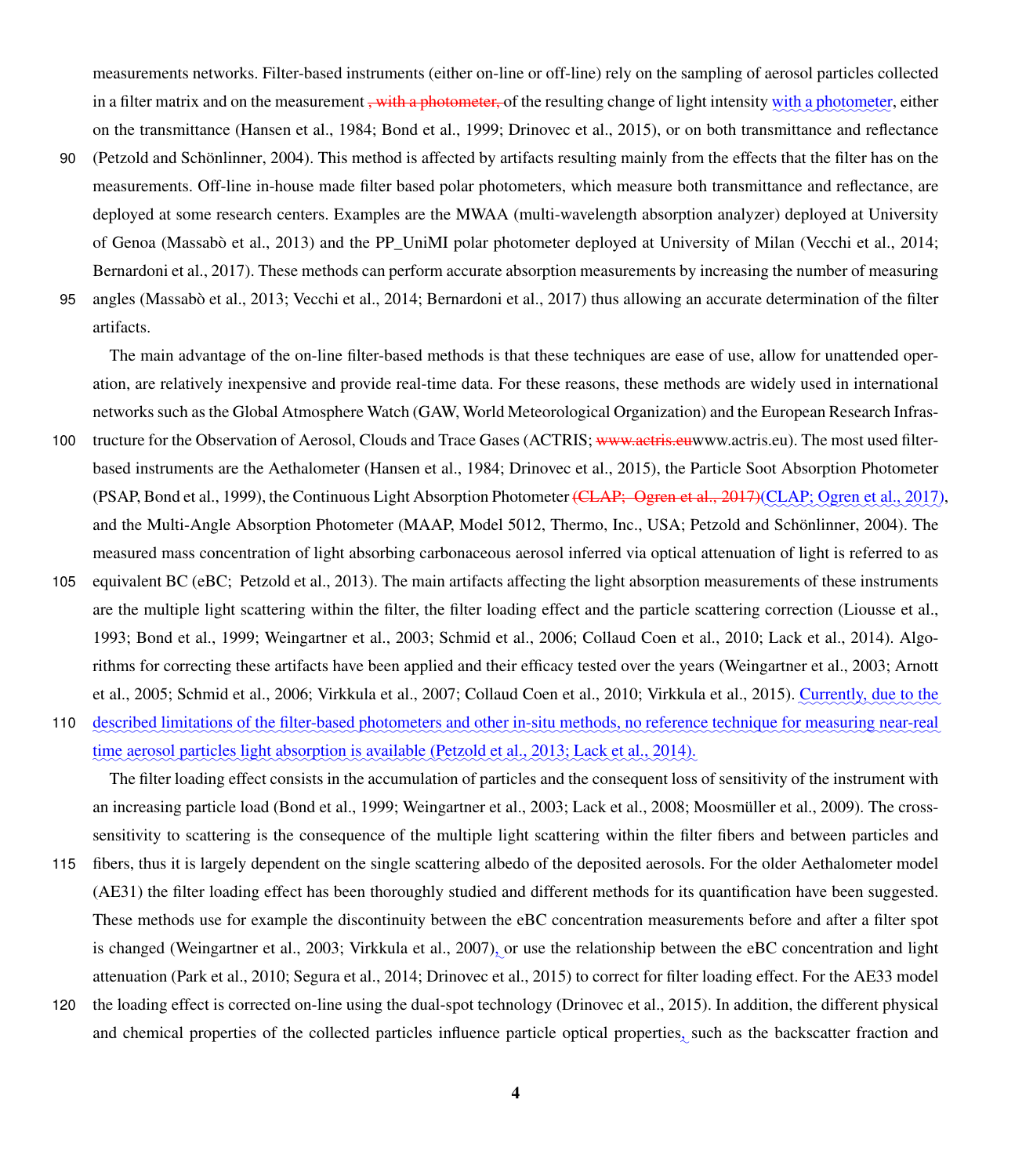measurements networks. Filter-based instruments (either on-line or off-line) rely on the sampling of aerosol particles collected in a filter matrix and on the measurement , with a photometer, of the resulting change of light intensity with a photometer, either on the transmittance (Hansen et al., 1984; Bond et al., 1999; Drinovec et al., 2015), or on both transmittance and reflectance (Petzold and Schönlinner, 2004). This method is affected by artifacts resulting mainly from the effects that the filter has on the measurements. Off-line in-house made filter based polar photometers, which measure both transmittance and reflectance, are deployed at some research centers. Examples are the MWAA (multi-wavelength absorption analyzer) deployed at University of Genoa (Massabò et al., 2013) and the PP_UniMI polar photometer deployed at University of Milan (Vecchi et al., 2014; Bernardoni et al., 2017). These methods can perform accurate absorption measurements by increasing the number of measuring angles (Massabò et al., 2013; Vecchi et al., 2014; Bernardoni et al., 2017) thus allowing an accurate determination of the filter artifacts.

The main advantage of the on-line filter-based methods is that these techniques are ease of use, allow for unattended operation, are relatively inexpensive and provide real-time data. For these reasons, these methods are widely used in international networks such as the Global Atmosphere Watch (GAW, World Meteorological Organization) and the European Research Infrastructure for the Observation of Aerosol, Clouds and Trace Gases (ACTRIS; www.actris.euwww.actris.eu). The most used filter-based instruments are the Aethalometer (Hansen et al., 1984; Drinovec et al., 2015), the Particle Soot Absorption Photometer (PSAP, Bond et al., 1999), the Continuous Light Absorption Photometer (CLAP; Ogren et al., 2017)(CLAP; Ogren et al., 2017), and the Multi-Angle Absorption Photometer (MAAP, Model 5012, Thermo, Inc., USA; Petzold and Schönlinner, 2004). The measured mass concentration of light absorbing carbonaceous aerosol inferred via optical attenuation of light is referred to as equivalent BC (eBC; Petzold et al., 2013). The main artifacts affecting the light absorption measurements of these instruments are the multiple light scattering within the filter, the filter loading effect and the particle scattering correction (Liousse et al., 1993; Bond et al., 1999; Weingartner et al., 2003; Schmid et al., 2006; Collaud Coen et al., 2010; Lack et al., 2014). Algorithms for correcting these artifacts have been applied and their efficacy tested over the years (Weingartner et al., 2003; Arnott et al., 2005; Schmid et al., 2006; Virkkula et al., 2007; Collaud Coen et al., 2010; Virkkula et al., 2015). Currently, due to the described limitations of the filter-based photometers and other in-situ methods, no reference technique for measuring near-real time aerosol particles light absorption is available (Petzold et al., 2013; Lack et al., 2014).

The filter loading effect consists in the accumulation of particles and the consequent loss of sensitivity of the instrument with an increasing particle load (Bond et al., 1999; Weingartner et al., 2003; Lack et al., 2008; Moosmüller et al., 2009). The cross-sensitivity to scattering is the consequence of the multiple light scattering within the filter fibers and between particles and fibers, thus it is largely dependent on the single scattering albedo of the deposited aerosols. For the older Aethalometer model (AE31) the filter loading effect has been thoroughly studied and different methods for its quantification have been suggested. These methods use for example the discontinuity between the eBC concentration measurements before and after a filter spot is changed (Weingartner et al., 2003; Virkkula et al., 2007), or use the relationship between the eBC concentration and light attenuation (Park et al., 2010; Segura et al., 2014; Drinovec et al., 2015) to correct for filter loading effect. For the AE33 model the loading effect is corrected on-line using the dual-spot technology (Drinovec et al., 2015). In addition, the different physical and chemical properties of the collected particles influence particle optical properties, such as the backscatter fraction and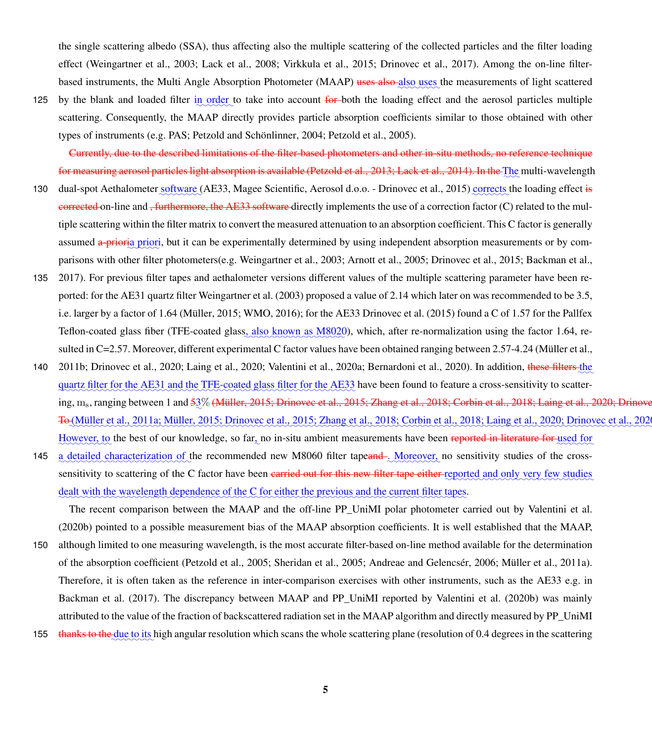the single scattering albedo (SSA), thus affecting also the multiple scattering of the collected particles and the filter loading effect (Weingartner et al., 2003; Lack et al., 2008; Virkkula et al., 2015; Drinovec et al., 2017). Among the on-line filter-based instruments, the Multi Angle Absorption Photometer (MAAP) uses also also uses the measurements of light scattered by the blank and loaded filter in order to take into account for both the loading effect and the aerosol particles multiple scattering. Consequently, the MAAP directly provides particle absorption coefficients similar to those obtained with other types of instruments (e.g. PAS; Petzold and Schönlinner, 2004; Petzold et al., 2005).

Currently, due to the described limitations of the filter-based photometers and other in-situ methods, no reference technique for measuring aerosol particles light absorption is available (Petzold et al., 2013; Lack et al., 2014). In the The multi-wavelength dual-spot Aethalometer software (AE33, Magee Scientific, Aerosol d.o.o. - Drinovec et al., 2015) corrects the loading effect is corrected on-line and , furthermore, the AE33 software directly implements the use of a correction factor (C) related to the multiple scattering within the filter matrix to convert the measured attenuation to an absorption coefficient. This C factor is generally assumed a-prioria priori, but it can be experimentally determined by using independent absorption measurements or by comparisons with other filter photometers(e.g. Weingartner et al., 2003; Arnott et al., 2005; Drinovec et al., 2015; Backman et al., 2017). For previous filter tapes and aethalometer versions different values of the multiple scattering parameter have been reported: for the AE31 quartz filter Weingartner et al. (2003) proposed a value of 2.14 which later on was recommended to be 3.5, i.e. larger by a factor of 1.64 (Müller, 2015; WMO, 2016); for the AE33 Drinovec et al. (2015) found a C of 1.57 for the Pallfex Teflon-coated glass fiber (TFE-coated glass, also known as M8020), which, after re-normalization using the factor 1.64, resulted in C=2.57. Moreover, different experimental C factor values have been obtained ranging between 2.57-4.24 (Müller et al., 2011b; Drinovec et al., 2020; Laing et al., 2020; Valentini et al., 2020a; Bernardoni et al., 2020). In addition, these filters the quartz filter for the AE31 and the TFE-coated glass filter for the AE33 have been found to feature a cross-sensitivity to scattering, $m_s$, ranging between 1 and 53% (Müller, 2015; Drinovec et al., 2015; Zhang et al., 2018; Corbin et al., 2018; Laing et al., 2020; Drinove To (Müller et al., 2011a; Müller, 2015; Drinovec et al., 2015; Zhang et al., 2018; Corbin et al., 2018; Laing et al., 2020; Drinovec et al., 2020 However, to the best of our knowledge, so far, no in-situ ambient measurements have been reported in literature for used for a detailed characterization of the recommended new M8060 filter tapeand . Moreover, no sensitivity studies of the cross-sensitivity to scattering of the C factor have been carried out for this new filter tape either reported and only very few studies dealt with the wavelength dependence of the C for either the previous and the current filter tapes.

The recent comparison between the MAAP and the off-line PP_UniMI polar photometer carried out by Valentini et al. (2020b) pointed to a possible measurement bias of the MAAP absorption coefficients. It is well established that the MAAP, although limited to one measuring wavelength, is the most accurate filter-based on-line method available for the determination of the absorption coefficient (Petzold et al., 2005; Sheridan et al., 2005; Andreae and Gelencsér, 2006; Müller et al., 2011a). Therefore, it is often taken as the reference in inter-comparison exercises with other instruments, such as the AE33 e.g. in Backman et al. (2017). The discrepancy between MAAP and PP_UniMI reported by Valentini et al. (2020b) was mainly attributed to the value of the fraction of backscattered radiation set in the MAAP algorithm and directly measured by PP_UniMI thanks to the due to its high angular resolution which scans the whole scattering plane (resolution of 0.4 degrees in the scattering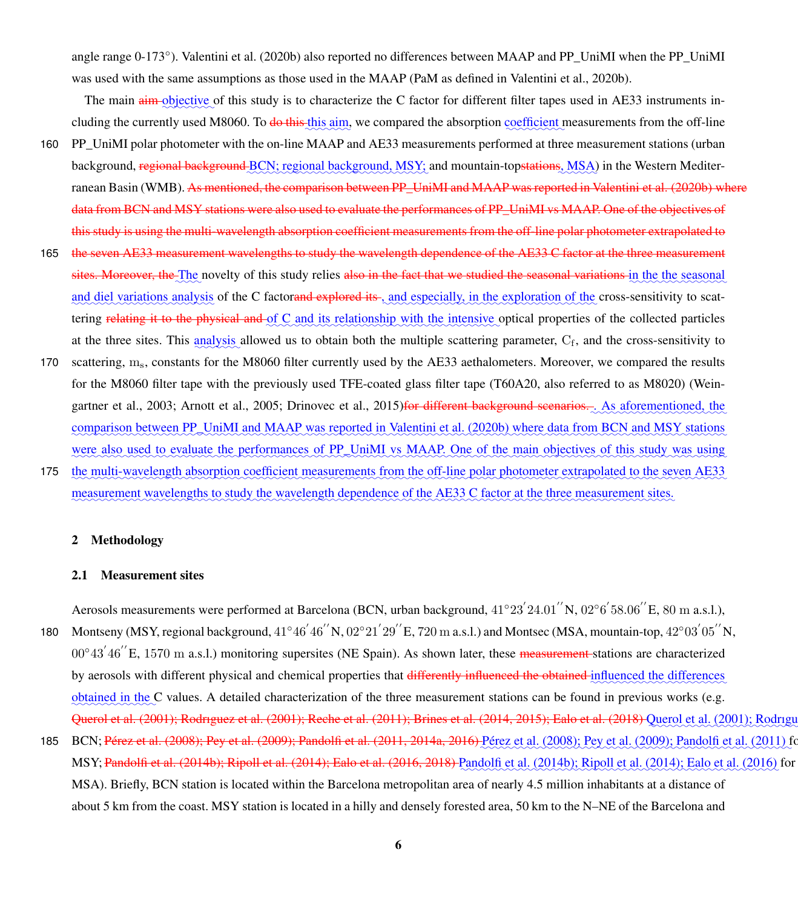angle range 0-173°). Valentini et al. (2020b) also reported no differences between MAAP and PP_UniMI when the PP_UniMI was used with the same assumptions as those used in the MAAP (PaM as defined in Valentini et al., 2020b).

The main aim objective of this study is to characterize the C factor for different filter tapes used in AE33 instruments including the currently used M8060. To do this this aim, we compared the absorption coefficient measurements from the off-line PP_UniMI polar photometer with the on-line MAAP and AE33 measurements performed at three measurement stations (urban background, regional background BCN; regional background, MSY; and mountain-topstations, MSA) in the Western Mediterranean Basin (WMB). As mentioned, the comparison between PP_UniMI and MAAP was reported in Valentini et al. (2020b) where data from BCN and MSY stations were also used to evaluate the performances of PP_UniMI vs MAAP. One of the objectives of this study is using the multi-wavelength absorption coefficient measurements from the off-line polar photometer extrapolated to the seven AE33 measurement wavelengths to study the wavelength dependence of the AE33 C factor at the three measurement sites. Moreover, the The novelty of this study relies also in the fact that we studied the seasonal variations in the the seasonal and diel variations analysis of the C factorand explored its , and especially, in the exploration of the cross-sensitivity to scattering relating it to the physical and of C and its relationship with the intensive optical properties of the collected particles at the three sites. This analysis allowed us to obtain both the multiple scattering parameter, $C_f$, and the cross-sensitivity to scattering, $m_s$, constants for the M8060 filter currently used by the AE33 aethalometers. Moreover, we compared the results for the M8060 filter tape with the previously used TFE-coated glass filter tape (T60A20, also referred to as M8020) (Weingartner et al., 2003; Arnott et al., 2005; Drinovec et al., 2015)for different background scenarios. . As aforementioned, the comparison between PP_UniMI and MAAP was reported in Valentini et al. (2020b) where data from BCN and MSY stations were also used to evaluate the performances of PP_UniMI vs MAAP. One of the main objectives of this study was using the multi-wavelength absorption coefficient measurements from the off-line polar photometer extrapolated to the seven AE33 measurement wavelengths to study the wavelength dependence of the AE33 C factor at the three measurement sites.

## 2 Methodology

### 2.1 Measurement sites

Aerosols measurements were performed at Barcelona (BCN, urban background, $41°23'24.01''$N, $02°6'58.06''$E, $80$ m a.s.l.), Montseny (MSY, regional background, $41°46'46''$N, $02°21'29''$E, $720$ m a.s.l.) and Montsec (MSA, mountain-top, $42°03'05''$N, $00°43'46''$E, $1570$ m a.s.l.) monitoring supersites (NE Spain). As shown later, these measurement stations are characterized by aerosols with different physical and chemical properties that differently influenced the obtained influenced the differences obtained in the C values. A detailed characterization of the three measurement stations can be found in previous works (e.g. Querol et al. (2001); Rodrıguez et al. (2001); Reche et al. (2011); Brines et al. (2014, 2015); Ealo et al. (2018) Querol et al. (2001); Rodrıgu BCN; Pérez et al. (2008); Pey et al. (2009); Pandolfi et al. (2011, 2014a, 2016) Pérez et al. (2008); Pey et al. (2009); Pandolfi et al. (2011) fo MSY; Pandolfi et al. (2014b); Ripoll et al. (2014); Ealo et al. (2016, 2018) Pandolfi et al. (2014b); Ripoll et al. (2014); Ealo et al. (2016) for MSA). Briefly, BCN station is located within the Barcelona metropolitan area of nearly 4.5 million inhabitants at a distance of about 5 km from the coast. MSY station is located in a hilly and densely forested area, 50 km to the N–NE of the Barcelona and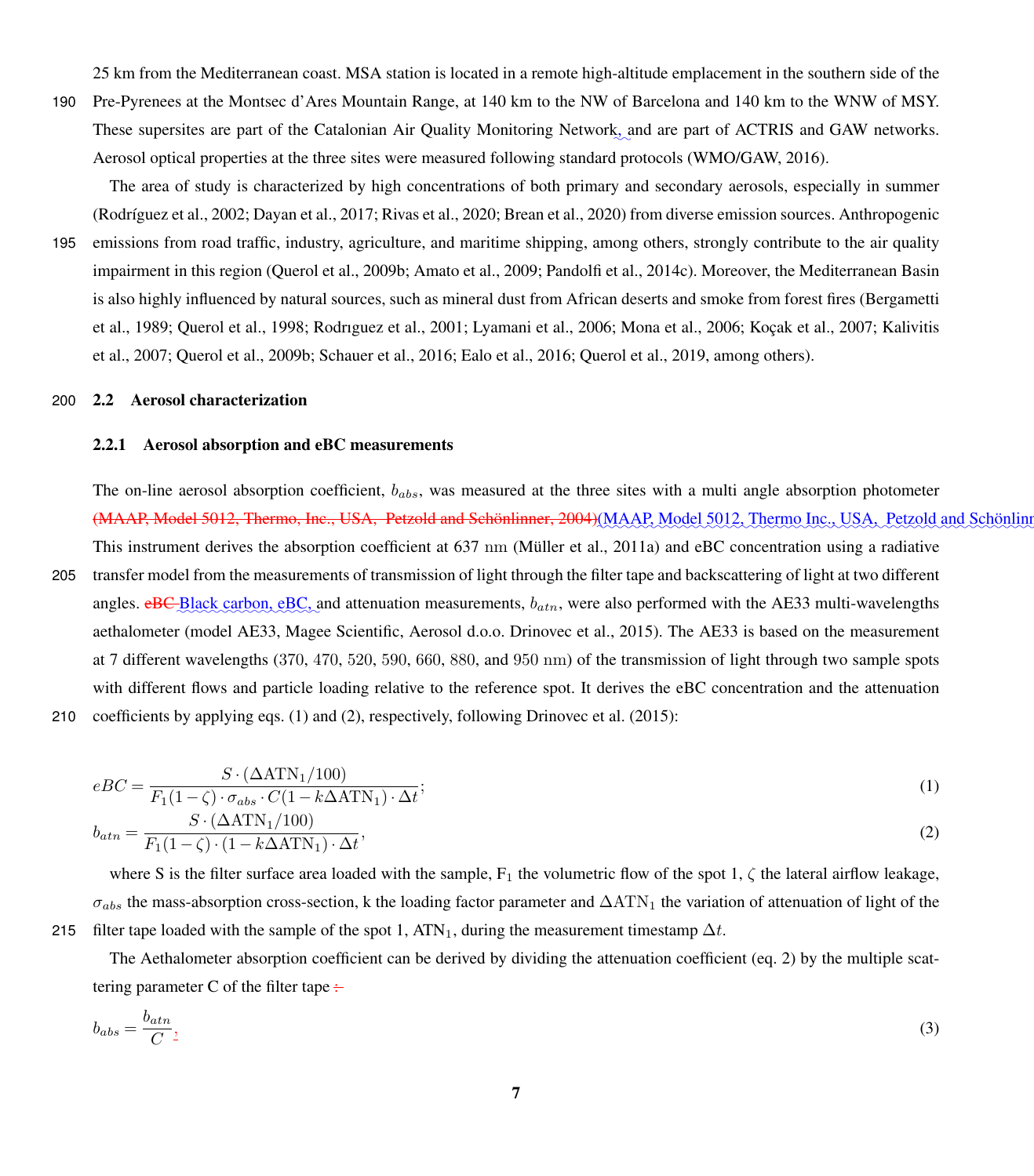25 km from the Mediterranean coast. MSA station is located in a remote high-altitude emplacement in the southern side of the Pre-Pyrenees at the Montsec d'Ares Mountain Range, at 140 km to the NW of Barcelona and 140 km to the WNW of MSY. These supersites are part of the Catalonian Air Quality Monitoring Network, and are part of ACTRIS and GAW networks. Aerosol optical properties at the three sites were measured following standard protocols (WMO/GAW, 2016).

The area of study is characterized by high concentrations of both primary and secondary aerosols, especially in summer (Rodríguez et al., 2002; Dayan et al., 2017; Rivas et al., 2020; Brean et al., 2020) from diverse emission sources. Anthropogenic emissions from road traffic, industry, agriculture, and maritime shipping, among others, strongly contribute to the air quality impairment in this region (Querol et al., 2009b; Amato et al., 2009; Pandolfi et al., 2014c). Moreover, the Mediterranean Basin is also highly influenced by natural sources, such as mineral dust from African deserts and smoke from forest fires (Bergametti et al., 1989; Querol et al., 1998; Rodrıguez et al., 2001; Lyamani et al., 2006; Mona et al., 2006; Koçak et al., 2007; Kalivitis et al., 2007; Querol et al., 2009b; Schauer et al., 2016; Ealo et al., 2016; Querol et al., 2019, among others).

## 2.2 Aerosol characterization

### 2.2.1 Aerosol absorption and eBC measurements

The on-line aerosol absorption coefficient, $b_{abs}$, was measured at the three sites with a multi angle absorption photometer ~~(MAAP, Model 5012, Thermo, Inc., USA, Petzold and Schönlinner, 2004)~~(MAAP, Model 5012, Thermo Inc., USA, Petzold and Schönlinn This instrument derives the absorption coefficient at 637 nm (Müller et al., 2011a) and eBC concentration using a radiative transfer model from the measurements of transmission of light through the filter tape and backscattering of light at two different angles. ~~eBC~~ Black carbon, eBC, and attenuation measurements, $b_{atn}$, were also performed with the AE33 multi-wavelengths aethalometer (model AE33, Magee Scientific, Aerosol d.o.o. Drinovec et al., 2015). The AE33 is based on the measurement at 7 different wavelengths (370, 470, 520, 590, 660, 880, and 950 nm) of the transmission of light through two sample spots with different flows and particle loading relative to the reference spot. It derives the eBC concentration and the attenuation coefficients by applying eqs. (1) and (2), respectively, following Drinovec et al. (2015):

$$eBC = \frac{S \cdot (\Delta \mathrm{ATN}_1/100)}{F_1(1-\zeta) \cdot \sigma_{abs} \cdot C(1-k\Delta \mathrm{ATN}_1) \cdot \Delta t}; \tag{1}$$

$$b_{atn} = \frac{S \cdot (\Delta \mathrm{ATN}_1/100)}{F_1(1-\zeta) \cdot (1-k\Delta \mathrm{ATN}_1) \cdot \Delta t}, \tag{2}$$

where S is the filter surface area loaded with the sample, $F_1$ the volumetric flow of the spot 1, $\zeta$ the lateral airflow leakage, $\sigma_{abs}$ the mass-absorption cross-section, k the loading factor parameter and $\Delta\mathrm{ATN}_1$ the variation of attenuation of light of the filter tape loaded with the sample of the spot 1, $\mathrm{ATN}_1$, during the measurement timestamp $\Delta t$.

The Aethalometer absorption coefficient can be derived by dividing the attenuation coefficient (eq. 2) by the multiple scattering parameter C of the filter tape ~~:~~

$$b_{abs} = \frac{b_{atn}}{C}, \tag{3}$$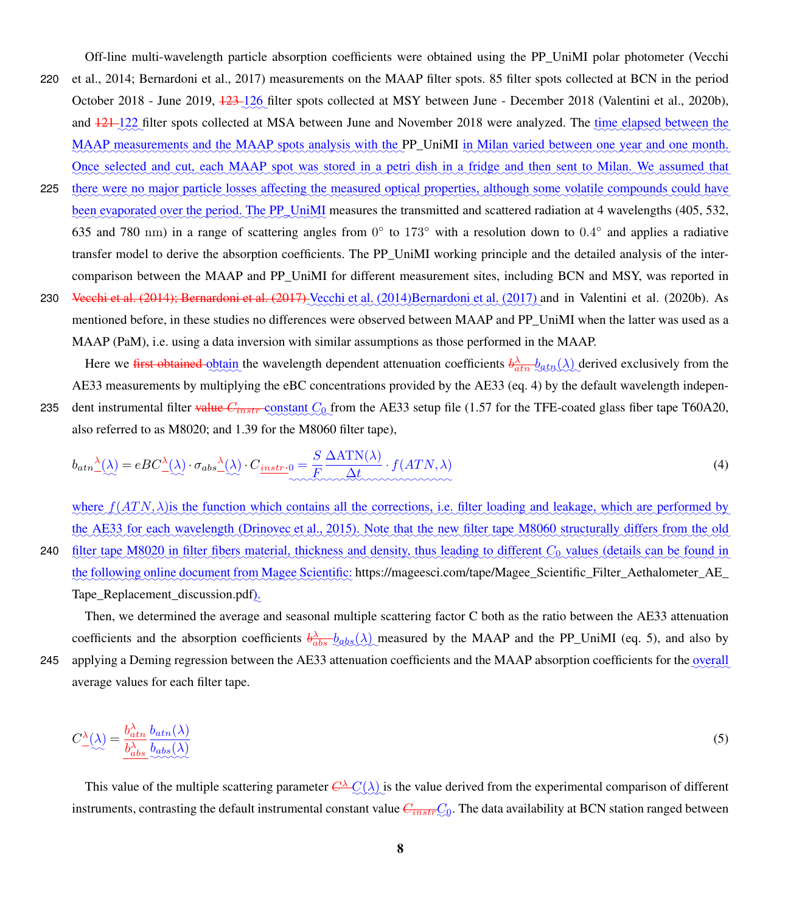Off-line multi-wavelength particle absorption coefficients were obtained using the PP_UniMI polar photometer (Vecchi et al., 2014; Bernardoni et al., 2017) measurements on the MAAP filter spots. 85 filter spots collected at BCN in the period October 2018 - June 2019, 126 filter spots collected at MSY between June - December 2018 (Valentini et al., 2020b), and 122 filter spots collected at MSA between June and November 2018 were analyzed. The time elapsed between the MAAP measurements and the MAAP spots analysis with the PP_UniMI in Milan varied between one year and one month. Once selected and cut, each MAAP spot was stored in a petri dish in a fridge and then sent to Milan. We assumed that there were no major particle losses affecting the measured optical properties, although some volatile compounds could have been evaporated over the period. The PP_UniMI measures the transmitted and scattered radiation at 4 wavelengths (405, 532, 635 and 780 nm) in a range of scattering angles from 0° to 173° with a resolution down to 0.4° and applies a radiative transfer model to derive the absorption coefficients. The PP_UniMI working principle and the detailed analysis of the inter-comparison between the MAAP and PP_UniMI for different measurement sites, including BCN and MSY, was reported in Vecchi et al. (2014)Bernardoni et al. (2017) and in Valentini et al. (2020b). As mentioned before, in these studies no differences were observed between MAAP and PP_UniMI when the latter was used as a MAAP (PaM), i.e. using a data inversion with similar assumptions as those performed in the MAAP.

Here we obtain the wavelength dependent attenuation coefficients $b_{atn}(\lambda)$ derived exclusively from the AE33 measurements by multiplying the eBC concentrations provided by the AE33 (eq. 4) by the default wavelength independent instrumental filter constant $C_0$ from the AE33 setup file (1.57 for the TFE-coated glass fiber tape T60A20, also referred to as M8020; and 1.39 for the M8060 filter tape),

$$b_{atn}(\lambda) = eBC(\lambda) \cdot \sigma_{abs}(\lambda) \cdot C_0 = \frac{S}{F}\frac{\Delta \mathrm{ATN}(\lambda)}{\Delta t} \cdot f(ATN, \lambda) \tag{4}$$

where $f(ATN,\lambda)$ is the function which contains all the corrections, i.e. filter loading and leakage, which are performed by the AE33 for each wavelength (Drinovec et al., 2015). Note that the new filter tape M8060 structurally differs from the old filter tape M8020 in filter fibers material, thickness and density, thus leading to different $C_0$ values (details can be found in the following online document from Magee Scientific: https://mageesci.com/tape/Magee_Scientific_Filter_Aethalometer_AE_Tape_Replacement_discussion.pdf).

Then, we determined the average and seasonal multiple scattering factor C both as the ratio between the AE33 attenuation coefficients and the absorption coefficients $b_{abs}(\lambda)$ measured by the MAAP and the PP_UniMI (eq. 5), and also by applying a Deming regression between the AE33 attenuation coefficients and the MAAP absorption coefficients for the overall average values for each filter tape.

$$C(\lambda) = \frac{b_{atn}(\lambda)}{b_{abs}(\lambda)} \tag{5}$$

This value of the multiple scattering parameter $C(\lambda)$ is the value derived from the experimental comparison of different instruments, contrasting the default instrumental constant value $C_0$. The data availability at BCN station ranged between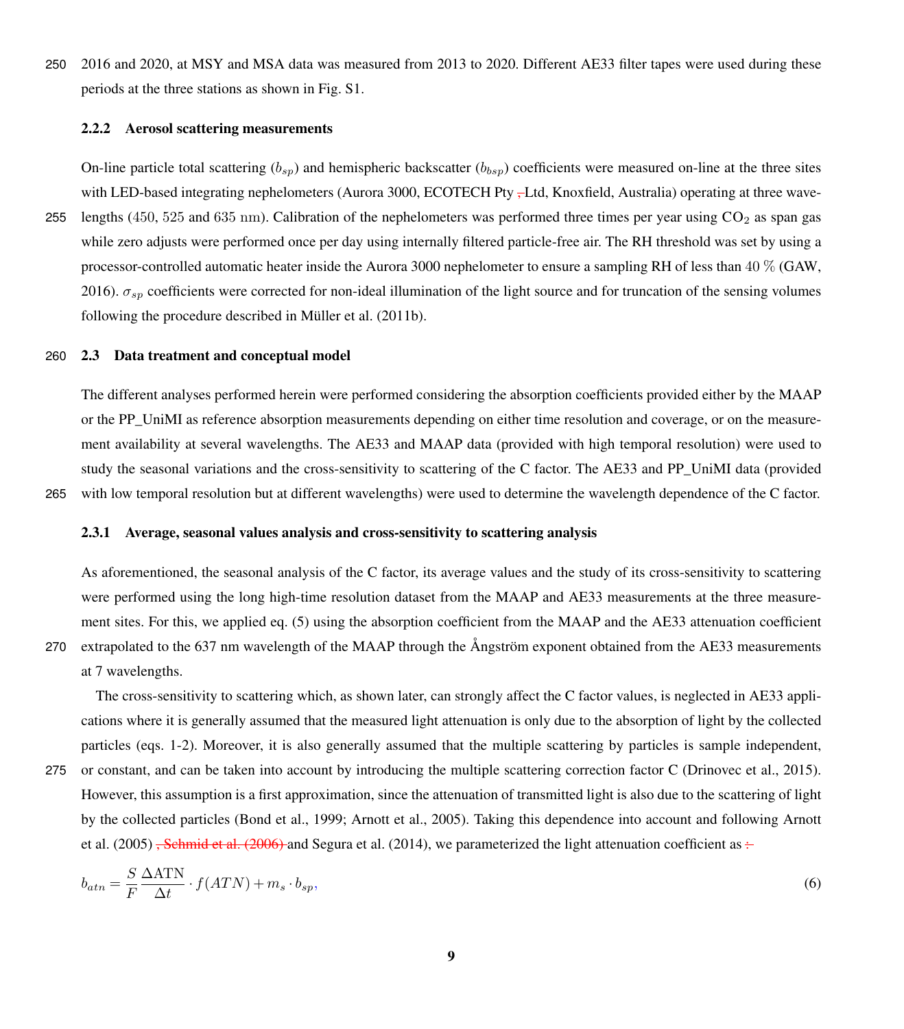2016 and 2020, at MSY and MSA data was measured from 2013 to 2020. Different AE33 filter tapes were used during these periods at the three stations as shown in Fig. S1.

#### 2.2.2 Aerosol scattering measurements

On-line particle total scattering ($b_{sp}$) and hemispheric backscatter ($b_{bsp}$) coefficients were measured on-line at the three sites with LED-based integrating nephelometers (Aurora 3000, ECOTECH Pty , Ltd, Knoxfield, Australia) operating at three wavelengths (450, 525 and 635 nm). Calibration of the nephelometers was performed three times per year using $CO_2$ as span gas while zero adjusts were performed once per day using internally filtered particle-free air. The RH threshold was set by using a processor-controlled automatic heater inside the Aurora 3000 nephelometer to ensure a sampling RH of less than 40 % (GAW, 2016). $\sigma_{sp}$ coefficients were corrected for non-ideal illumination of the light source and for truncation of the sensing volumes following the procedure described in Müller et al. (2011b).

### 2.3 Data treatment and conceptual model

The different analyses performed herein were performed considering the absorption coefficients provided either by the MAAP or the PP_UniMI as reference absorption measurements depending on either time resolution and coverage, or on the measurement availability at several wavelengths. The AE33 and MAAP data (provided with high temporal resolution) were used to study the seasonal variations and the cross-sensitivity to scattering of the C factor. The AE33 and PP_UniMI data (provided with low temporal resolution but at different wavelengths) were used to determine the wavelength dependence of the C factor.

#### 2.3.1 Average, seasonal values analysis and cross-sensitivity to scattering analysis

As aforementioned, the seasonal analysis of the C factor, its average values and the study of its cross-sensitivity to scattering were performed using the long high-time resolution dataset from the MAAP and AE33 measurements at the three measurement sites. For this, we applied eq. (5) using the absorption coefficient from the MAAP and the AE33 attenuation coefficient extrapolated to the 637 nm wavelength of the MAAP through the Ångström exponent obtained from the AE33 measurements at 7 wavelengths.

The cross-sensitivity to scattering which, as shown later, can strongly affect the C factor values, is neglected in AE33 applications where it is generally assumed that the measured light attenuation is only due to the absorption of light by the collected particles (eqs. 1-2). Moreover, it is also generally assumed that the multiple scattering by particles is sample independent, or constant, and can be taken into account by introducing the multiple scattering correction factor C (Drinovec et al., 2015). However, this assumption is a first approximation, since the attenuation of transmitted light is also due to the scattering of light by the collected particles (Bond et al., 1999; Arnott et al., 2005). Taking this dependence into account and following Arnott et al. (2005) , Schmid et al. (2006) and Segura et al. (2014), we parameterized the light attenuation coefficient as :

$$b_{atn} = \frac{S}{F}\frac{\Delta \text{ATN}}{\Delta t} \cdot f(ATN) + m_s \cdot b_{sp}, \tag{6}$$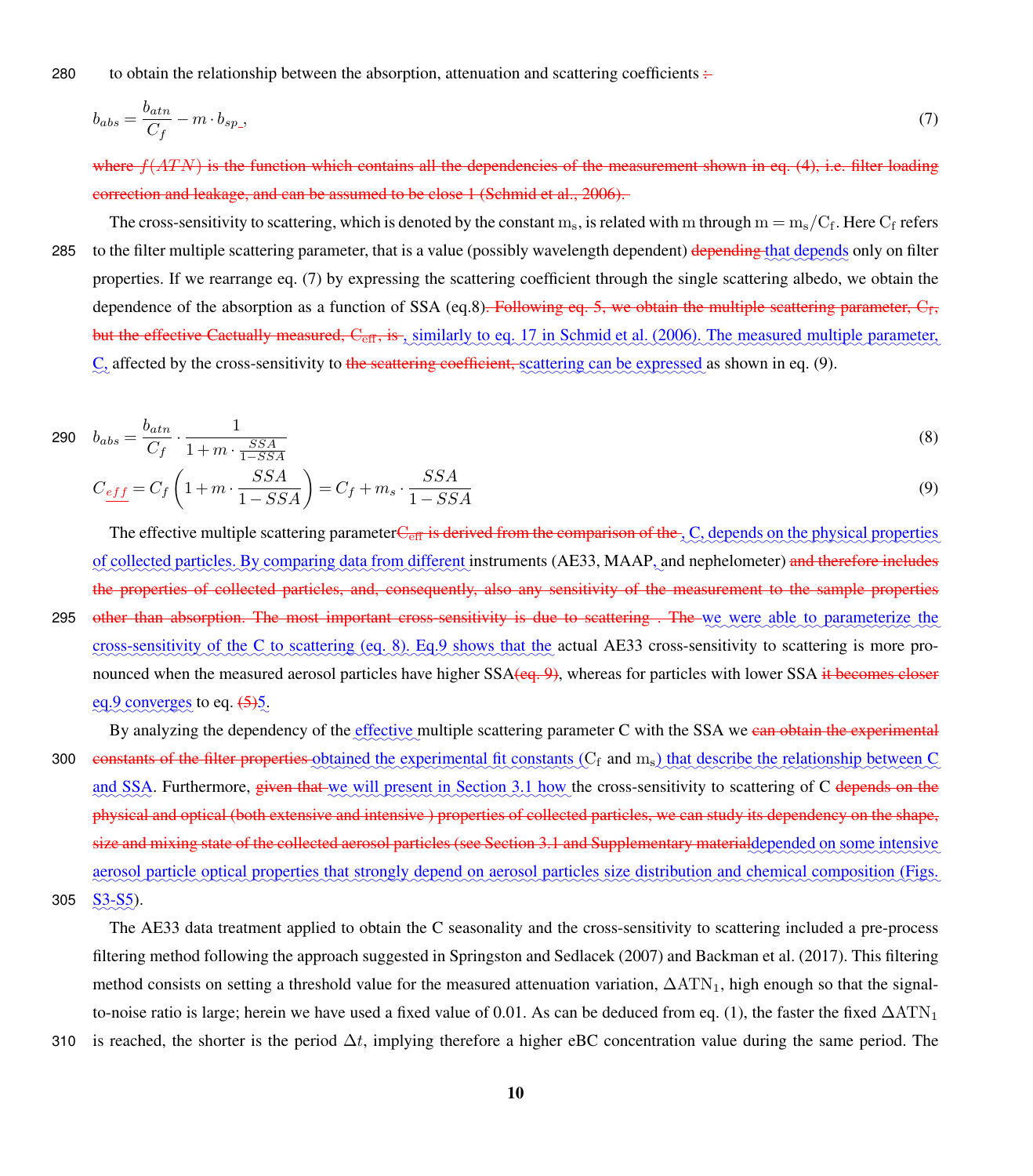to obtain the relationship between the absorption, attenuation and scattering coefficients ~~:~~

$$b_{abs} = \frac{b_{atn}}{C_f} - m \cdot b_{sp}, \tag{7}$$

~~where $f(ATN)$ is the function which contains all the dependencies of the measurement shown in eq. (4), i.e. filter loading correction and leakage, and can be assumed to be close 1 (Schmid et al., 2006).~~

The cross-sensitivity to scattering, which is denoted by the constant $m_s$, is related with $m$ through $m = m_s/C_f$. Here $C_f$ refers to the filter multiple scattering parameter, that is a value (possibly wavelength dependent) ~~depending~~ that depends only on filter properties. If we rearrange eq. (7) by expressing the scattering coefficient through the single scattering albedo, we obtain the dependence of the absorption as a function of SSA (eq.8)~~. Following eq. 5, we obtain the multiple scattering parameter, $C_f$, but the effective Cactually measured, $C_{eff}$, is~~ , similarly to eq. 17 in Schmid et al. (2006). The measured multiple parameter, C, affected by the cross-sensitivity to ~~the scattering coefficient,~~ scattering can be expressed as shown in eq. (9).

$$b_{abs} = \frac{b_{atn}}{C_f} \cdot \frac{1}{1 + m \cdot \frac{SSA}{1-SSA}} \tag{8}$$

$$C_{eff} = C_f \left(1 + m \cdot \frac{SSA}{1-SSA}\right) = C_f + m_s \cdot \frac{SSA}{1-SSA} \tag{9}$$

The effective multiple scattering parameter~~$C_{eff}$ is derived from the comparison of the~~ , C, depends on the physical properties of collected particles. By comparing data from different instruments (AE33, MAAP, and nephelometer) ~~and therefore includes the properties of collected particles, and, consequently, also any sensitivity of the measurement to the sample properties other than absorption. The most important cross-sensitivity is due to scattering . The~~ we were able to parameterize the cross-sensitivity of the C to scattering (eq. 8). Eq.9 shows that the actual AE33 cross-sensitivity to scattering is more pronounced when the measured aerosol particles have higher SSA~~(eq. 9)~~, whereas for particles with lower SSA ~~it becomes closer~~ eq.9 converges to eq. ~~(5)~~5.

By analyzing the dependency of the effective multiple scattering parameter C with the SSA we ~~can obtain the experimental constants of the filter properties~~ obtained the experimental fit constants ($C_f$ and $m_s$) that describe the relationship between C and SSA. Furthermore, ~~given that~~ we will present in Section 3.1 how the cross-sensitivity to scattering of C ~~depends on the physical and optical (both extensive and intensive ) properties of collected particles, we can study its dependency on the shape, size and mixing state of the collected aerosol particles (see Section 3.1 and Supplementary material~~depended on some intensive aerosol particle optical properties that strongly depend on aerosol particles size distribution and chemical composition (Figs. S3-S5).

The AE33 data treatment applied to obtain the C seasonality and the cross-sensitivity to scattering included a pre-process filtering method following the approach suggested in Springston and Sedlacek (2007) and Backman et al. (2017). This filtering method consists on setting a threshold value for the measured attenuation variation, $\Delta ATN_1$, high enough so that the signal-to-noise ratio is large; herein we have used a fixed value of 0.01. As can be deduced from eq. (1), the faster the fixed $\Delta ATN_1$ is reached, the shorter is the period $\Delta t$, implying therefore a higher eBC concentration value during the same period. The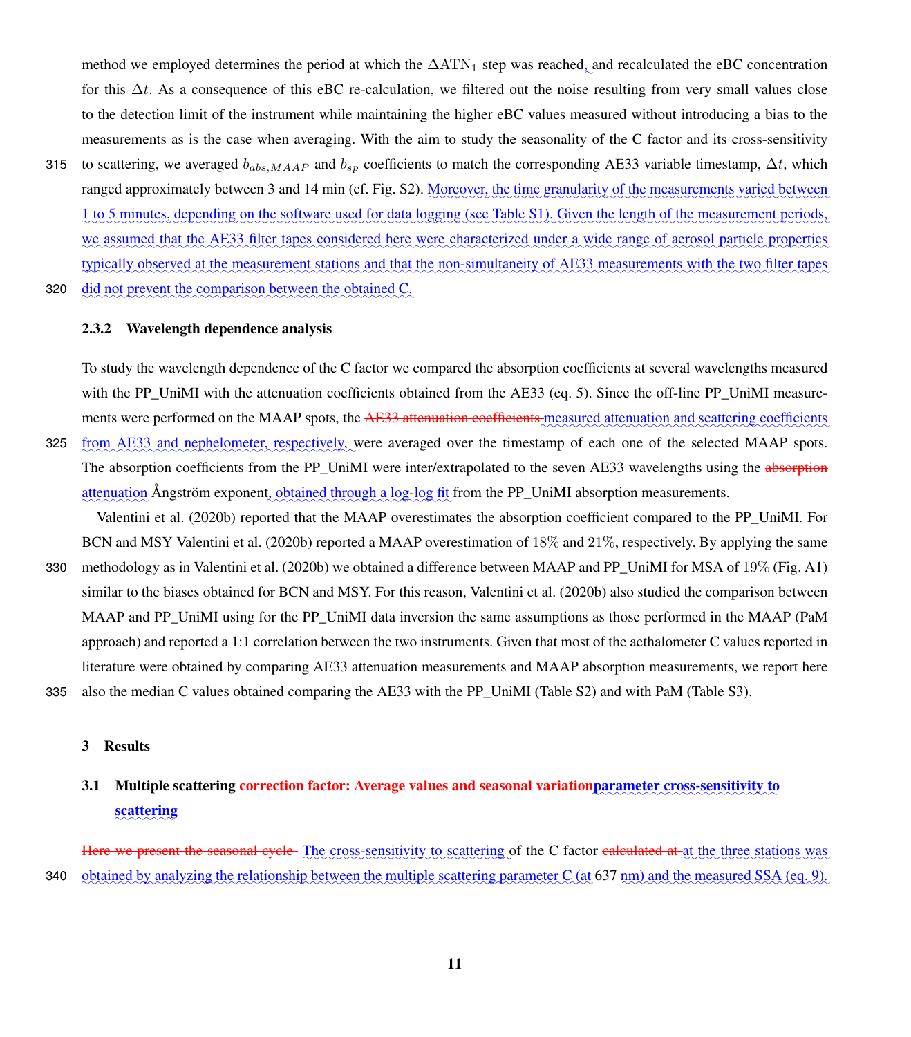method we employed determines the period at which the $\Delta\mathrm{ATN}_1$ step was reached, and recalculated the eBC concentration for this $\Delta t$. As a consequence of this eBC re-calculation, we filtered out the noise resulting from very small values close to the detection limit of the instrument while maintaining the higher eBC values measured without introducing a bias to the measurements as is the case when averaging. With the aim to study the seasonality of the C factor and its cross-sensitivity to scattering, we averaged $b_{abs,MAAP}$ and $b_{sp}$ coefficients to match the corresponding AE33 variable timestamp, $\Delta t$, which ranged approximately between 3 and 14 min (cf. Fig. S2). Moreover, the time granularity of the measurements varied between 1 to 5 minutes, depending on the software used for data logging (see Table S1). Given the length of the measurement periods, we assumed that the AE33 filter tapes considered here were characterized under a wide range of aerosol particle properties typically observed at the measurement stations and that the non-simultaneity of AE33 measurements with the two filter tapes did not prevent the comparison between the obtained C.

#### 2.3.2 Wavelength dependence analysis

To study the wavelength dependence of the C factor we compared the absorption coefficients at several wavelengths measured with the PP_UniMI with the attenuation coefficients obtained from the AE33 (eq. 5). Since the off-line PP_UniMI measurements were performed on the MAAP spots, the ~~AE33 attenuation coefficients~~ measured attenuation and scattering coefficients from AE33 and nephelometer, respectively, were averaged over the timestamp of each one of the selected MAAP spots. The absorption coefficients from the PP_UniMI were inter/extrapolated to the seven AE33 wavelengths using the ~~absorption~~ attenuation Ångström exponent, obtained through a log-log fit from the PP_UniMI absorption measurements.

Valentini et al. (2020b) reported that the MAAP overestimates the absorption coefficient compared to the PP_UniMI. For BCN and MSY Valentini et al. (2020b) reported a MAAP overestimation of $18\%$ and $21\%$, respectively. By applying the same methodology as in Valentini et al. (2020b) we obtained a difference between MAAP and PP_UniMI for MSA of $19\%$ (Fig. A1) similar to the biases obtained for BCN and MSY. For this reason, Valentini et al. (2020b) also studied the comparison between MAAP and PP_UniMI using for the PP_UniMI data inversion the same assumptions as those performed in the MAAP (PaM approach) and reported a 1:1 correlation between the two instruments. Given that most of the aethalometer C values reported in literature were obtained by comparing AE33 attenuation measurements and MAAP absorption measurements, we report here also the median C values obtained comparing the AE33 with the PP_UniMI (Table S2) and with PaM (Table S3).

## 3 Results

### 3.1 Multiple scattering ~~correction factor: Average values and seasonal variation~~ parameter cross-sensitivity to scattering

~~Here we present the seasonal cycle~~ The cross-sensitivity to scattering of the C factor ~~calculated at~~ at the three stations was obtained by analyzing the relationship between the multiple scattering parameter C (at 637 nm) and the measured SSA (eq. 9).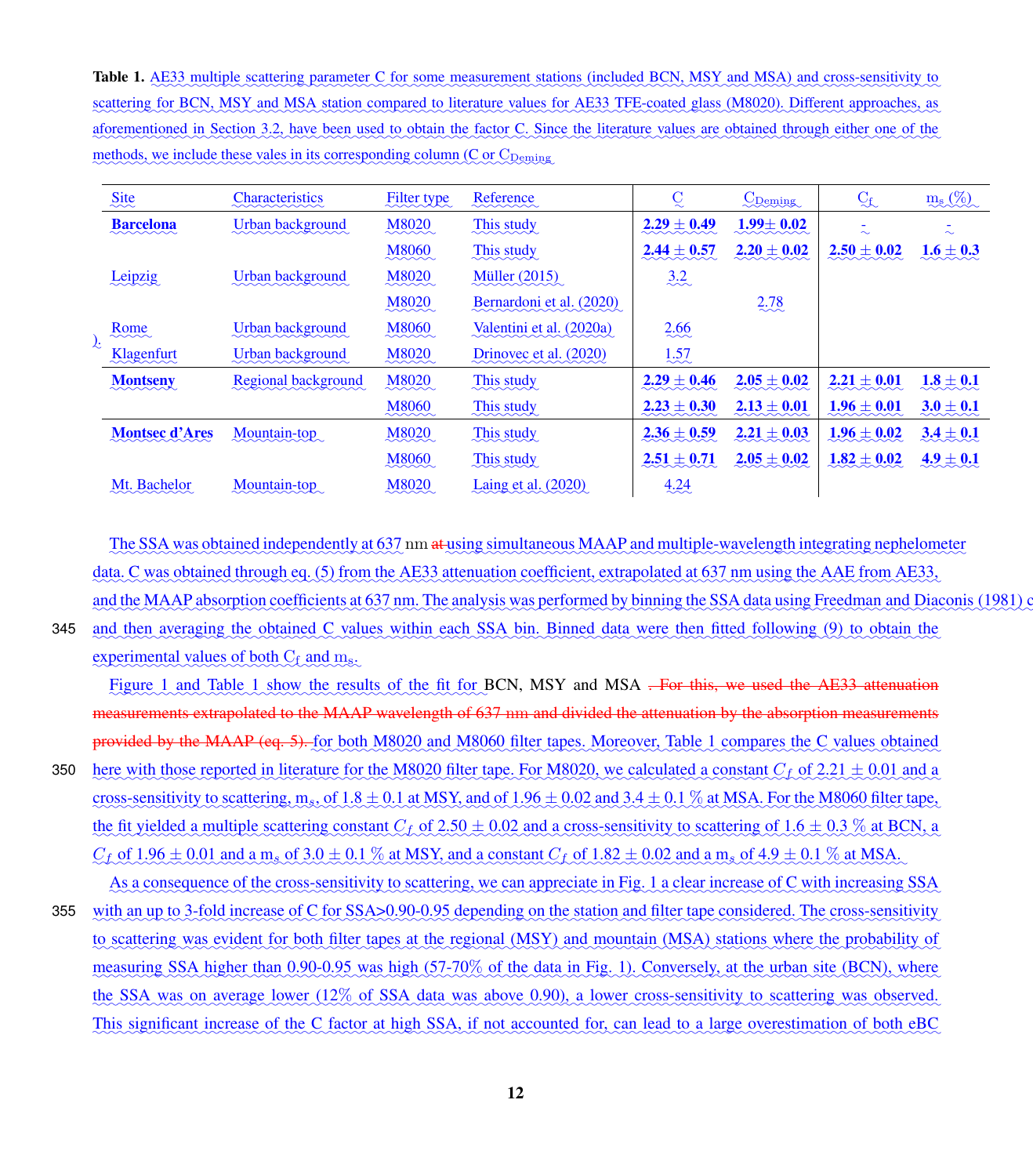**Table 1.** AE33 multiple scattering parameter C for some measurement stations (included BCN, MSY and MSA) and cross-sensitivity to scattering for BCN, MSY and MSA station compared to literature values for AE33 TFE-coated glass (M8020). Different approaches, as aforementioned in Section 3.2, have been used to obtain the factor C. Since the literature values are obtained through either one of the methods, we include these vales in its corresponding column (C or $C_{Deming}$

| Site | Characteristics | Filter type | Reference | C | $C_{Deming}$ | $C_f$ | $m_s$ (%) |
|---|---|---|---|---|---|---|---|
| **Barcelona** | Urban background | M8020 | This study | **2.29 ± 0.49** | **1.99± 0.02** | - | - |
| | | M8060 | This study | **2.44 ± 0.57** | **2.20 ± 0.02** | **2.50 ± 0.02** | **1.6 ± 0.3** |
| Leipzig | Urban background | M8020 | Müller (2015) | 3.2 | | | |
| | | M8020 | Bernardoni et al. (2020) | | 2.78 | | |
| Rome | Urban background | M8060 | Valentini et al. (2020a) | 2.66 | | | |
| Klagenfurt | Urban background | M8020 | Drinovec et al. (2020) | 1.57 | | | |
| **Montseny** | Regional background | M8020 | This study | **2.29 ± 0.46** | **2.05 ± 0.02** | **2.21 ± 0.01** | **1.8 ± 0.1** |
| | | M8060 | This study | **2.23 ± 0.30** | **2.13 ± 0.01** | **1.96 ± 0.01** | **3.0 ± 0.1** |
| **Montsec d'Ares** | Mountain-top | M8020 | This study | **2.36 ± 0.59** | **2.21 ± 0.03** | **1.96 ± 0.02** | **3.4 ± 0.1** |
| | | M8060 | This study | **2.51 ± 0.71** | **2.05 ± 0.02** | **1.82 ± 0.02** | **4.9 ± 0.1** |
| Mt. Bachelor | Mountain-top | M8020 | Laing et al. (2020) | 4.24 | | | |

The SSA was obtained independently at 637 nm ~~at~~ using simultaneous MAAP and multiple-wavelength integrating nephelometer data. C was obtained through eq. (5) from the AE33 attenuation coefficient, extrapolated at 637 nm using the AAE from AE33, and the MAAP absorption coefficients at 637 nm. The analysis was performed by binning the SSA data using Freedman and Diaconis (1981) c and then averaging the obtained C values within each SSA bin. Binned data were then fitted following (9) to obtain the experimental values of both $C_f$ and $m_s$.

Figure 1 and Table 1 show the results of the fit for BCN, MSY and MSA ~~. For this, we used the AE33 attenuation measurements extrapolated to the MAAP wavelength of 637 nm and divided the attenuation by the absorption measurements provided by the MAAP (eq. 5).~~ for both M8020 and M8060 filter tapes. Moreover, Table 1 compares the C values obtained here with those reported in literature for the M8020 filter tape. For M8020, we calculated a constant $C_f$ of 2.21 ± 0.01 and a cross-sensitivity to scattering, $m_s$, of 1.8 ± 0.1 at MSY, and of 1.96 ± 0.02 and 3.4 ± 0.1 % at MSA. For the M8060 filter tape, the fit yielded a multiple scattering constant $C_f$ of 2.50 ± 0.02 and a cross-sensitivity to scattering of 1.6 ± 0.3 % at BCN, a $C_f$ of 1.96 ± 0.01 and a $m_s$ of 3.0 ± 0.1 % at MSY, and a constant $C_f$ of 1.82 ± 0.02 and a $m_s$ of 4.9 ± 0.1 % at MSA.

As a consequence of the cross-sensitivity to scattering, we can appreciate in Fig. 1 a clear increase of C with increasing SSA with an up to 3-fold increase of C for SSA>0.90-0.95 depending on the station and filter tape considered. The cross-sensitivity to scattering was evident for both filter tapes at the regional (MSY) and mountain (MSA) stations where the probability of measuring SSA higher than 0.90-0.95 was high (57-70% of the data in Fig. 1). Conversely, at the urban site (BCN), where the SSA was on average lower (12% of SSA data was above 0.90), a lower cross-sensitivity to scattering was observed. This significant increase of the C factor at high SSA, if not accounted for, can lead to a large overestimation of both eBC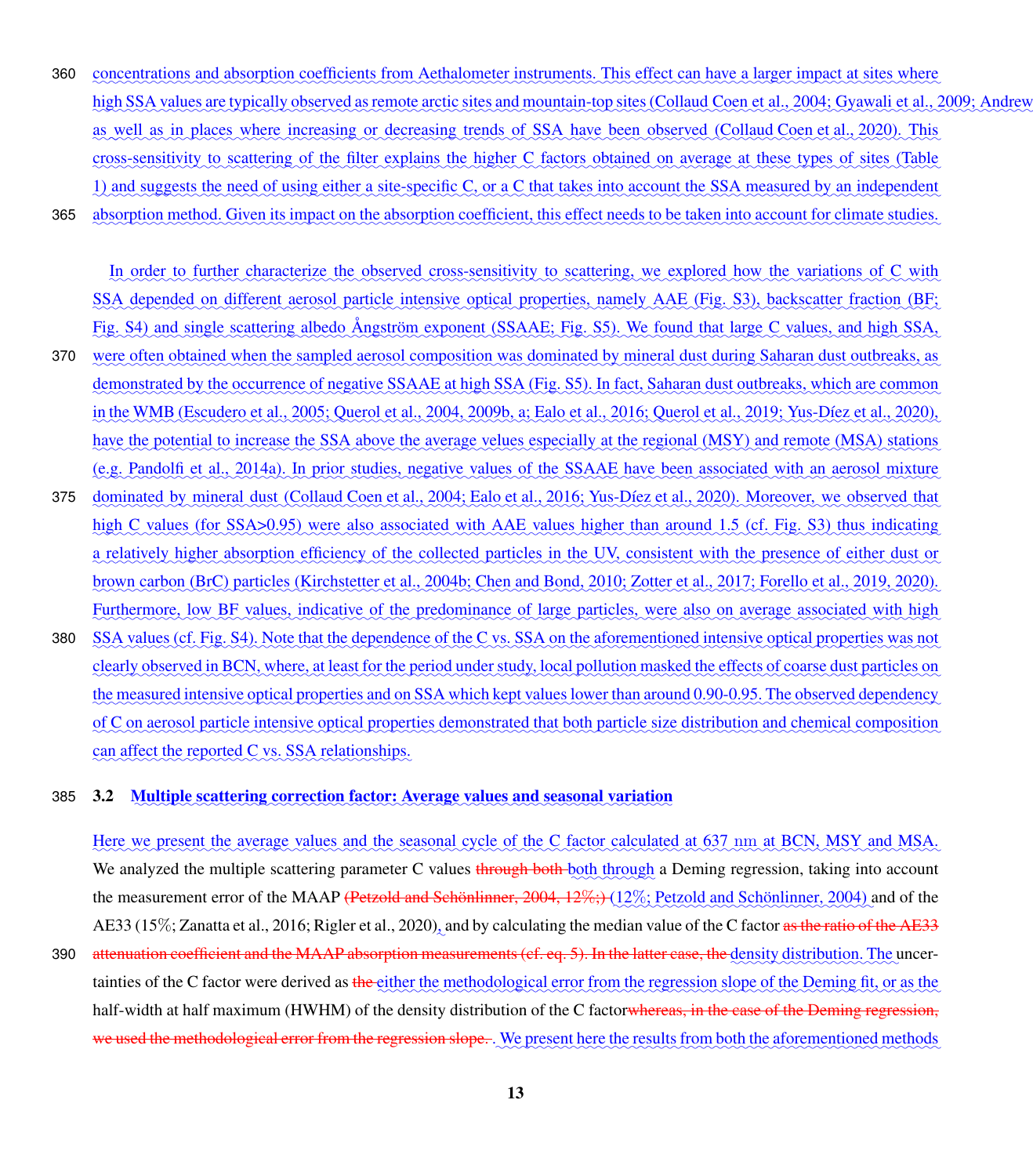concentrations and absorption coefficients from Aethalometer instruments. This effect can have a larger impact at sites where high SSA values are typically observed as remote arctic sites and mountain-top sites (Collaud Coen et al., 2004; Gyawali et al., 2009; Andrew as well as in places where increasing or decreasing trends of SSA have been observed (Collaud Coen et al., 2020). This cross-sensitivity to scattering of the filter explains the higher C factors obtained on average at these types of sites (Table 1) and suggests the need of using either a site-specific C, or a C that takes into account the SSA measured by an independent absorption method. Given its impact on the absorption coefficient, this effect needs to be taken into account for climate studies.

In order to further characterize the observed cross-sensitivity to scattering, we explored how the variations of C with SSA depended on different aerosol particle intensive optical properties, namely AAE (Fig. S3), backscatter fraction (BF; Fig. S4) and single scattering albedo Ångström exponent (SSAAE; Fig. S5). We found that large C values, and high SSA, were often obtained when the sampled aerosol composition was dominated by mineral dust during Saharan dust outbreaks, as demonstrated by the occurrence of negative SSAAE at high SSA (Fig. S5). In fact, Saharan dust outbreaks, which are common in the WMB (Escudero et al., 2005; Querol et al., 2004, 2009b, a; Ealo et al., 2016; Querol et al., 2019; Yus-Díez et al., 2020), have the potential to increase the SSA above the average velues especially at the regional (MSY) and remote (MSA) stations (e.g. Pandolfi et al., 2014a). In prior studies, negative values of the SSAAE have been associated with an aerosol mixture dominated by mineral dust (Collaud Coen et al., 2004; Ealo et al., 2016; Yus-Díez et al., 2020). Moreover, we observed that high C values (for SSA>0.95) were also associated with AAE values higher than around 1.5 (cf. Fig. S3) thus indicating a relatively higher absorption efficiency of the collected particles in the UV, consistent with the presence of either dust or brown carbon (BrC) particles (Kirchstetter et al., 2004b; Chen and Bond, 2010; Zotter et al., 2017; Forello et al., 2019, 2020). Furthermore, low BF values, indicative of the predominance of large particles, were also on average associated with high SSA values (cf. Fig. S4). Note that the dependence of the C vs. SSA on the aforementioned intensive optical properties was not clearly observed in BCN, where, at least for the period under study, local pollution masked the effects of coarse dust particles on the measured intensive optical properties and on SSA which kept values lower than around 0.90-0.95. The observed dependency of C on aerosol particle intensive optical properties demonstrated that both particle size distribution and chemical composition can affect the reported C vs. SSA relationships.

## 3.2 Multiple scattering correction factor: Average values and seasonal variation

Here we present the average values and the seasonal cycle of the C factor calculated at 637 nm at BCN, MSY and MSA. We analyzed the multiple scattering parameter C values ~~through both~~ both through a Deming regression, taking into account the measurement error of the MAAP ~~(Petzold and Schönlinner, 2004, 12%;)~~ (12%; Petzold and Schönlinner, 2004) and of the AE33 (15%; Zanatta et al., 2016; Rigler et al., 2020), and by calculating the median value of the C factor ~~as the ratio of the AE33 attenuation coefficient and the MAAP absorption measurements (cf. eq. 5). In the latter case, the~~ density distribution. The uncertainties of the C factor were derived as ~~the~~ either the methodological error from the regression slope of the Deming fit, or as the half-width at half maximum (HWHM) of the density distribution of the C factor~~whereas, in the case of the Deming regression, we used the methodological error from the regression slope.~~. We present here the results from both the aforementioned methods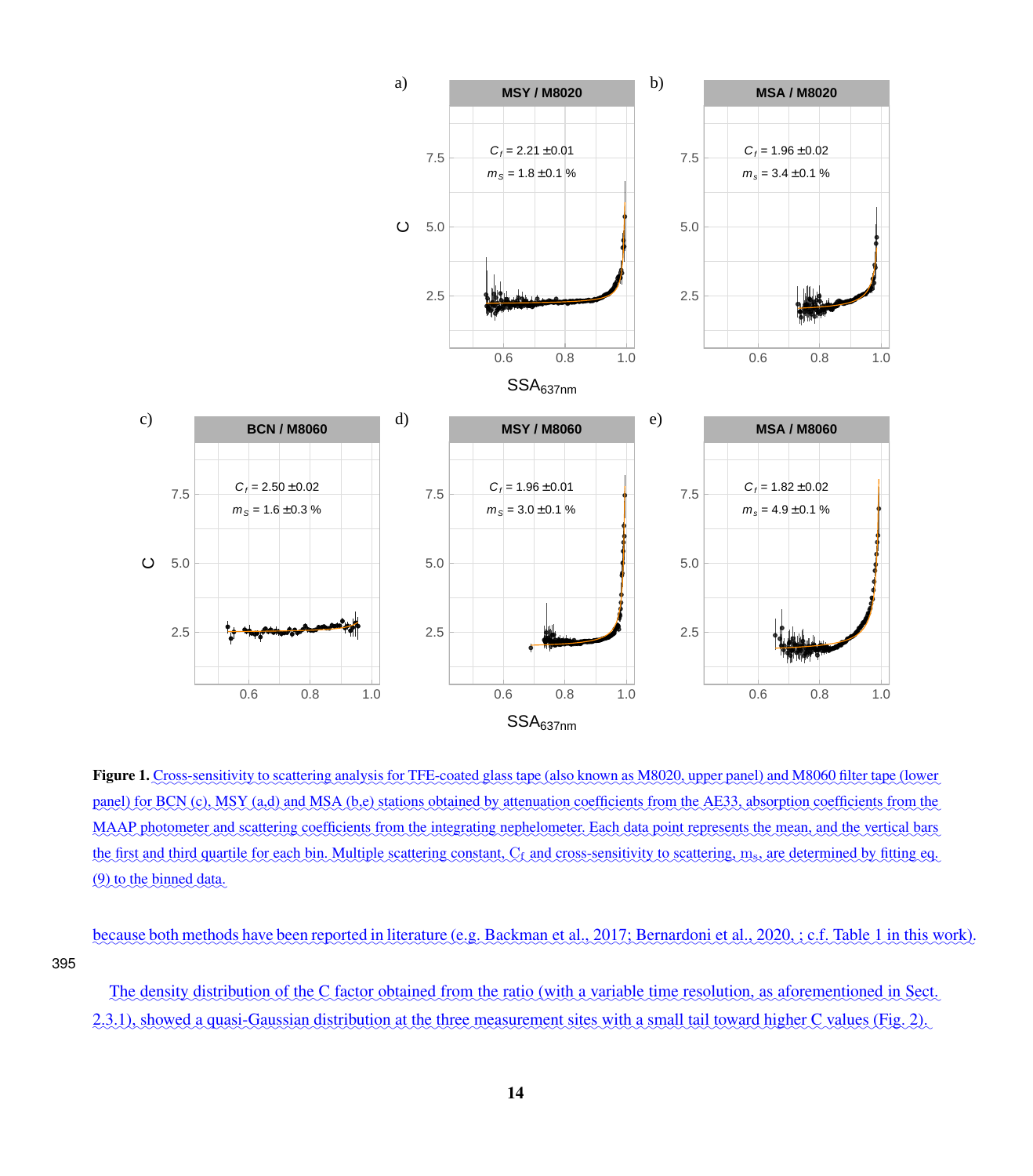**Figure 1.** Cross-sensitivity to scattering analysis for TFE-coated glass tape (also known as M8020, upper panel) and M8060 filter tape (lower panel) for BCN (c), MSY (a,d) and MSA (b,e) stations obtained by attenuation coefficients from the AE33, absorption coefficients from the MAAP photometer and scattering coefficients from the integrating nephelometer. Each data point represents the mean, and the vertical bars the first and third quartile for each bin. Multiple scattering constant, $C_f$ and cross-sensitivity to scattering, $m_s$, are determined by fitting eq. (9) to the binned data.

because both methods have been reported in literature (e.g. Backman et al., 2017; Bernardoni et al., 2020, ; c.f. Table 1 in this work).

The density distribution of the C factor obtained from the ratio (with a variable time resolution, as aforementioned in Sect. 2.3.1), showed a quasi-Gaussian distribution at the three measurement sites with a small tail toward higher C values (Fig. 2).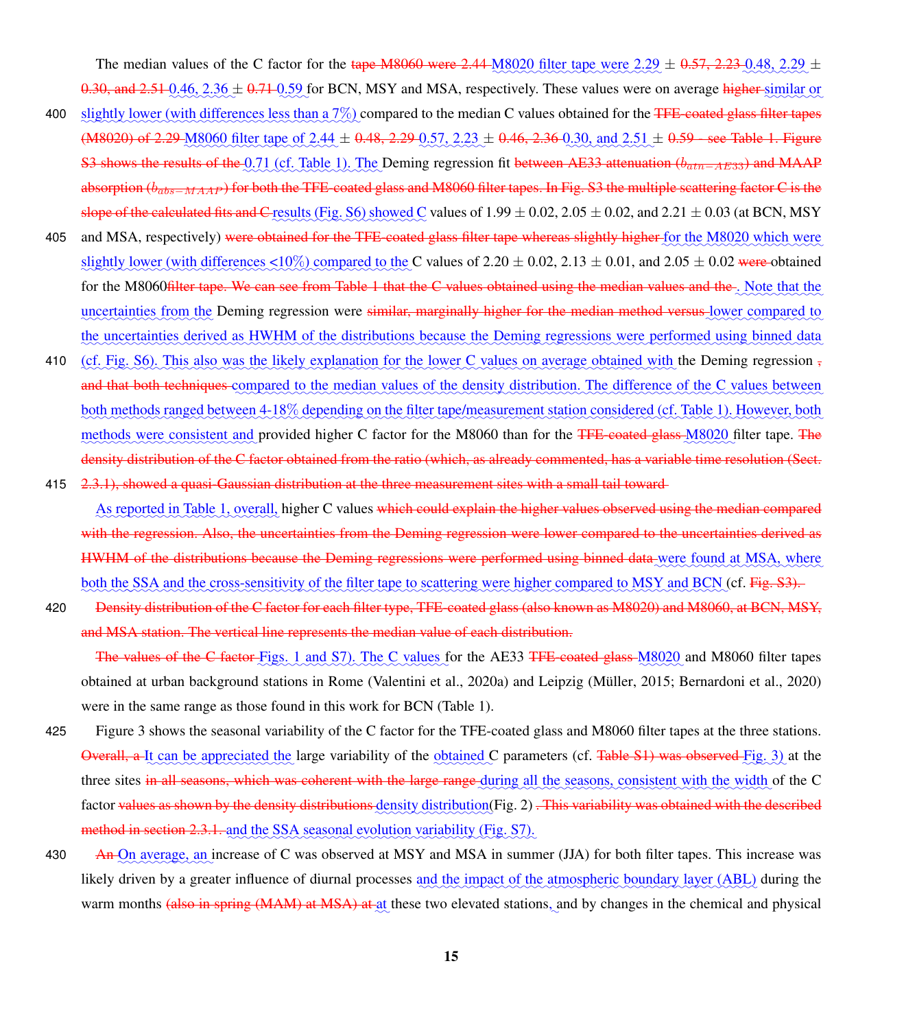The median values of the C factor for the ~~tape M8060 were 2.44~~ M8020 filter tape were 2.29 ± ~~0.57, 2.23~~ 0.48, 2.29 ± ~~0.30, and 2.51~~ 0.46, 2.36 ± ~~0.71~~ 0.59 for BCN, MSY and MSA, respectively. These values were on average ~~higher~~ similar or slightly lower (with differences less than a 7%) compared to the median C values obtained for the ~~TFE-coated glass filter tapes (M8020) of 2.29~~ M8060 filter tape of 2.44 ± ~~0.48, 2.29~~ 0.57, 2.23 ± ~~0.46, 2.36~~ 0.30, and 2.51 ± ~~0.59 - see Table 1. Figure S3 shows the results of the~~ 0.71 (cf. Table 1). The Deming regression fit ~~between AE33 attenuation ($b_{atn-AE33}$) and MAAP absorption ($b_{abs-MAAP}$) for both the TFE-coated glass and M8060 filter tapes. In Fig. S3 the multiple scattering factor C is the slope of the calculated fits and C~~ results (Fig. S6) showed C values of 1.99 ± 0.02, 2.05 ± 0.02, and 2.21 ± 0.03 (at BCN, MSY and MSA, respectively) ~~were obtained for the TFE-coated glass filter tape whereas slightly higher~~ for the M8020 which were slightly lower (with differences <10%) compared to the C values of 2.20 ± 0.02, 2.13 ± 0.01, and 2.05 ± 0.02 ~~were~~ obtained for the M8060~~filter tape. We can see from Table 1 that the C values obtained using the median values and the~~ . Note that the uncertainties from the Deming regression were ~~similar, marginally higher for the median method versus~~ lower compared to the uncertainties derived as HWHM of the distributions because the Deming regressions were performed using binned data (cf. Fig. S6). This also was the likely explanation for the lower C values on average obtained with the Deming regression ~~, and that both techniques~~ compared to the median values of the density distribution. The difference of the C values between both methods ranged between 4-18% depending on the filter tape/measurement station considered (cf. Table 1). However, both methods were consistent and provided higher C factor for the M8060 than for the ~~TFE-coated glass~~ M8020 filter tape. ~~The density distribution of the C factor obtained from the ratio (which, as already commented, has a variable time resolution (Sect. 2.3.1), showed a quasi-Gaussian distribution at the three measurement sites with a small tail toward~~

As reported in Table 1, overall, higher C values ~~which could explain the higher values observed using the median compared with the regression. Also, the uncertainties from the Deming regression were lower compared to the uncertainties derived as HWHM of the distributions because the Deming regressions were performed using binned data~~ were found at MSA, where both the SSA and the cross-sensitivity of the filter tape to scattering were higher compared to MSY and BCN (cf. ~~Fig. S3).~~

~~Density distribution of the C factor for each filter type, TFE-coated glass (also known as M8020) and M8060, at BCN, MSY, and MSA station. The vertical line represents the median value of each distribution.~~

~~The values of the C factor~~ Figs. 1 and S7). The C values for the AE33 ~~TFE-coated glass~~ M8020 and M8060 filter tapes obtained at urban background stations in Rome (Valentini et al., 2020a) and Leipzig (Müller, 2015; Bernardoni et al., 2020) were in the same range as those found in this work for BCN (Table 1).

Figure 3 shows the seasonal variability of the C factor for the TFE-coated glass and M8060 filter tapes at the three stations. ~~Overall, a~~ It can be appreciated the large variability of the obtained C parameters (cf. ~~Table S1) was observed~~ Fig. 3) at the three sites ~~in all seasons, which was coherent with the large range~~ during all the seasons, consistent with the width of the C factor ~~values as shown by the density distributions~~ density distribution(Fig. 2) ~~. This variability was obtained with the described method in section 2.3.1.~~ and the SSA seasonal evolution variability (Fig. S7).

~~An~~ On average, an increase of C was observed at MSY and MSA in summer (JJA) for both filter tapes. This increase was likely driven by a greater influence of diurnal processes and the impact of the atmospheric boundary layer (ABL) during the warm months ~~(also in spring (MAM) at MSA) at~~ at these two elevated stations, and by changes in the chemical and physical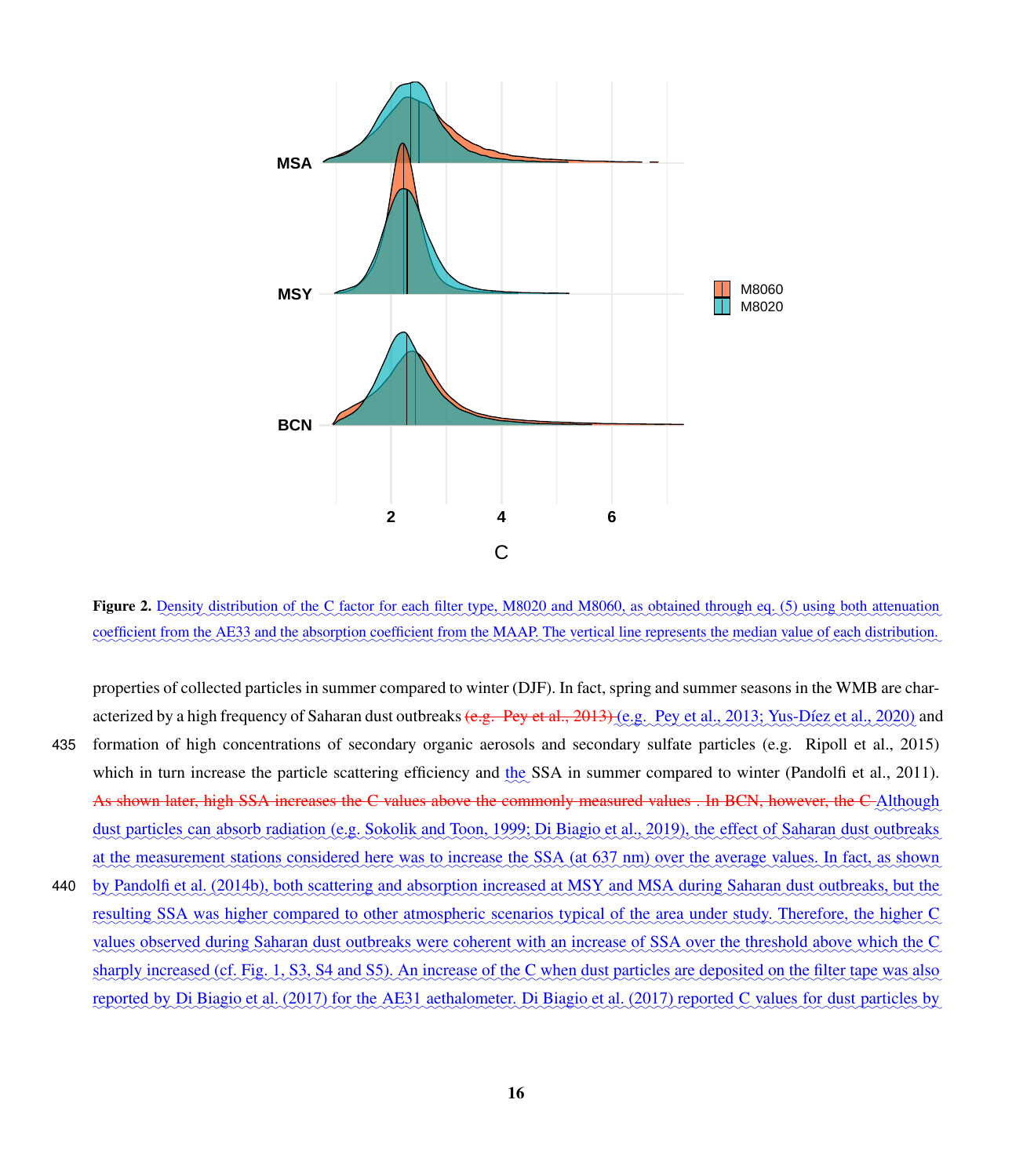Figure 2. Density distribution of the C factor for each filter type, M8020 and M8060, as obtained through eq. (5) using both attenuation coefficient from the AE33 and the absorption coefficient from the MAAP. The vertical line represents the median value of each distribution.

properties of collected particles in summer compared to winter (DJF). In fact, spring and summer seasons in the WMB are characterized by a high frequency of Saharan dust outbreaks ~~(e.g. Pey et al., 2013)~~ (e.g. Pey et al., 2013; Yus-Díez et al., 2020) and formation of high concentrations of secondary organic aerosols and secondary sulfate particles (e.g. Ripoll et al., 2015) which in turn increase the particle scattering efficiency and the SSA in summer compared to winter (Pandolfi et al., 2011). ~~As shown later, high SSA increases the C values above the commonly measured values . In BCN, however, the C~~ Although dust particles can absorb radiation (e.g. Sokolik and Toon, 1999; Di Biagio et al., 2019), the effect of Saharan dust outbreaks at the measurement stations considered here was to increase the SSA (at 637 nm) over the average values. In fact, as shown by Pandolfi et al. (2014b), both scattering and absorption increased at MSY and MSA during Saharan dust outbreaks, but the resulting SSA was higher compared to other atmospheric scenarios typical of the area under study. Therefore, the higher C values observed during Saharan dust outbreaks were coherent with an increase of SSA over the threshold above which the C sharply increased (cf. Fig. 1, S3, S4 and S5). An increase of the C when dust particles are deposited on the filter tape was also reported by Di Biagio et al. (2017) for the AE31 aethalometer. Di Biagio et al. (2017) reported C values for dust particles by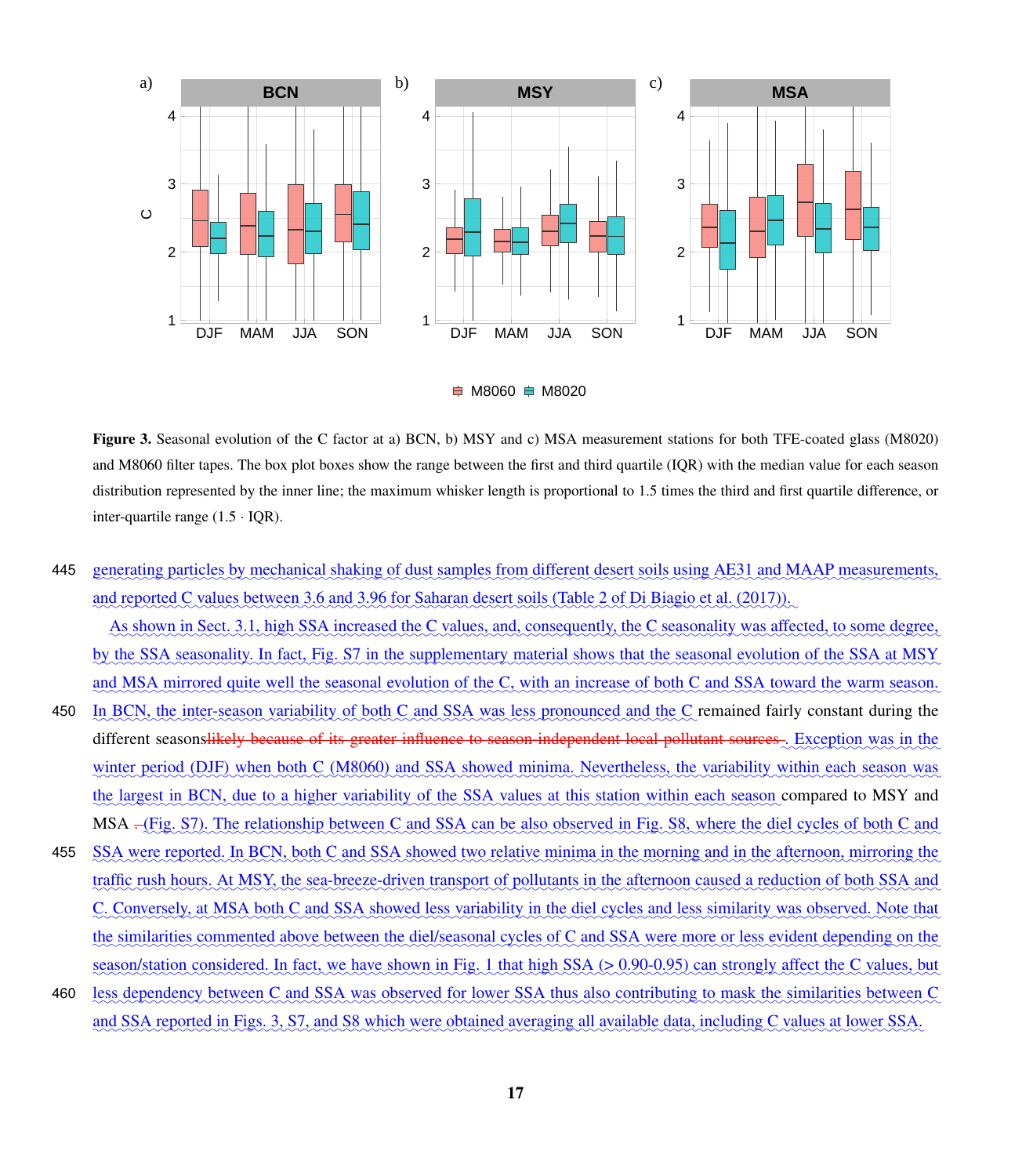**Figure 3.** Seasonal evolution of the C factor at a) BCN, b) MSY and c) MSA measurement stations for both TFE-coated glass (M8020) and M8060 filter tapes. The box plot boxes show the range between the first and third quartile (IQR) with the median value for each season distribution represented by the inner line; the maximum whisker length is proportional to 1.5 times the third and first quartile difference, or inter-quartile range (1.5 · IQR).

generating particles by mechanical shaking of dust samples from different desert soils using AE31 and MAAP measurements, and reported C values between 3.6 and 3.96 for Saharan desert soils (Table 2 of Di Biagio et al. (2017)).

As shown in Sect. 3.1, high SSA increased the C values, and, consequently, the C seasonality was affected, to some degree, by the SSA seasonality. In fact, Fig. S7 in the supplementary material shows that the seasonal evolution of the SSA at MSY and MSA mirrored quite well the seasonal evolution of the C, with an increase of both C and SSA toward the warm season. In BCN, the inter-season variability of both C and SSA was less pronounced and the C remained fairly constant during the different seasons~~likely because of its greater influence to season-independent local pollutant sources~~. Exception was in the winter period (DJF) when both C (M8060) and SSA showed minima. Nevertheless, the variability within each season was the largest in BCN, due to a higher variability of the SSA values at this station within each season compared to MSY and MSA ~~.~~ (Fig. S7). The relationship between C and SSA can be also observed in Fig. S8, where the diel cycles of both C and SSA were reported. In BCN, both C and SSA showed two relative minima in the morning and in the afternoon, mirroring the traffic rush hours. At MSY, the sea-breeze-driven transport of pollutants in the afternoon caused a reduction of both SSA and C. Conversely, at MSA both C and SSA showed less variability in the diel cycles and less similarity was observed. Note that the similarities commented above between the diel/seasonal cycles of C and SSA were more or less evident depending on the season/station considered. In fact, we have shown in Fig. 1 that high SSA (> 0.90-0.95) can strongly affect the C values, but less dependency between C and SSA was observed for lower SSA thus also contributing to mask the similarities between C and SSA reported in Figs. 3, S7, and S8 which were obtained averaging all available data, including C values at lower SSA.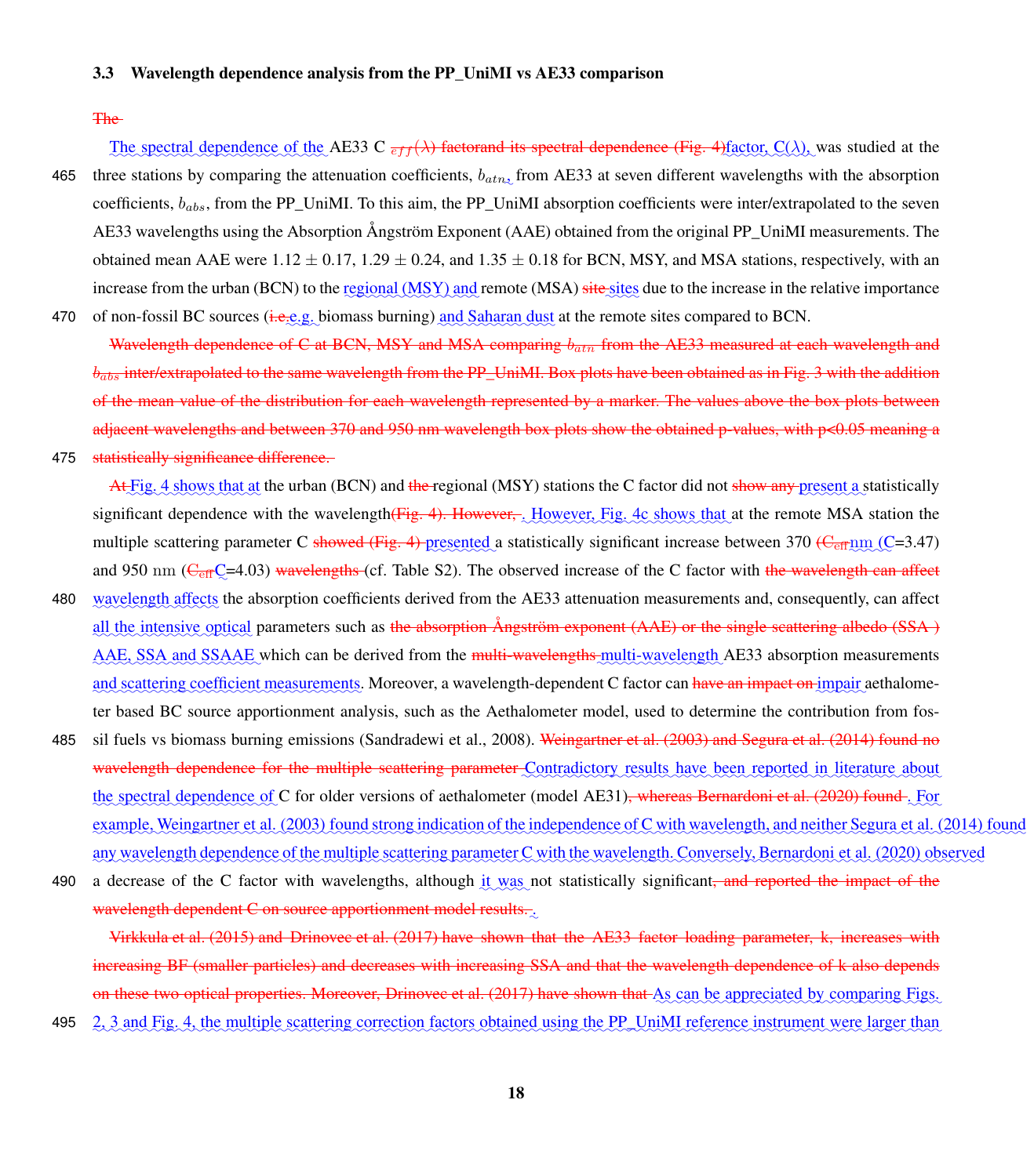### 3.3 Wavelength dependence analysis from the PP_UniMI vs AE33 comparison

~~The~~

The spectral dependence of the AE33 C ~~$_{eff}(\lambda)$ factorand its spectral dependence (Fig. 4)~~factor, C($\lambda$), was studied at the three stations by comparing the attenuation coefficients, $b_{atn}$, from AE33 at seven different wavelengths with the absorption coefficients, $b_{abs}$, from the PP_UniMI. To this aim, the PP_UniMI absorption coefficients were inter/extrapolated to the seven AE33 wavelengths using the Absorption Ångström Exponent (AAE) obtained from the original PP_UniMI measurements. The obtained mean AAE were 1.12 ± 0.17, 1.29 ± 0.24, and 1.35 ± 0.18 for BCN, MSY, and MSA stations, respectively, with an increase from the urban (BCN) to the regional (MSY) and remote (MSA) ~~site~~ sites due to the increase in the relative importance of non-fossil BC sources (~~i.e.~~e.g. biomass burning) and Saharan dust at the remote sites compared to BCN.

~~Wavelength dependence of C at BCN, MSY and MSA comparing $b_{atn}$ from the AE33 measured at each wavelength and $b_{abs}$ inter/extrapolated to the same wavelength from the PP_UniMI. Box plots have been obtained as in Fig. 3 with the addition of the mean value of the distribution for each wavelength represented by a marker. The values above the box plots between adjacent wavelengths and between 370 and 950 nm wavelength box plots show the obtained p-values, with p<0.05 meaning a statistically significance difference.~~

~~At~~ Fig. 4 shows that at the urban (BCN) and ~~the~~ regional (MSY) stations the C factor did not ~~show any~~ present a statistically significant dependence with the wavelength~~(Fig. 4). However,~~. However, Fig. 4c shows that at the remote MSA station the multiple scattering parameter C ~~showed (Fig. 4)~~ presented a statistically significant increase between 370 ~~(C$_{eff}$~~nm (C=3.47) and 950 nm (~~C$_{eff}$~~C=4.03) ~~wavelengths~~ (cf. Table S2). The observed increase of the C factor with ~~the wavelength can affect~~ wavelength affects the absorption coefficients derived from the AE33 attenuation measurements and, consequently, can affect all the intensive optical parameters such as ~~the absorption Ångström exponent (AAE) or the single scattering albedo (SSA )~~ AAE, SSA and SSAAE which can be derived from the ~~multi-wavelengths~~ multi-wavelength AE33 absorption measurements and scattering coefficient measurements. Moreover, a wavelength-dependent C factor can ~~have an impact on~~ impair aethalometer based BC source apportionment analysis, such as the Aethalometer model, used to determine the contribution from fossil fuels vs biomass burning emissions (Sandradewi et al., 2008). ~~Weingartner et al. (2003) and Segura et al. (2014) found no wavelength dependence for the multiple scattering parameter~~ Contradictory results have been reported in literature about the spectral dependence of C for older versions of aethalometer (model AE31)~~, whereas Bernardoni et al. (2020) found~~. For example, Weingartner et al. (2003) found strong indication of the independence of C with wavelength, and neither Segura et al. (2014) found any wavelength dependence of the multiple scattering parameter C with the wavelength. Conversely, Bernardoni et al. (2020) observed a decrease of the C factor with wavelengths, although it was not statistically significant~~, and reported the impact of the wavelength dependent C on source apportionment model results.~~.

~~Virkkula et al. (2015) and Drinovec et al. (2017) have shown that the AE33 factor loading parameter, k, increases with increasing BF (smaller particles) and decreases with increasing SSA and that the wavelength dependence of k also depends on these two optical properties. Moreover, Drinovec et al. (2017) have shown that~~ As can be appreciated by comparing Figs. 2, 3 and Fig. 4, the multiple scattering correction factors obtained using the PP_UniMI reference instrument were larger than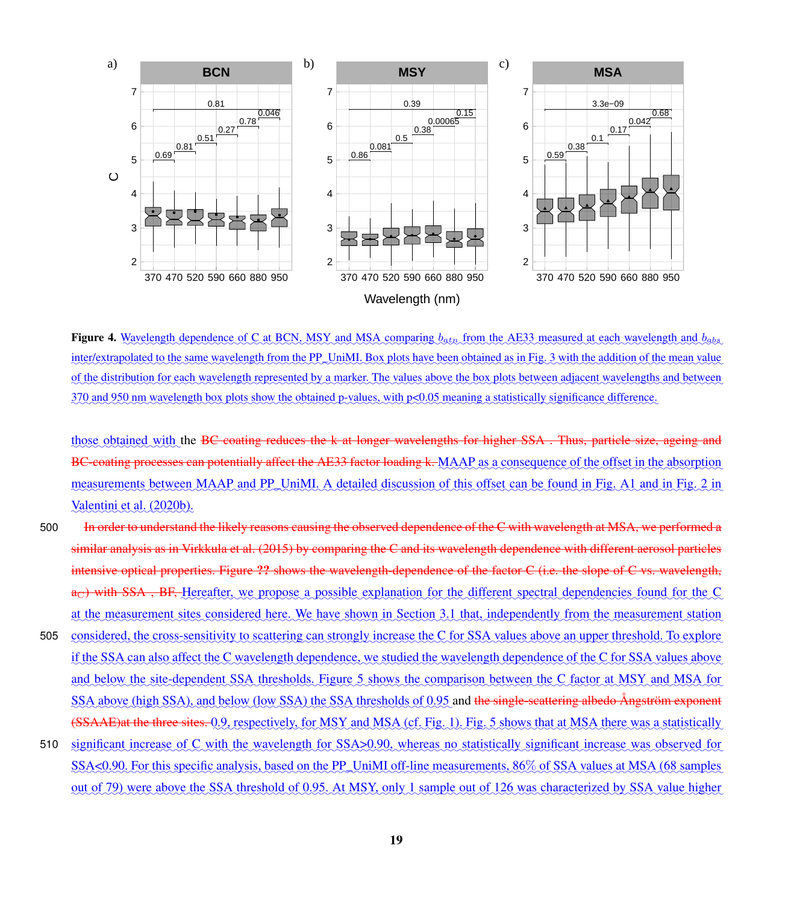**Figure 4.** Wavelength dependence of C at BCN, MSY and MSA comparing $b_{atn}$ from the AE33 measured at each wavelength and $b_{abs}$ inter/extrapolated to the same wavelength from the PP_UniMI. Box plots have been obtained as in Fig. 3 with the addition of the mean value of the distribution for each wavelength represented by a marker. The values above the box plots between adjacent wavelengths and between 370 and 950 nm wavelength box plots show the obtained p-values, with p<0.05 meaning a statistically significance difference.

those obtained with the BC coating reduces the k at longer wavelengths for higher SSA . Thus, particle size, ageing and BC-coating processes can potentially affect the AE33 factor loading k. MAAP as a consequence of the offset in the absorption measurements between MAAP and PP_UniMI. A detailed discussion of this offset can be found in Fig. A1 and in Fig. 2 in Valentini et al. (2020b).

In order to understand the likely reasons causing the observed dependence of the C with wavelength at MSA, we performed a similar analysis as in Virkkula et al. (2015) by comparing the C and its wavelength dependence with different aerosol particles intensive optical properties. Figure ?? shows the wavelength-dependence of the factor C (i.e. the slope of C vs. wavelength, $a_C$) with SSA , BF, Hereafter, we propose a possible explanation for the different spectral dependencies found for the C at the measurement sites considered here. We have shown in Section 3.1 that, independently from the measurement station considered, the cross-sensitivity to scattering can strongly increase the C for SSA values above an upper threshold. To explore if the SSA can also affect the C wavelength dependence, we studied the wavelength dependence of the C for SSA values above and below the site-dependent SSA thresholds. Figure 5 shows the comparison between the C factor at MSY and MSA for SSA above (high SSA), and below (low SSA) the SSA thresholds of 0.95 and the single-scattering albedo Ångström exponent (SSAAE)at the three sites. 0.9, respectively, for MSY and MSA (cf. Fig. 1). Fig. 5 shows that at MSA there was a statistically significant increase of C with the wavelength for SSA>0.90, whereas no statistically significant increase was observed for SSA<0.90. For this specific analysis, based on the PP_UniMI off-line measurements, 86% of SSA values at MSA (68 samples out of 79) were above the SSA threshold of 0.95. At MSY, only 1 sample out of 126 was characterized by SSA value higher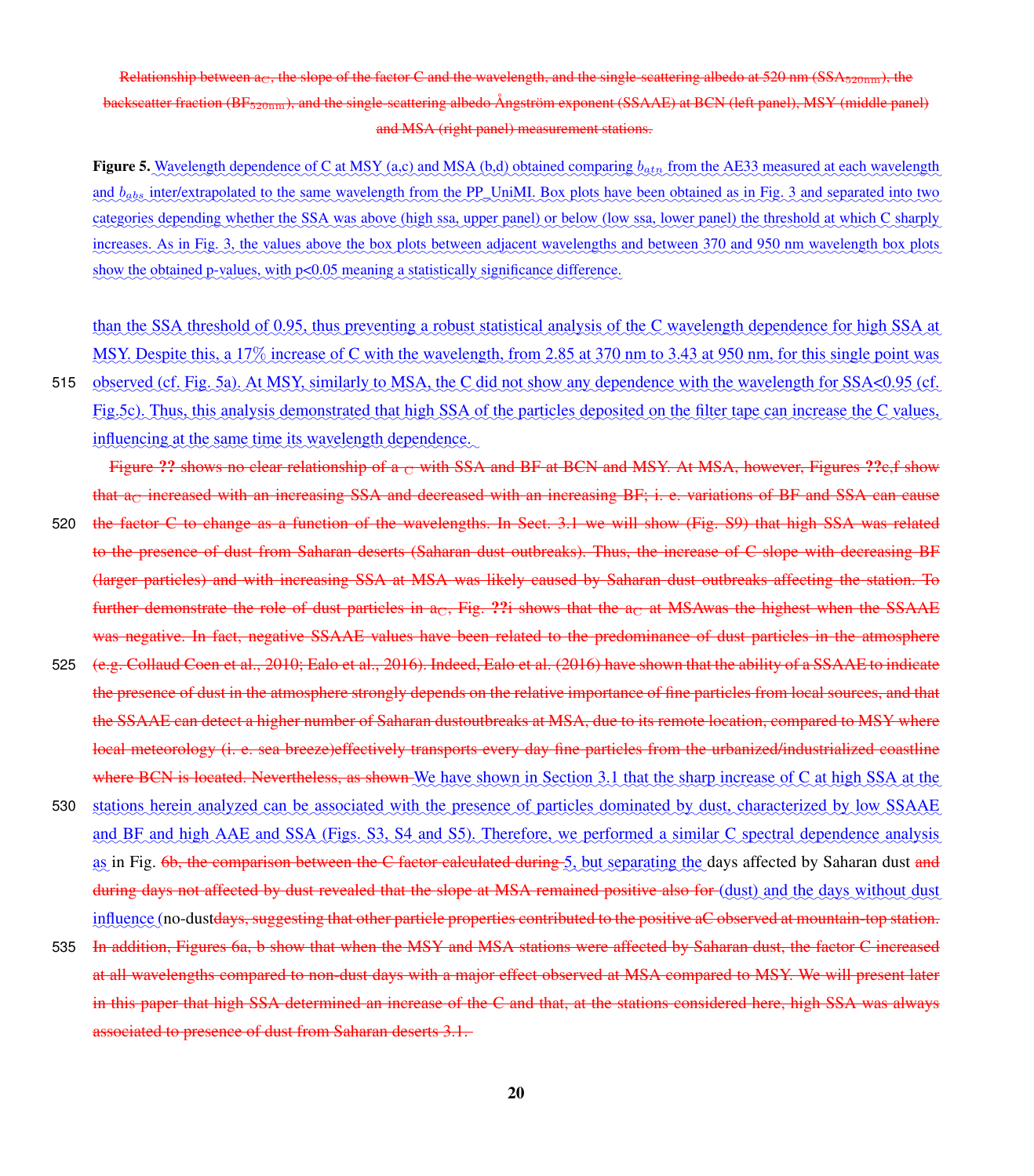Relationship between $a_C$, the slope of the factor C and the wavelength, and the single-scattering albedo at 520 nm ($SSA_{520nm}$), the backscatter fraction ($BF_{520nm}$), and the single-scattering albedo Ångström exponent (SSAAE) at BCN (left panel), MSY (middle panel) and MSA (right panel) measurement stations.

**Figure 5.** Wavelength dependence of C at MSY (a,c) and MSA (b,d) obtained comparing $b_{atn}$ from the AE33 measured at each wavelength and $b_{abs}$ inter/extrapolated to the same wavelength from the PP_UniMI. Box plots have been obtained as in Fig. 3 and separated into two categories depending whether the SSA was above (high ssa, upper panel) or below (low ssa, lower panel) the threshold at which C sharply increases. As in Fig. 3, the values above the box plots between adjacent wavelengths and between 370 and 950 nm wavelength box plots show the obtained p-values, with $p<0.05$ meaning a statistically significance difference.

than the SSA threshold of 0.95, thus preventing a robust statistical analysis of the C wavelength dependence for high SSA at MSY. Despite this, a 17% increase of C with the wavelength, from 2.85 at 370 nm to 3.43 at 950 nm, for this single point was observed (cf. Fig. 5a). At MSY, similarly to MSA, the C did not show any dependence with the wavelength for SSA<0.95 (cf. Fig.5c). Thus, this analysis demonstrated that high SSA of the particles deposited on the filter tape can increase the C values, influencing at the same time its wavelength dependence.

Figure ?? shows no clear relationship of a $_C$ with SSA and BF at BCN and MSY. At MSA, however, Figures ??c,f show that $a_C$ increased with an increasing SSA and decreased with an increasing BF; i. e. variations of BF and SSA can cause the factor C to change as a function of the wavelengths. In Sect. 3.1 we will show (Fig. S9) that high SSA was related to the presence of dust from Saharan deserts (Saharan dust outbreaks). Thus, the increase of C slope with decreasing BF (larger particles) and with increasing SSA at MSA was likely caused by Saharan dust outbreaks affecting the station. To further demonstrate the role of dust particles in $a_C$, Fig. ??i shows that the $a_C$ at MSAwas the highest when the SSAAE was negative. In fact, negative SSAAE values have been related to the predominance of dust particles in the atmosphere (e.g. Collaud Coen et al., 2010; Ealo et al., 2016). Indeed, Ealo et al. (2016) have shown that the ability of a SSAAE to indicate the presence of dust in the atmosphere strongly depends on the relative importance of fine particles from local sources, and that the SSAAE can detect a higher number of Saharan dustoutbreaks at MSA, due to its remote location, compared to MSY where local meteorology (i. e. sea breeze)effectively transports every day fine particles from the urbanized/industrialized coastline where BCN is located. Nevertheless, as shown We have shown in Section 3.1 that the sharp increase of C at high SSA at the stations herein analyzed can be associated with the presence of particles dominated by dust, characterized by low SSAAE and BF and high AAE and SSA (Figs. S3, S4 and S5). Therefore, we performed a similar C spectral dependence analysis as in Fig. 6b, the comparison between the C factor calculated during 5, but separating the days affected by Saharan dust and during days not affected by dust revealed that the slope at MSA remained positive also for (dust) and the days without dust influence (no-dustdays, suggesting that other particle properties contributed to the positive aC observed at mountain-top station. In addition, Figures 6a, b show that when the MSY and MSA stations were affected by Saharan dust, the factor C increased at all wavelengths compared to non-dust days with a major effect observed at MSA compared to MSY. We will present later in this paper that high SSA determined an increase of the C and that, at the stations considered here, high SSA was always associated to presence of dust from Saharan deserts 3.1.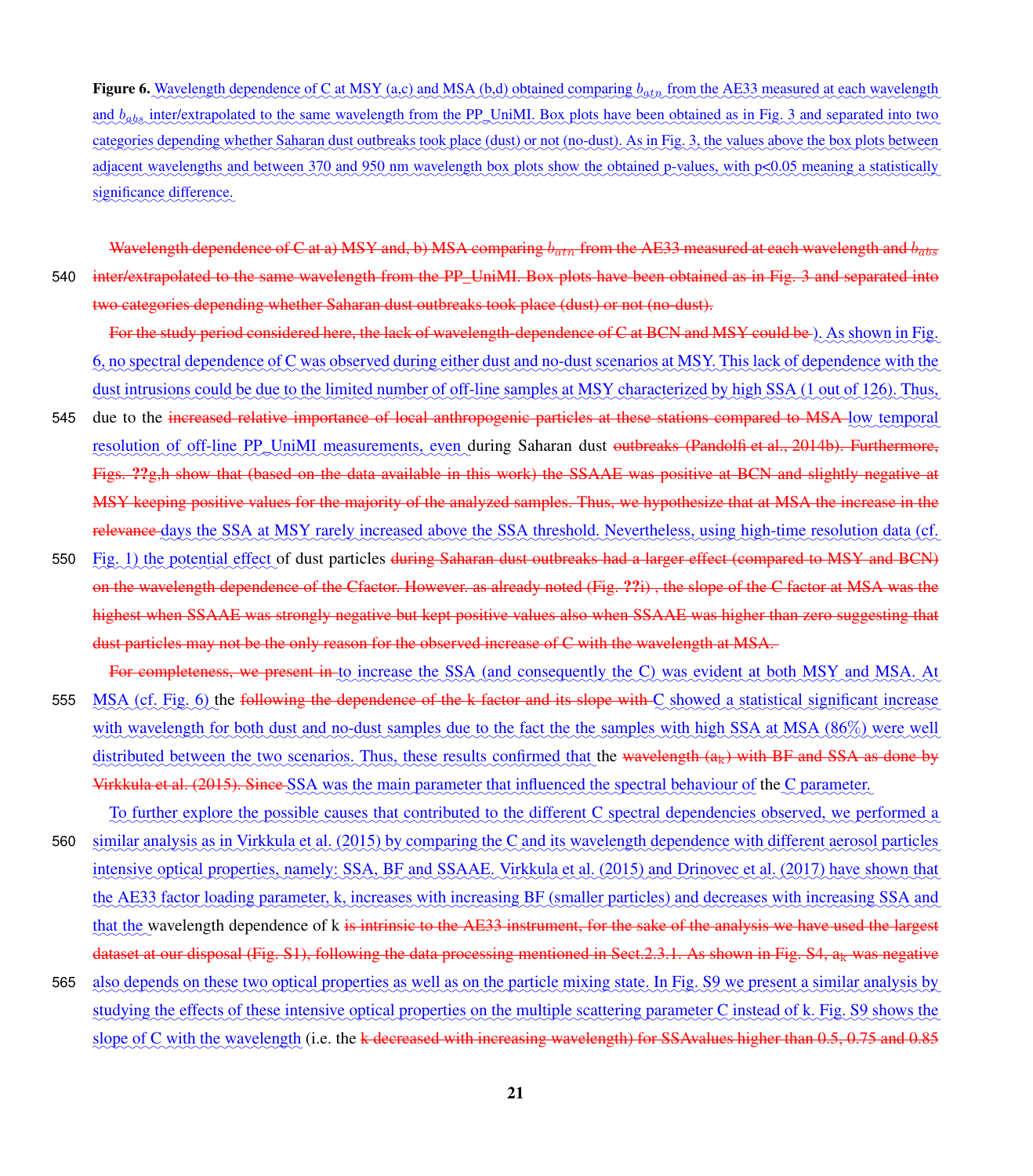**Figure 6.** Wavelength dependence of C at MSY (a,c) and MSA (b,d) obtained comparing $b_{atn}$ from the AE33 measured at each wavelength and $b_{abs}$ inter/extrapolated to the same wavelength from the PP_UniMI. Box plots have been obtained as in Fig. 3 and separated into two categories depending whether Saharan dust outbreaks took place (dust) or not (no-dust). As in Fig. 3, the values above the box plots between adjacent wavelengths and between 370 and 950 nm wavelength box plots show the obtained p-values, with p<0.05 meaning a statistically significance difference.

~~Wavelength dependence of C at a) MSY and, b) MSA comparing $b_{atn}$ from the AE33 measured at each wavelength and $b_{abs}$ inter/extrapolated to the same wavelength from the PP_UniMI. Box plots have been obtained as in Fig. 3 and separated into two categories depending whether Saharan dust outbreaks took place (dust) or not (no-dust).~~

~~For the study period considered here, the lack of wavelength-dependence of C at BCN and MSY could be~~ ). As shown in Fig. 6, no spectral dependence of C was observed during either dust and no-dust scenarios at MSY. This lack of dependence with the dust intrusions could be due to the limited number of off-line samples at MSY characterized by high SSA (1 out of 126). Thus, due to the ~~increased relative importance of local anthropogenic particles at these stations compared to MSA~~ low temporal resolution of off-line PP_UniMI measurements, even during Saharan dust ~~outbreaks (Pandolfi et al., 2014b). Furthermore, Figs. ??g,h show that (based on the data available in this work) the SSAAE was positive at BCN and slightly negative at MSY keeping positive values for the majority of the analyzed samples. Thus, we hypothesize that at MSA the increase in the relevance~~ days the SSA at MSY rarely increased above the SSA threshold. Nevertheless, using high-time resolution data (cf. Fig. 1) the potential effect of dust particles ~~during Saharan dust outbreaks had a larger effect (compared to MSY and BCN) on the wavelength dependence of the Cfactor. However. as already noted (Fig. ??i) , the slope of the C factor at MSA was the highest when SSAAE was strongly negative but kept positive values also when SSAAE was higher than zero suggesting that dust particles may not be the only reason for the observed increase of C with the wavelength at MSA.~~

~~For completeness, we present in~~ to increase the SSA (and consequently the C) was evident at both MSY and MSA. At MSA (cf. Fig. 6) the ~~following the dependence of the k factor and its slope with~~ C showed a statistical significant increase with wavelength for both dust and no-dust samples due to the fact the the samples with high SSA at MSA (86%) were well distributed between the two scenarios. Thus, these results confirmed that the ~~wavelength ($a_k$) with BF and SSA as done by Virkkula et al. (2015). Since~~ SSA was the main parameter that influenced the spectral behaviour of the C parameter.

To further explore the possible causes that contributed to the different C spectral dependencies observed, we performed a similar analysis as in Virkkula et al. (2015) by comparing the C and its wavelength dependence with different aerosol particles intensive optical properties, namely: SSA, BF and SSAAE. Virkkula et al. (2015) and Drinovec et al. (2017) have shown that the AE33 factor loading parameter, k, increases with increasing BF (smaller particles) and decreases with increasing SSA and that the wavelength dependence of k ~~is intrinsic to the AE33 instrument, for the sake of the analysis we have used the largest dataset at our disposal (Fig. S1), following the data processing mentioned in Sect.2.3.1. As shown in Fig. S4, $a_k$ was negative~~ also depends on these two optical properties as well as on the particle mixing state. In Fig. S9 we present a similar analysis by studying the effects of these intensive optical properties on the multiple scattering parameter C instead of k. Fig. S9 shows the slope of C with the wavelength (i.e. the ~~k decreased with increasing wavelength) for SSAvalues higher than 0.5, 0.75 and 0.85~~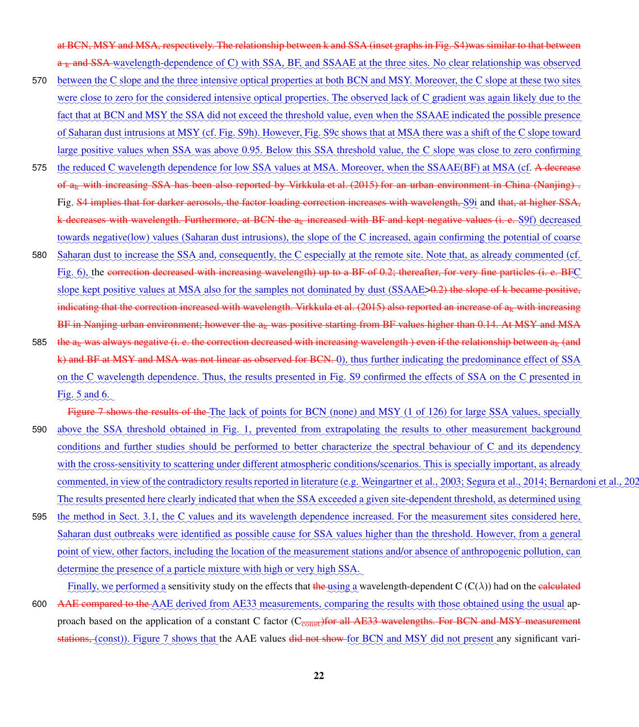at BCN, MSY and MSA, respectively. The relationship between k and SSA (inset graphs in Fig. S4)was similar to that between $a_k$ and SSA wavelength-dependence of C) with SSA, BF, and SSAAE at the three sites. No clear relationship was observed between the C slope and the three intensive optical properties at both BCN and MSY. Moreover, the C slope at these two sites were close to zero for the considered intensive optical properties. The observed lack of C gradient was again likely due to the fact that at BCN and MSY the SSA did not exceed the threshold value, even when the SSAAE indicated the possible presence of Saharan dust intrusions at MSY (cf. Fig. S9h). However, Fig. S9c shows that at MSA there was a shift of the C slope toward large positive values when SSA was above 0.95. Below this SSA threshold value, the C slope was close to zero confirming the reduced C wavelength dependence for low SSA values at MSA. Moreover, when the SSAAE(BF) at MSA (cf. A decrease of $a_k$ with increasing SSA has been also reported by Virkkula et al. (2015) for an urban environment in China (Nanjing) . Fig. S4 implies that for darker aerosols, the factor loading correction increases with wavelength, S9i and that, at higher SSA, k decreases with wavelength. Furthermore, at BCN the $a_k$ increased with BF and kept negative values (i. e. S9f) decreased towards negative(low) values (Saharan dust intrusions), the slope of the C increased, again confirming the potential of coarse Saharan dust to increase the SSA and, consequently, the C especially at the remote site. Note that, as already commented (cf. Fig. 6), the correction decreased with increasing wavelength) up to a BF of 0.2; thereafter, for very fine particles (i. e. BFC slope kept positive values at MSA also for the samples not dominated by dust (SSAAE>0.2) the slope of k became positive, indicating that the correction increased with wavelength. Virkkula et al. (2015) also reported an increase of $a_k$ with increasing BF in Nanjing urban environment; however the $a_k$ was positive starting from BF values higher than 0.14. At MSY and MSA the $a_k$ was always negative (i. e. the correction decreased with increasing wavelength ) even if the relationship between $a_k$ (and k) and BF at MSY and MSA was not linear as observed for BCN. 0), thus further indicating the predominance effect of SSA on the C wavelength dependence. Thus, the results presented in Fig. S9 confirmed the effects of SSA on the C presented in Fig. 5 and 6.

Figure 7 shows the results of the The lack of points for BCN (none) and MSY (1 of 126) for large SSA values, specially above the SSA threshold obtained in Fig. 1, prevented from extrapolating the results to other measurement background conditions and further studies should be performed to better characterize the spectral behaviour of C and its dependency with the cross-sensitivity to scattering under different atmospheric conditions/scenarios. This is specially important, as already commented, in view of the contradictory results reported in literature (e.g. Weingartner et al., 2003; Segura et al., 2014; Bernardoni et al., 202 The results presented here clearly indicated that when the SSA exceeded a given site-dependent threshold, as determined using the method in Sect. 3.1, the C values and its wavelength dependence increased. For the measurement sites considered here, Saharan dust outbreaks were identified as possible cause for SSA values higher than the threshold. However, from a general point of view, other factors, including the location of the measurement stations and/or absence of anthropogenic pollution, can determine the presence of a particle mixture with high or very high SSA.

Finally, we performed a sensitivity study on the effects that the using a wavelength-dependent C (C(λ)) had on the calculated AAE compared to the AAE derived from AE33 measurements, comparing the results with those obtained using the usual approach based on the application of a constant C factor ($C_{const}$)for all AE33 wavelengths. For BCN and MSY measurement stations, (const)). Figure 7 shows that the AAE values did not show for BCN and MSY did not present any significant vari-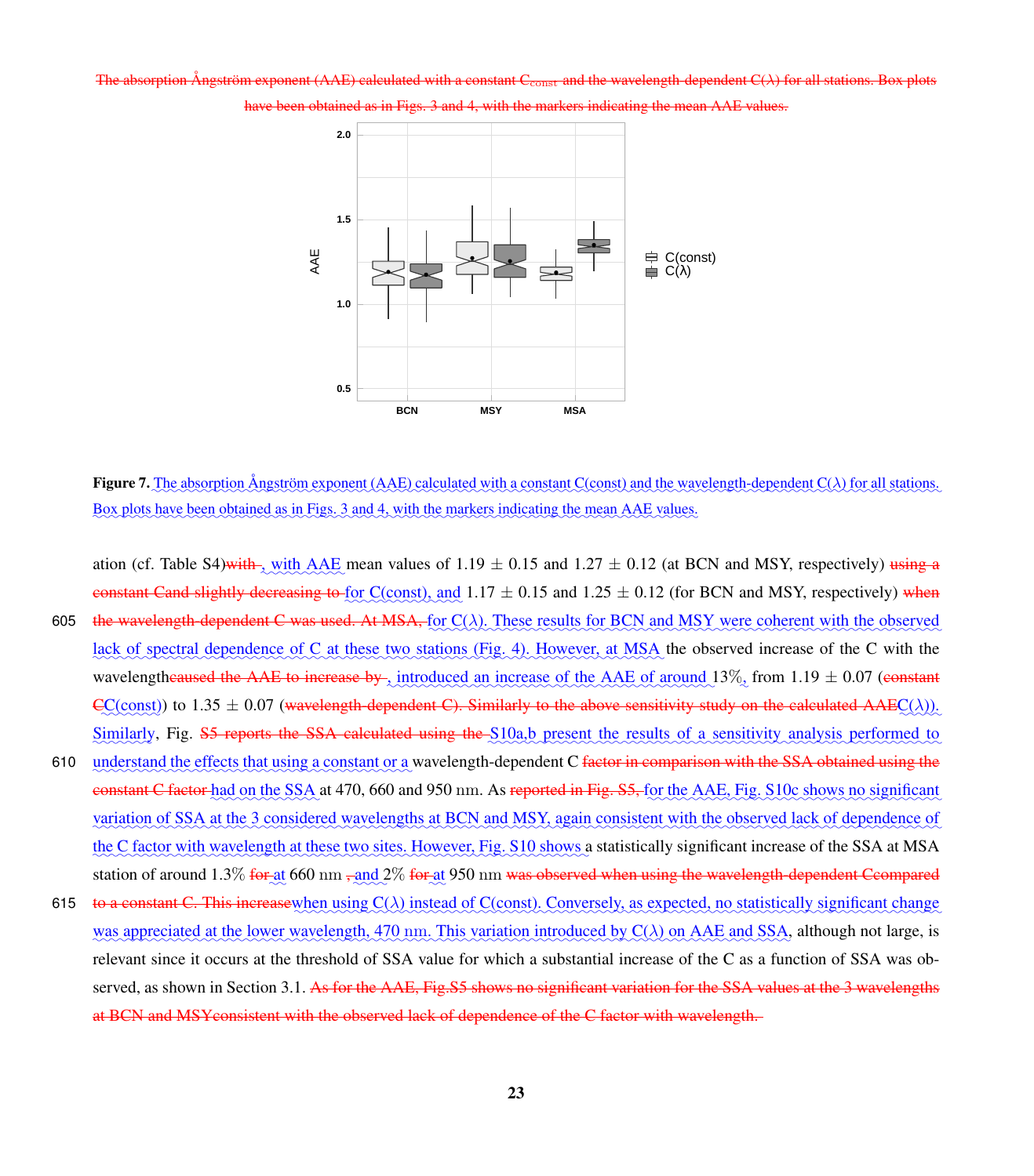The absorption Ångström exponent (AAE) calculated with a constant $C_{const}$ and the wavelength-dependent C(λ) for all stations. Box plots have been obtained as in Figs. 3 and 4, with the markers indicating the mean AAE values.

**Figure 7.** The absorption Ångström exponent (AAE) calculated with a constant C(const) and the wavelength-dependent C(λ) for all stations. Box plots have been obtained as in Figs. 3 and 4, with the markers indicating the mean AAE values.

ation (cf. Table S4)with , with AAE mean values of 1.19 ± 0.15 and 1.27 ± 0.12 (at BCN and MSY, respectively) using a constant Cand slightly decreasing to for C(const), and 1.17 ± 0.15 and 1.25 ± 0.12 (for BCN and MSY, respectively) when the wavelength-dependent C was used. At MSA, for C(λ). These results for BCN and MSY were coherent with the observed lack of spectral dependence of C at these two stations (Fig. 4). However, at MSA the observed increase of the C with the wavelengthcaused the AAE to increase by , introduced an increase of the AAE of around 13%, from 1.19 ± 0.07 (constant CC(const)) to 1.35 ± 0.07 (wavelength-dependent C). Similarly to the above sensitivity study on the calculated AAEC(λ)). Similarly, Fig. S5 reports the SSA calculated using the S10a,b present the results of a sensitivity analysis performed to understand the effects that using a constant or a wavelength-dependent C factor in comparison with the SSA obtained using the constant C factor had on the SSA at 470, 660 and 950 nm. As reported in Fig. S5, for the AAE, Fig. S10c shows no significant variation of SSA at the 3 considered wavelengths at BCN and MSY, again consistent with the observed lack of dependence of the C factor with wavelength at these two sites. However, Fig. S10 shows a statistically significant increase of the SSA at MSA station of around 1.3% for at 660 nm , and 2% for at 950 nm was observed when using the wavelength-dependent Ccompared to a constant C. This increasewhen using C(λ) instead of C(const). Conversely, as expected, no statistically significant change was appreciated at the lower wavelength, 470 nm. This variation introduced by C(λ) on AAE and SSA, although not large, is relevant since it occurs at the threshold of SSA value for which a substantial increase of the C as a function of SSA was observed, as shown in Section 3.1. As for the AAE, Fig.S5 shows no significant variation for the SSA values at the 3 wavelengths at BCN and MSYconsistent with the observed lack of dependence of the C factor with wavelength.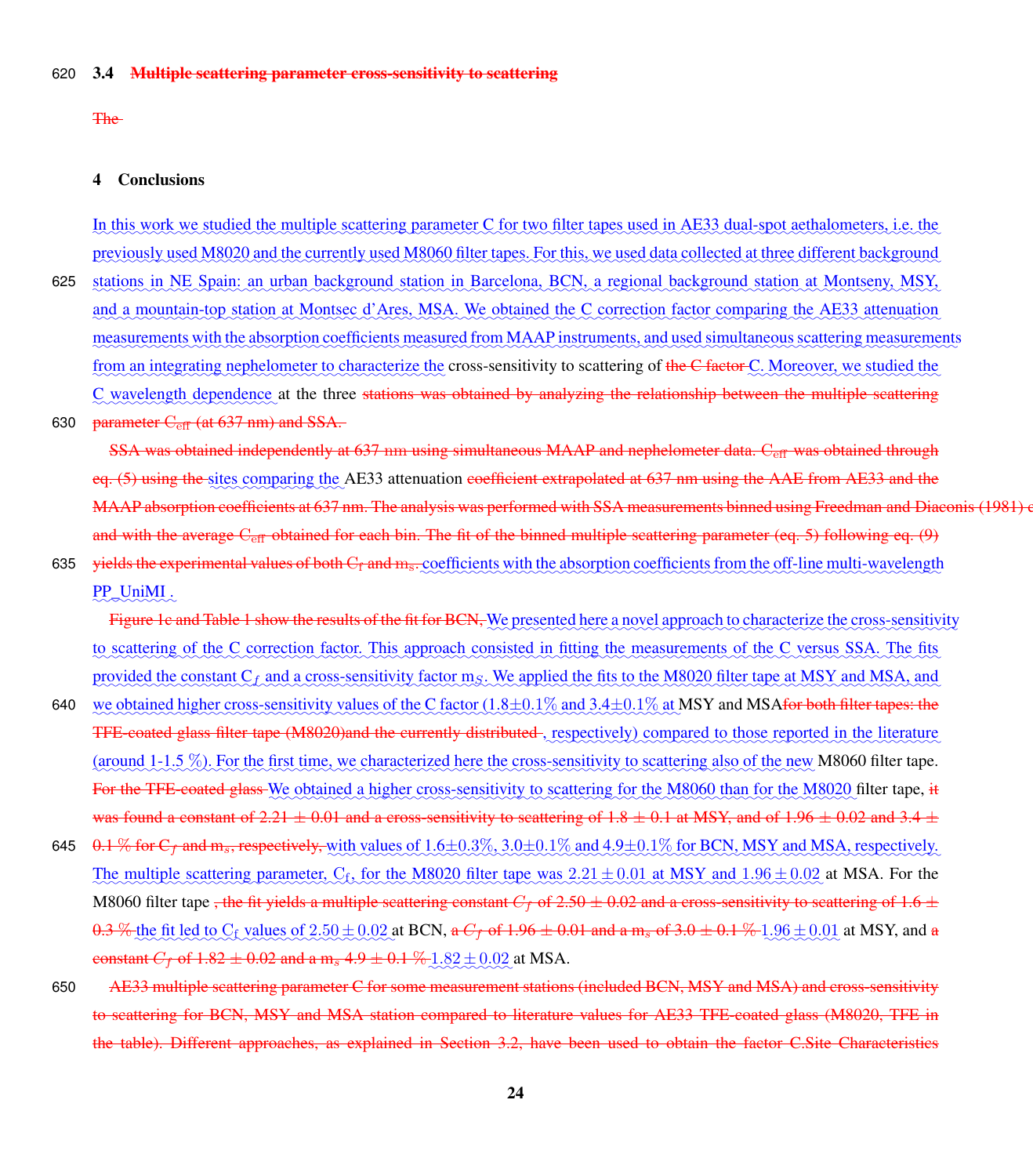## 3.4 ~~Multiple scattering parameter cross-sensitivity to scattering~~

~~The~~

## 4 Conclusions

In this work we studied the multiple scattering parameter C for two filter tapes used in AE33 dual-spot aethalometers, i.e. the previously used M8020 and the currently used M8060 filter tapes. For this, we used data collected at three different background stations in NE Spain: an urban background station in Barcelona, BCN, a regional background station at Montseny, MSY, and a mountain-top station at Montsec d'Ares, MSA. We obtained the C correction factor comparing the AE33 attenuation measurements with the absorption coefficients measured from MAAP instruments, and used simultaneous scattering measurements from an integrating nephelometer to characterize the cross-sensitivity to scattering of ~~the C factor~~ C. Moreover, we studied the C wavelength dependence at the three ~~stations was obtained by analyzing the relationship between the multiple scattering parameter $C_{eff}$ (at 637 nm) and SSA.~~

~~SSA was obtained independently at 637 nm using simultaneous MAAP and nephelometer data. $C_{eff}$ was obtained through eq. (5) using the~~ sites comparing the AE33 attenuation ~~coefficient extrapolated at 637 nm using the AAE from AE33 and the MAAP absorption coefficients at 637 nm. The analysis was performed with SSA measurements binned using Freedman and Diaconis (1981) c and with the average $C_{eff}$ obtained for each bin. The fit of the binned multiple scattering parameter (eq. 5) following eq. (9) yields the experimental values of both $C_f$ and $m_s$.~~ coefficients with the absorption coefficients from the off-line multi-wavelength PP_UniMI.

~~Figure 1c and Table 1 show the results of the fit for BCN,~~ We presented here a novel approach to characterize the cross-sensitivity to scattering of the C correction factor. This approach consisted in fitting the measurements of the C versus SSA. The fits provided the constant $C_f$ and a cross-sensitivity factor $m_S$. We applied the fits to the M8020 filter tape at MSY and MSA, and we obtained higher cross-sensitivity values of the C factor (1.8±0.1% and 3.4±0.1% at MSY and MSA~~for both filter tapes: the TFE-coated glass filter tape (M8020)and the currently distributed~~, respectively) compared to those reported in the literature (around 1-1.5 %). For the first time, we characterized here the cross-sensitivity to scattering also of the new M8060 filter tape. ~~For the TFE-coated glass~~ We obtained a higher cross-sensitivity to scattering for the M8060 than for the M8020 filter tape, ~~it was found a constant of 2.21 ± 0.01 and a cross-sensitivity to scattering of 1.8 ± 0.1 at MSY, and of 1.96 ± 0.02 and 3.4 ± 0.1 % for $C_f$ and $m_s$, respectively,~~ with values of 1.6±0.3%, 3.0±0.1% and 4.9±0.1% for BCN, MSY and MSA, respectively. The multiple scattering parameter, $C_f$, for the M8020 filter tape was $2.21 \pm 0.01$ at MSY and $1.96 \pm 0.02$ at MSA. For the M8060 filter tape ~~, the fit yields a multiple scattering constant $C_f$ of 2.50 ± 0.02 and a cross-sensitivity to scattering of 1.6 ± 0.3 %~~ the fit led to $C_f$ values of $2.50 \pm 0.02$ at BCN, ~~a $C_f$ of 1.96 ± 0.01 and a $m_s$ of 3.0 ± 0.1 %~~ $1.96 \pm 0.01$ at MSY, and ~~a constant $C_f$ of 1.82 ± 0.02 and a $m_s$ 4.9 ± 0.1 %~~ $1.82 \pm 0.02$ at MSA.

~~AE33 multiple scattering parameter C for some measurement stations (included BCN, MSY and MSA) and cross-sensitivity to scattering for BCN, MSY and MSA station compared to literature values for AE33 TFE-coated glass (M8020, TFE in the table). Different approaches, as explained in Section 3.2, have been used to obtain the factor C.Site Characteristics~~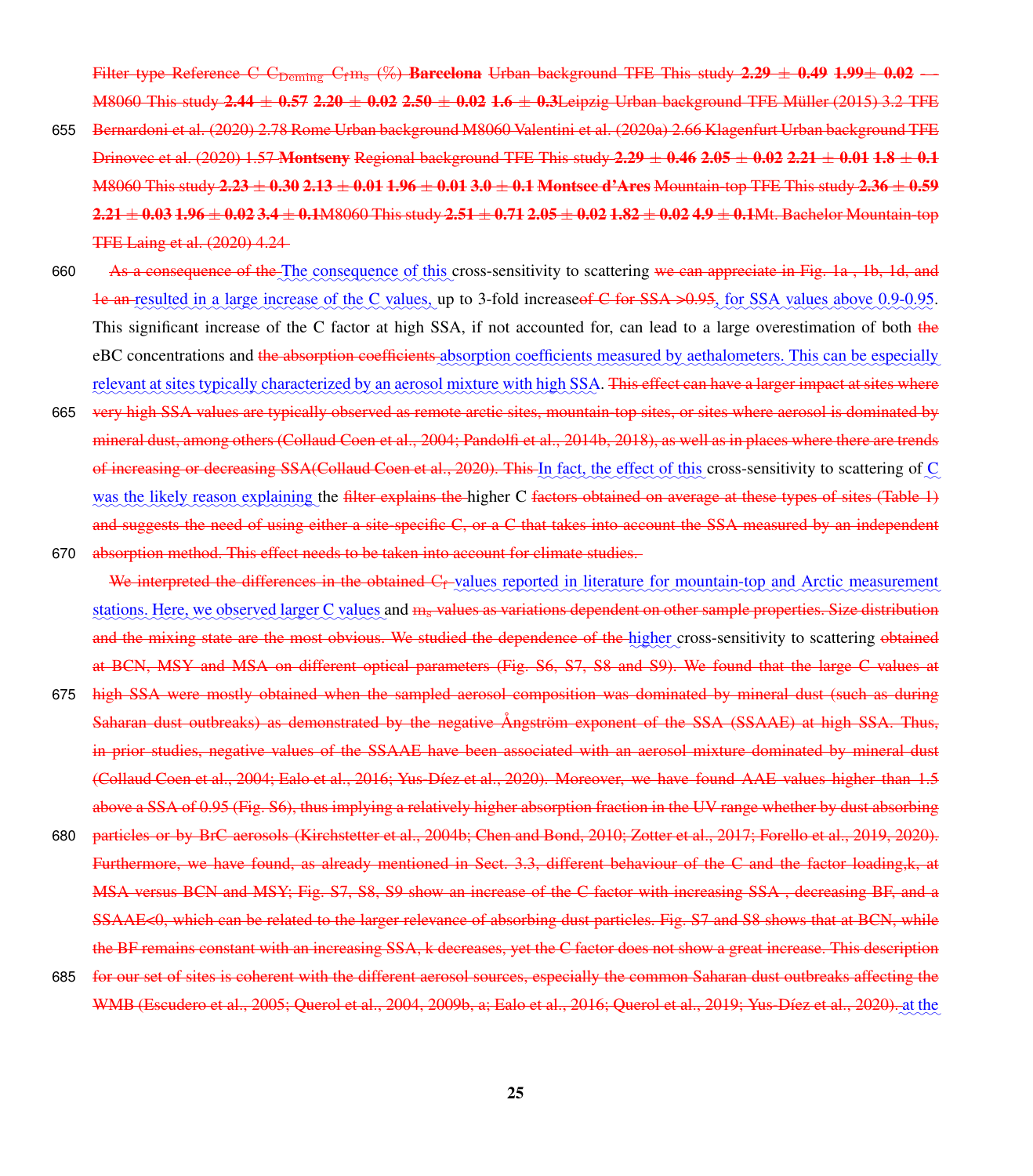Filter type Reference C $C_{Deming}$ $C_f m_s$ (%) **Barcelona** Urban background TFE This study **2.29 ± 0.49 1.99± 0.02 - -** M8060 This study **2.44 ± 0.57 2.20 ± 0.02 2.50 ± 0.02 1.6 ± 0.3**Leipzig Urban background TFE Müller (2015) 3.2 TFE Bernardoni et al. (2020) 2.78 Rome Urban background M8060 Valentini et al. (2020a) 2.66 Klagenfurt Urban background TFE Drinovec et al. (2020) 1.57 **Montseny** Regional background TFE This study **2.29 ± 0.46 2.05 ± 0.02 2.21 ± 0.01 1.8 ± 0.1** M8060 This study **2.23 ± 0.30 2.13 ± 0.01 1.96 ± 0.01 3.0 ± 0.1 Montsec d'Ares** Mountain-top TFE This study **2.36 ± 0.59 2.21 ± 0.03 1.96 ± 0.02 3.4 ± 0.1**M8060 This study **2.51 ± 0.71 2.05 ± 0.02 1.82 ± 0.02 4.9 ± 0.1**Mt. Bachelor Mountain-top TFE Laing et al. (2020) 4.24

As a consequence of the The consequence of this cross-sensitivity to scattering we can appreciate in Fig. 1a , 1b, 1d, and 1e an resulted in a large increase of the C values, up to 3-fold increaseof C for SSA >0.95, for SSA values above 0.9-0.95. This significant increase of the C factor at high SSA, if not accounted for, can lead to a large overestimation of both the eBC concentrations and the absorption coefficients absorption coefficients measured by aethalometers. This can be especially relevant at sites typically characterized by an aerosol mixture with high SSA. This effect can have a larger impact at sites where very high SSA values are typically observed as remote arctic sites, mountain-top sites, or sites where aerosol is dominated by mineral dust, among others (Collaud Coen et al., 2004; Pandolfi et al., 2014b, 2018), as well as in places where there are trends of increasing or decreasing SSA(Collaud Coen et al., 2020). This In fact, the effect of this cross-sensitivity to scattering of C was the likely reason explaining the filter explains the higher C factors obtained on average at these types of sites (Table 1) and suggests the need of using either a site-specific C, or a C that takes into account the SSA measured by an independent absorption method. This effect needs to be taken into account for climate studies.

We interpreted the differences in the obtained $C_f$ values reported in literature for mountain-top and Arctic measurement stations. Here, we observed larger C values and $m_s$ values as variations dependent on other sample properties. Size distribution and the mixing state are the most obvious. We studied the dependence of the higher cross-sensitivity to scattering obtained at BCN, MSY and MSA on different optical parameters (Fig. S6, S7, S8 and S9). We found that the large C values at high SSA were mostly obtained when the sampled aerosol composition was dominated by mineral dust (such as during Saharan dust outbreaks) as demonstrated by the negative Ångström exponent of the SSA (SSAAE) at high SSA. Thus, in prior studies, negative values of the SSAAE have been associated with an aerosol mixture dominated by mineral dust (Collaud Coen et al., 2004; Ealo et al., 2016; Yus-Díez et al., 2020). Moreover, we have found AAE values higher than 1.5 above a SSA of 0.95 (Fig. S6), thus implying a relatively higher absorption fraction in the UV range whether by dust absorbing particles or by BrC aerosols (Kirchstetter et al., 2004b; Chen and Bond, 2010; Zotter et al., 2017; Forello et al., 2019, 2020). Furthermore, we have found, as already mentioned in Sect. 3.3, different behaviour of the C and the factor loading,k, at MSA versus BCN and MSY; Fig. S7, S8, S9 show an increase of the C factor with increasing SSA , decreasing BF, and a SSAAE<0, which can be related to the larger relevance of absorbing dust particles. Fig. S7 and S8 shows that at BCN, while the BF remains constant with an increasing SSA, k decreases, yet the C factor does not show a great increase. This description for our set of sites is coherent with the different aerosol sources, especially the common Saharan dust outbreaks affecting the WMB (Escudero et al., 2005; Querol et al., 2004, 2009b, a; Ealo et al., 2016; Querol et al., 2019; Yus-Díez et al., 2020). at the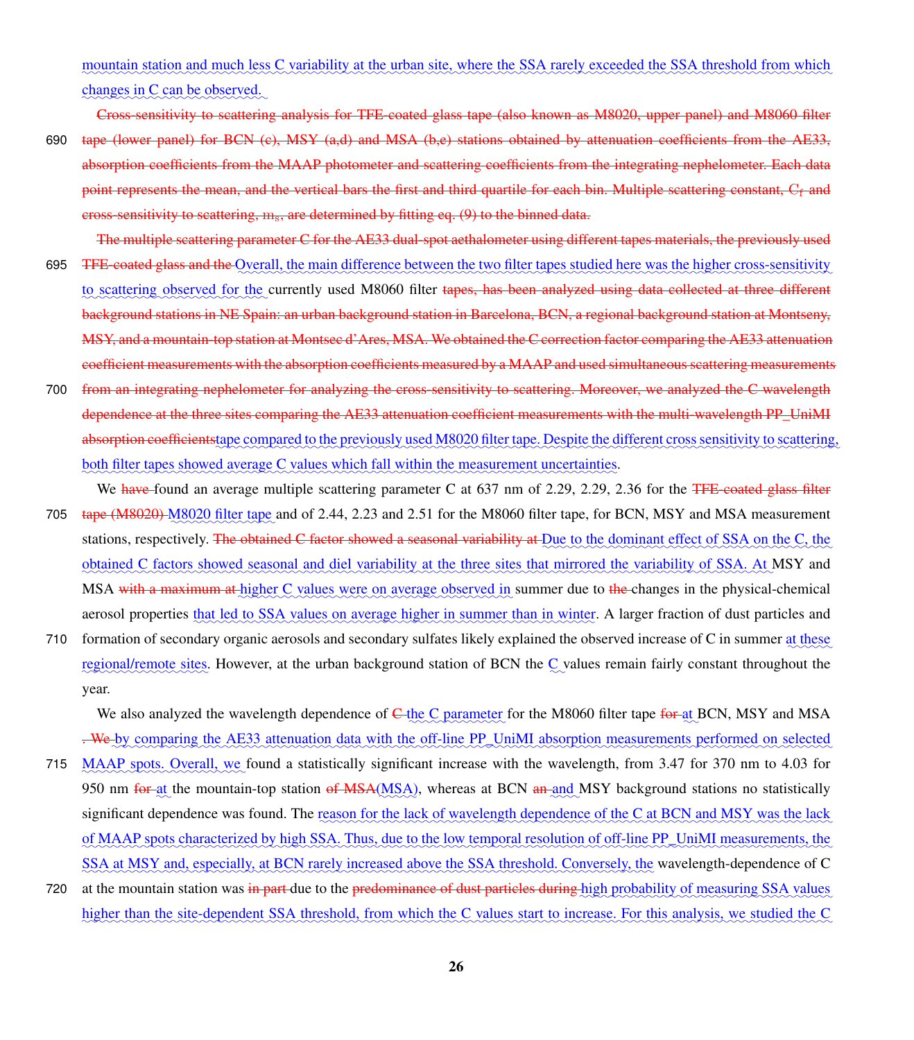mountain station and much less C variability at the urban site, where the SSA rarely exceeded the SSA threshold from which changes in C can be observed.

Cross-sensitivity to scattering analysis for TFE-coated glass tape (also known as M8020, upper panel) and M8060 filter tape (lower panel) for BCN (c), MSY (a,d) and MSA (b,e) stations obtained by attenuation coefficients from the AE33, absorption coefficients from the MAAP photometer and scattering coefficients from the integrating nephelometer. Each data point represents the mean, and the vertical bars the first and third quartile for each bin. Multiple scattering constant, $C_f$ and cross-sensitivity to scattering, $m_s$, are determined by fitting eq. (9) to the binned data.

The multiple scattering parameter C for the AE33 dual-spot aethalometer using different tapes materials, the previously used TFE-coated glass and the Overall, the main difference between the two filter tapes studied here was the higher cross-sensitivity to scattering observed for the currently used M8060 filter tapes, has been analyzed using data collected at three different background stations in NE Spain: an urban background station in Barcelona, BCN, a regional background station at Montseny, MSY, and a mountain-top station at Montsec d'Ares, MSA. We obtained the C correction factor comparing the AE33 attenuation coefficient measurements with the absorption coefficients measured by a MAAP and used simultaneous scattering measurements from an integrating nephelometer for analyzing the cross-sensitivity to scattering. Moreover, we analyzed the C wavelength dependence at the three sites comparing the AE33 attenuation coefficient measurements with the multi-wavelength PP_UniMI absorption coefficientstape compared to the previously used M8020 filter tape. Despite the different cross sensitivity to scattering, both filter tapes showed average C values which fall within the measurement uncertainties.

We have found an average multiple scattering parameter C at 637 nm of 2.29, 2.29, 2.36 for the TFE-coated glass filter tape (M8020) M8020 filter tape and of 2.44, 2.23 and 2.51 for the M8060 filter tape, for BCN, MSY and MSA measurement stations, respectively. The obtained C factor showed a seasonal variability at Due to the dominant effect of SSA on the C, the obtained C factors showed seasonal and diel variability at the three sites that mirrored the variability of SSA. At MSY and MSA with a maximum at higher C values were on average observed in summer due to the changes in the physical-chemical aerosol properties that led to SSA values on average higher in summer than in winter. A larger fraction of dust particles and formation of secondary organic aerosols and secondary sulfates likely explained the observed increase of C in summer at these regional/remote sites. However, at the urban background station of BCN the C values remain fairly constant throughout the year.

We also analyzed the wavelength dependence of C the C parameter for the M8060 filter tape for at BCN, MSY and MSA . We by comparing the AE33 attenuation data with the off-line PP_UniMI absorption measurements performed on selected MAAP spots. Overall, we found a statistically significant increase with the wavelength, from 3.47 for 370 nm to 4.03 for 950 nm for at the mountain-top station of MSA(MSA), whereas at BCN an and MSY background stations no statistically significant dependence was found. The reason for the lack of wavelength dependence of the C at BCN and MSY was the lack of MAAP spots characterized by high SSA. Thus, due to the low temporal resolution of off-line PP_UniMI measurements, the SSA at MSY and, especially, at BCN rarely increased above the SSA threshold. Conversely, the wavelength-dependence of C at the mountain station was in part due to the predominance of dust particles during high probability of measuring SSA values higher than the site-dependent SSA threshold, from which the C values start to increase. For this analysis, we studied the C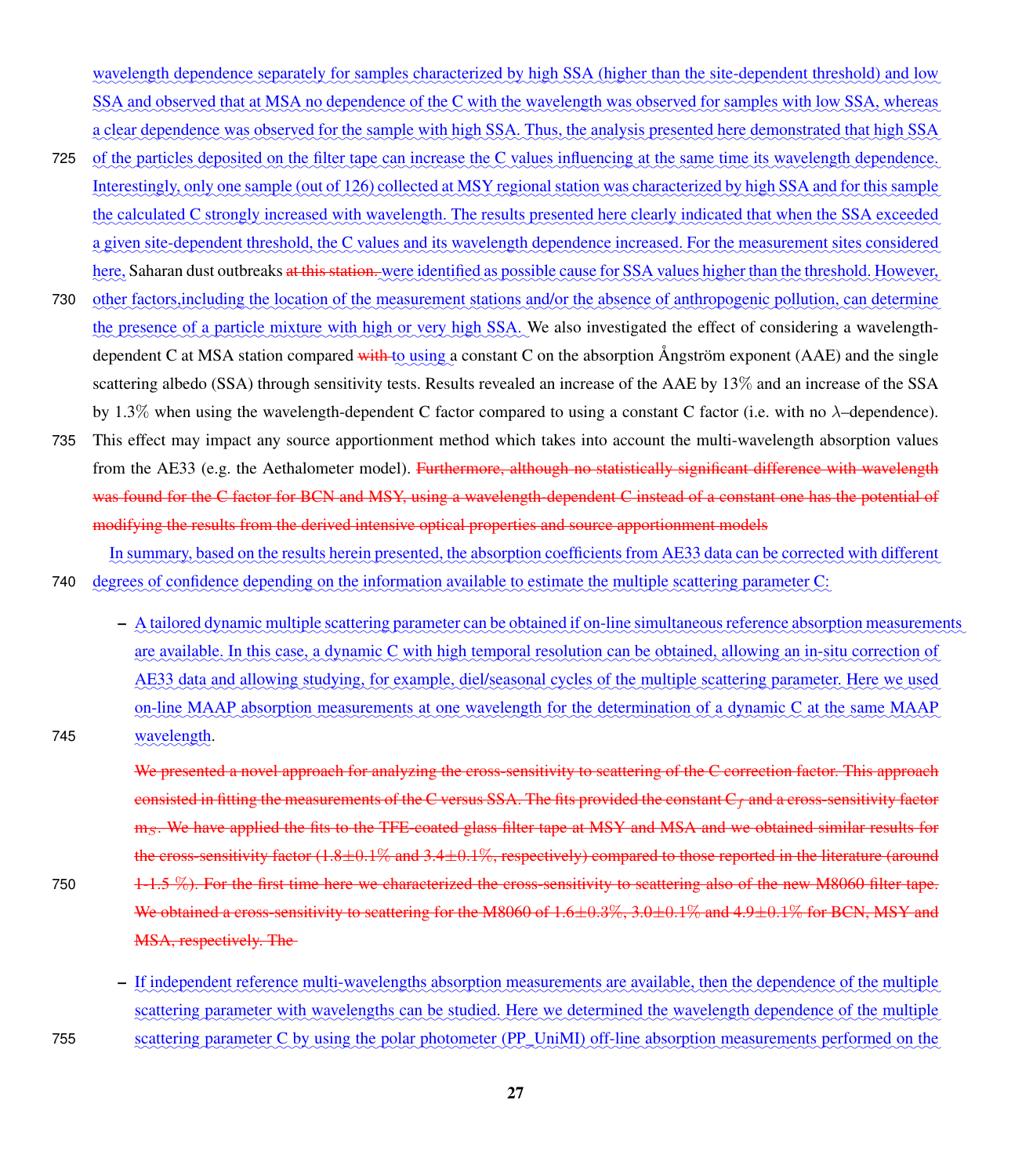wavelength dependence separately for samples characterized by high SSA (higher than the site-dependent threshold) and low SSA and observed that at MSA no dependence of the C with the wavelength was observed for samples with low SSA, whereas a clear dependence was observed for the sample with high SSA. Thus, the analysis presented here demonstrated that high SSA of the particles deposited on the filter tape can increase the C values influencing at the same time its wavelength dependence. Interestingly, only one sample (out of 126) collected at MSY regional station was characterized by high SSA and for this sample the calculated C strongly increased with wavelength. The results presented here clearly indicated that when the SSA exceeded a given site-dependent threshold, the C values and its wavelength dependence increased. For the measurement sites considered here, Saharan dust outbreaks ~~at this station.~~ were identified as possible cause for SSA values higher than the threshold. However, other factors,including the location of the measurement stations and/or the absence of anthropogenic pollution, can determine the presence of a particle mixture with high or very high SSA. We also investigated the effect of considering a wavelength-dependent C at MSA station compared ~~with~~ to using a constant C on the absorption Ångström exponent (AAE) and the single scattering albedo (SSA) through sensitivity tests. Results revealed an increase of the AAE by 13% and an increase of the SSA by 1.3% when using the wavelength-dependent C factor compared to using a constant C factor (i.e. with no $\lambda$–dependence). This effect may impact any source apportionment method which takes into account the multi-wavelength absorption values from the AE33 (e.g. the Aethalometer model). ~~Furthermore, although no statistically significant difference with wavelength was found for the C factor for BCN and MSY, using a wavelength-dependent C instead of a constant one has the potential of modifying the results from the derived intensive optical properties and source apportionment models~~

In summary, based on the results herein presented, the absorption coefficients from AE33 data can be corrected with different degrees of confidence depending on the information available to estimate the multiple scattering parameter C:

- A tailored dynamic multiple scattering parameter can be obtained if on-line simultaneous reference absorption measurements are available. In this case, a dynamic C with high temporal resolution can be obtained, allowing an in-situ correction of AE33 data and allowing studying, for example, diel/seasonal cycles of the multiple scattering parameter. Here we used on-line MAAP absorption measurements at one wavelength for the determination of a dynamic C at the same MAAP wavelength.

  ~~We presented a novel approach for analyzing the cross-sensitivity to scattering of the C correction factor. This approach consisted in fitting the measurements of the C versus SSA. The fits provided the constant $C_f$ and a cross-sensitivity factor $m_S$. We have applied the fits to the TFE-coated glass filter tape at MSY and MSA and we obtained similar results for the cross-sensitivity factor (1.8±0.1% and 3.4±0.1%, respectively) compared to those reported in the literature (around 1-1.5 %). For the first time here we characterized the cross-sensitivity to scattering also of the new M8060 filter tape. We obtained a cross-sensitivity to scattering for the M8060 of 1.6±0.3%, 3.0±0.1% and 4.9±0.1% for BCN, MSY and MSA, respectively. The~~

- If independent reference multi-wavelengths absorption measurements are available, then the dependence of the multiple scattering parameter with wavelengths can be studied. Here we determined the wavelength dependence of the multiple scattering parameter C by using the polar photometer (PP_UniMI) off-line absorption measurements performed on the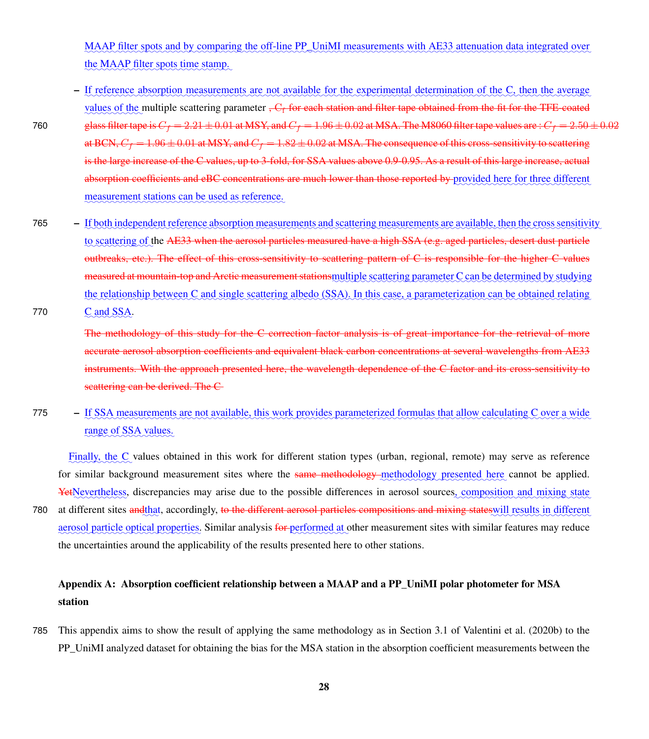MAAP filter spots and by comparing the off-line PP_UniMI measurements with AE33 attenuation data integrated over the MAAP filter spots time stamp.

- If reference absorption measurements are not available for the experimental determination of the C, then the average values of the multiple scattering parameter , $C_f$ for each station and filter tape obtained from the fit for the TFE-coated glass filter tape is $C_f = 2.21 \pm 0.01$ at MSY, and $C_f = 1.96 \pm 0.02$ at MSA. The M8060 filter tape values are : $C_f = 2.50 \pm 0.02$ at BCN, $C_f = 1.96 \pm 0.01$ at MSY, and $C_f = 1.82 \pm 0.02$ at MSA. The consequence of this cross-sensitivity to scattering is the large increase of the C values, up to 3-fold, for SSA values above 0.9-0.95. As a result of this large increase, actual absorption coefficients and eBC concentrations are much lower than those reported by provided here for three different measurement stations can be used as reference.

- If both independent reference absorption measurements and scattering measurements are available, then the cross sensitivity to scattering of the AE33 when the aerosol particles measured have a high SSA (e.g. aged particles, desert dust particle outbreaks, etc.). The effect of this cross-sensitivity to scattering pattern of C is responsible for the higher C values measured at mountain-top and Arctic measurement stationsmultiple scattering parameter C can be determined by studying the relationship between C and single scattering albedo (SSA). In this case, a parameterization can be obtained relating C and SSA.

  The methodology of this study for the C correction factor analysis is of great importance for the retrieval of more accurate aerosol absorption coefficients and equivalent black carbon concentrations at several wavelengths from AE33 instruments. With the approach presented here, the wavelength dependence of the C factor and its cross-sensitivity to scattering can be derived. The C

- If SSA measurements are not available, this work provides parameterized formulas that allow calculating C over a wide range of SSA values.

Finally, the C values obtained in this work for different station types (urban, regional, remote) may serve as reference for similar background measurement sites where the same methodology methodology presented here cannot be applied. YetNevertheless, discrepancies may arise due to the possible differences in aerosol sources, composition and mixing state at different sites andthat, accordingly, to the different aerosol particles compositions and mixing stateswill results in different aerosol particle optical properties. Similar analysis for performed at other measurement sites with similar features may reduce the uncertainties around the applicability of the results presented here to other stations.

## Appendix A: Absorption coefficient relationship between a MAAP and a PP_UniMI polar photometer for MSA station

This appendix aims to show the result of applying the same methodology as in Section 3.1 of Valentini et al. (2020b) to the PP_UniMI analyzed dataset for obtaining the bias for the MSA station in the absorption coefficient measurements between the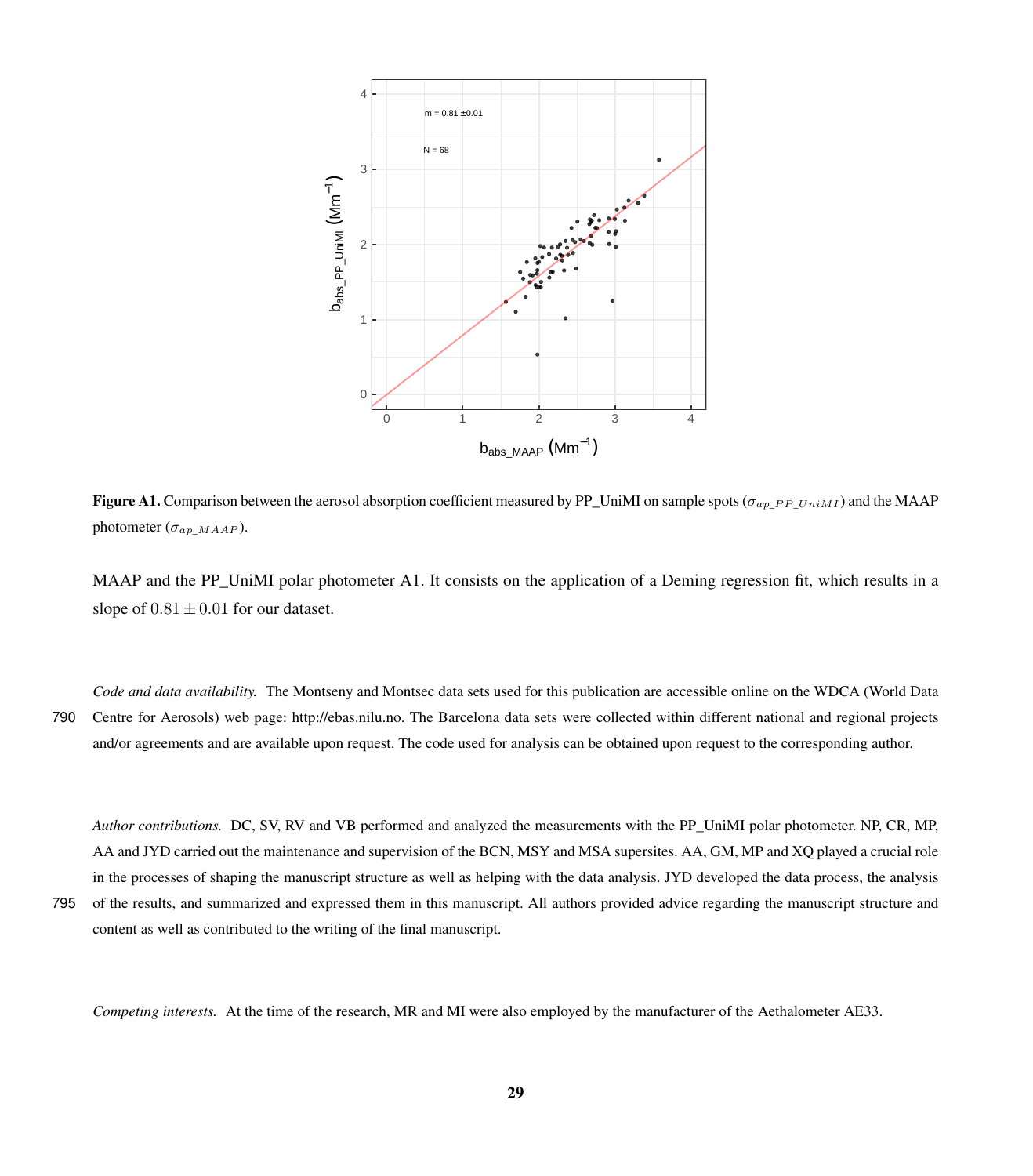**Figure A1.** Comparison between the aerosol absorption coefficient measured by PP_UniMI on sample spots ($\sigma_{ap\_PP\_UniMI}$) and the MAAP photometer ($\sigma_{ap\_MAAP}$).

MAAP and the PP_UniMI polar photometer A1. It consists on the application of a Deming regression fit, which results in a slope of $0.81 \pm 0.01$ for our dataset.

*Code and data availability.* The Montseny and Montsec data sets used for this publication are accessible online on the WDCA (World Data Centre for Aerosols) web page: http://ebas.nilu.no. The Barcelona data sets were collected within different national and regional projects and/or agreements and are available upon request. The code used for analysis can be obtained upon request to the corresponding author.

*Author contributions.* DC, SV, RV and VB performed and analyzed the measurements with the PP_UniMI polar photometer. NP, CR, MP, AA and JYD carried out the maintenance and supervision of the BCN, MSY and MSA supersites. AA, GM, MP and XQ played a crucial role in the processes of shaping the manuscript structure as well as helping with the data analysis. JYD developed the data process, the analysis of the results, and summarized and expressed them in this manuscript. All authors provided advice regarding the manuscript structure and content as well as contributed to the writing of the final manuscript.

*Competing interests.* At the time of the research, MR and MI were also employed by the manufacturer of the Aethalometer AE33.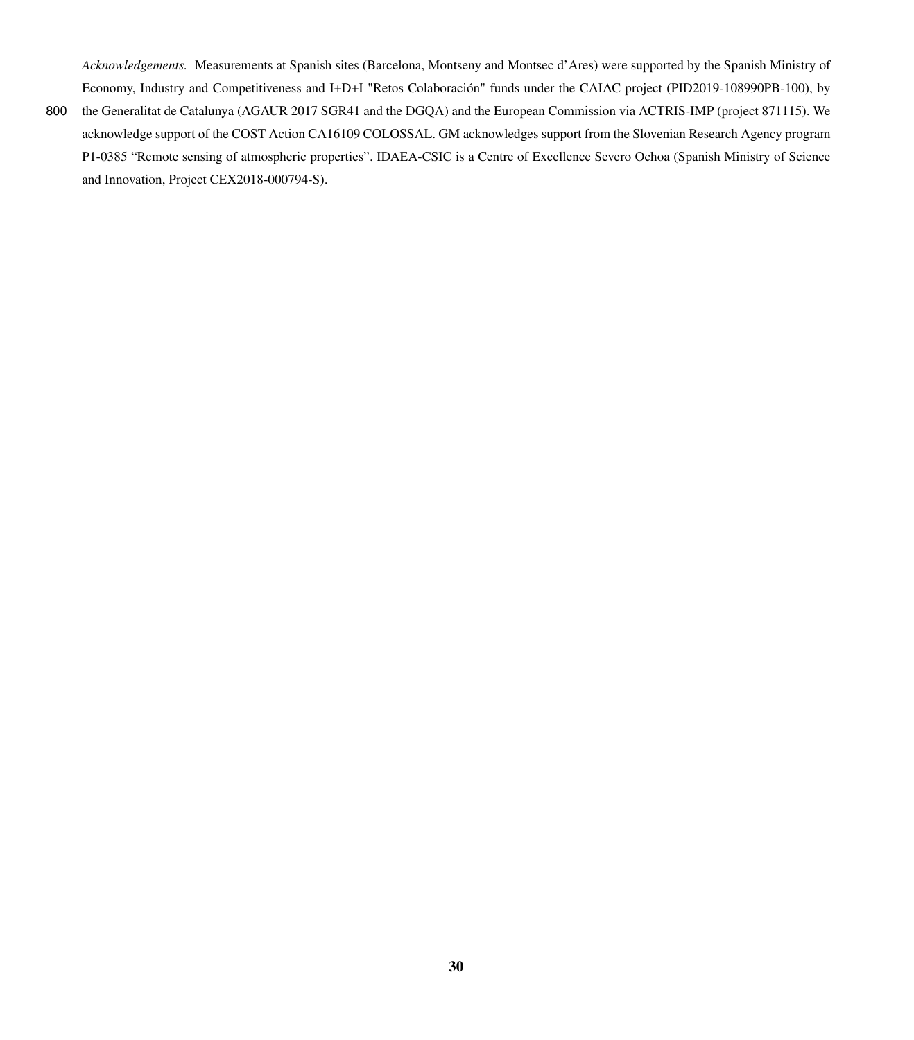*Acknowledgements.* Measurements at Spanish sites (Barcelona, Montseny and Montsec d'Ares) were supported by the Spanish Ministry of Economy, Industry and Competitiveness and I+D+I "Retos Colaboración" funds under the CAIAC project (PID2019-108990PB-100), by the Generalitat de Catalunya (AGAUR 2017 SGR41 and the DGQA) and the European Commission via ACTRIS-IMP (project 871115). We acknowledge support of the COST Action CA16109 COLOSSAL. GM acknowledges support from the Slovenian Research Agency program P1-0385 "Remote sensing of atmospheric properties". IDAEA-CSIC is a Centre of Excellence Severo Ochoa (Spanish Ministry of Science and Innovation, Project CEX2018-000794-S).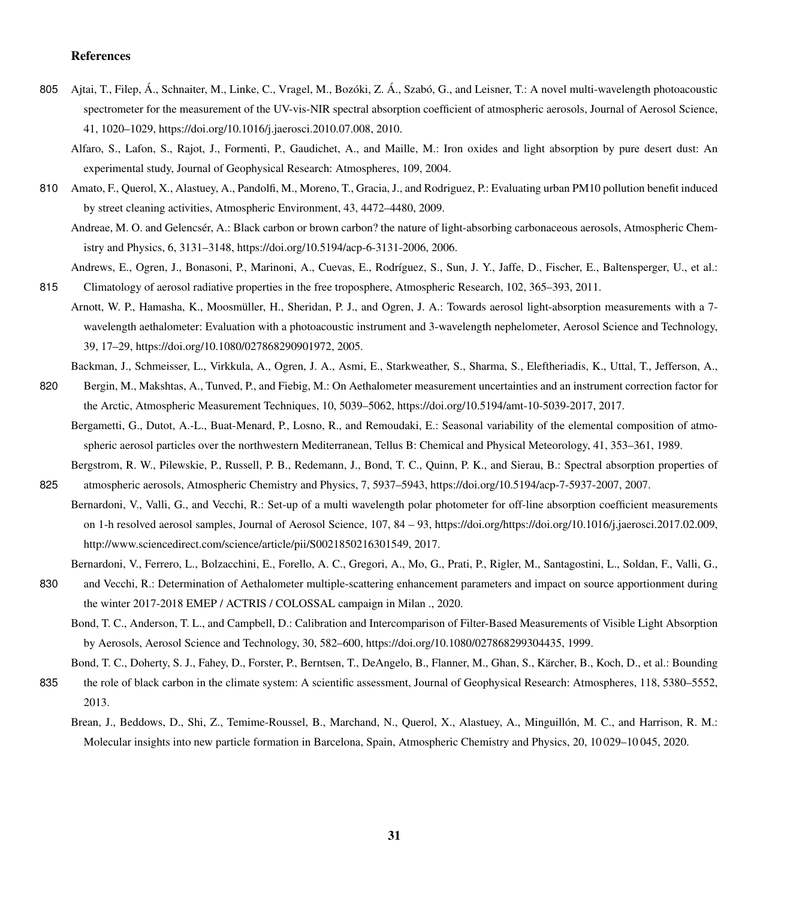# References

Ajtai, T., Filep, Á., Schnaiter, M., Linke, C., Vragel, M., Bozóki, Z. Á., Szabó, G., and Leisner, T.: A novel multi-wavelength photoacoustic spectrometer for the measurement of the UV-vis-NIR spectral absorption coefficient of atmospheric aerosols, Journal of Aerosol Science, 41, 1020–1029, https://doi.org/10.1016/j.jaerosci.2010.07.008, 2010.

Alfaro, S., Lafon, S., Rajot, J., Formenti, P., Gaudichet, A., and Maille, M.: Iron oxides and light absorption by pure desert dust: An experimental study, Journal of Geophysical Research: Atmospheres, 109, 2004.

Amato, F., Querol, X., Alastuey, A., Pandolfi, M., Moreno, T., Gracia, J., and Rodriguez, P.: Evaluating urban PM10 pollution benefit induced by street cleaning activities, Atmospheric Environment, 43, 4472–4480, 2009.

Andreae, M. O. and Gelencsér, A.: Black carbon or brown carbon? the nature of light-absorbing carbonaceous aerosols, Atmospheric Chemistry and Physics, 6, 3131–3148, https://doi.org/10.5194/acp-6-3131-2006, 2006.

Andrews, E., Ogren, J., Bonasoni, P., Marinoni, A., Cuevas, E., Rodríguez, S., Sun, J. Y., Jaffe, D., Fischer, E., Baltensperger, U., et al.: Climatology of aerosol radiative properties in the free troposphere, Atmospheric Research, 102, 365–393, 2011.

Arnott, W. P., Hamasha, K., Moosmüller, H., Sheridan, P. J., and Ogren, J. A.: Towards aerosol light-absorption measurements with a 7-wavelength aethalometer: Evaluation with a photoacoustic instrument and 3-wavelength nephelometer, Aerosol Science and Technology, 39, 17–29, https://doi.org/10.1080/027868290901972, 2005.

Backman, J., Schmeisser, L., Virkkula, A., Ogren, J. A., Asmi, E., Starkweather, S., Sharma, S., Eleftheriadis, K., Uttal, T., Jefferson, A., Bergin, M., Makshtas, A., Tunved, P., and Fiebig, M.: On Aethalometer measurement uncertainties and an instrument correction factor for the Arctic, Atmospheric Measurement Techniques, 10, 5039–5062, https://doi.org/10.5194/amt-10-5039-2017, 2017.

Bergametti, G., Dutot, A.-L., Buat-Menard, P., Losno, R., and Remoudaki, E.: Seasonal variability of the elemental composition of atmospheric aerosol particles over the northwestern Mediterranean, Tellus B: Chemical and Physical Meteorology, 41, 353–361, 1989.

Bergstrom, R. W., Pilewskie, P., Russell, P. B., Redemann, J., Bond, T. C., Quinn, P. K., and Sierau, B.: Spectral absorption properties of atmospheric aerosols, Atmospheric Chemistry and Physics, 7, 5937–5943, https://doi.org/10.5194/acp-7-5937-2007, 2007.

Bernardoni, V., Valli, G., and Vecchi, R.: Set-up of a multi wavelength polar photometer for off-line absorption coefficient measurements on 1-h resolved aerosol samples, Journal of Aerosol Science, 107, 84 – 93, https://doi.org/https://doi.org/10.1016/j.jaerosci.2017.02.009, http://www.sciencedirect.com/science/article/pii/S0021850216301549, 2017.

Bernardoni, V., Ferrero, L., Bolzacchini, E., Forello, A. C., Gregori, A., Mo, G., Prati, P., Rigler, M., Santagostini, L., Soldan, F., Valli, G., and Vecchi, R.: Determination of Aethalometer multiple-scattering enhancement parameters and impact on source apportionment during the winter 2017-2018 EMEP / ACTRIS / COLOSSAL campaign in Milan ., 2020.

Bond, T. C., Anderson, T. L., and Campbell, D.: Calibration and Intercomparison of Filter-Based Measurements of Visible Light Absorption by Aerosols, Aerosol Science and Technology, 30, 582–600, https://doi.org/10.1080/027868299304435, 1999.

Bond, T. C., Doherty, S. J., Fahey, D., Forster, P., Berntsen, T., DeAngelo, B., Flanner, M., Ghan, S., Kärcher, B., Koch, D., et al.: Bounding the role of black carbon in the climate system: A scientific assessment, Journal of Geophysical Research: Atmospheres, 118, 5380–5552, 2013.

Brean, J., Beddows, D., Shi, Z., Temime-Roussel, B., Marchand, N., Querol, X., Alastuey, A., Minguillón, M. C., and Harrison, R. M.: Molecular insights into new particle formation in Barcelona, Spain, Atmospheric Chemistry and Physics, 20, 10 029–10 045, 2020.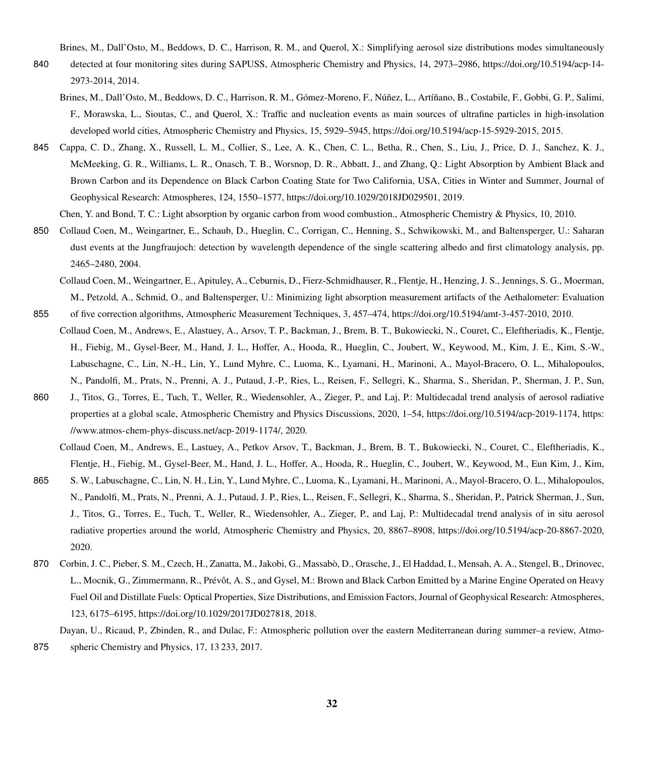Brines, M., Dall'Osto, M., Beddows, D. C., Harrison, R. M., and Querol, X.: Simplifying aerosol size distributions modes simultaneously detected at four monitoring sites during SAPUSS, Atmospheric Chemistry and Physics, 14, 2973–2986, https://doi.org/10.5194/acp-14-2973-2014, 2014.

Brines, M., Dall'Osto, M., Beddows, D. C., Harrison, R. M., Gómez-Moreno, F., Núñez, L., Artíñano, B., Costabile, F., Gobbi, G. P., Salimi, F., Morawska, L., Sioutas, C., and Querol, X.: Traffic and nucleation events as main sources of ultrafine particles in high-insolation developed world cities, Atmospheric Chemistry and Physics, 15, 5929–5945, https://doi.org/10.5194/acp-15-5929-2015, 2015.

Cappa, C. D., Zhang, X., Russell, L. M., Collier, S., Lee, A. K., Chen, C. L., Betha, R., Chen, S., Liu, J., Price, D. J., Sanchez, K. J., McMeeking, G. R., Williams, L. R., Onasch, T. B., Worsnop, D. R., Abbatt, J., and Zhang, Q.: Light Absorption by Ambient Black and Brown Carbon and its Dependence on Black Carbon Coating State for Two California, USA, Cities in Winter and Summer, Journal of Geophysical Research: Atmospheres, 124, 1550–1577, https://doi.org/10.1029/2018JD029501, 2019.

Chen, Y. and Bond, T. C.: Light absorption by organic carbon from wood combustion., Atmospheric Chemistry & Physics, 10, 2010.

Collaud Coen, M., Weingartner, E., Schaub, D., Hueglin, C., Corrigan, C., Henning, S., Schwikowski, M., and Baltensperger, U.: Saharan dust events at the Jungfraujoch: detection by wavelength dependence of the single scattering albedo and first climatology analysis, pp. 2465–2480, 2004.

Collaud Coen, M., Weingartner, E., Apituley, A., Ceburnis, D., Fierz-Schmidhauser, R., Flentje, H., Henzing, J. S., Jennings, S. G., Moerman, M., Petzold, A., Schmid, O., and Baltensperger, U.: Minimizing light absorption measurement artifacts of the Aethalometer: Evaluation of five correction algorithms, Atmospheric Measurement Techniques, 3, 457–474, https://doi.org/10.5194/amt-3-457-2010, 2010.

Collaud Coen, M., Andrews, E., Alastuey, A., Arsov, T. P., Backman, J., Brem, B. T., Bukowiecki, N., Couret, C., Eleftheriadis, K., Flentje, H., Fiebig, M., Gysel-Beer, M., Hand, J. L., Hoffer, A., Hooda, R., Hueglin, C., Joubert, W., Keywood, M., Kim, J. E., Kim, S.-W., Labuschagne, C., Lin, N.-H., Lin, Y., Lund Myhre, C., Luoma, K., Lyamani, H., Marinoni, A., Mayol-Bracero, O. L., Mihalopoulos, N., Pandolfi, M., Prats, N., Prenni, A. J., Putaud, J.-P., Ries, L., Reisen, F., Sellegri, K., Sharma, S., Sheridan, P., Sherman, J. P., Sun, J., Titos, G., Torres, E., Tuch, T., Weller, R., Wiedensohler, A., Zieger, P., and Laj, P.: Multidecadal trend analysis of aerosol radiative properties at a global scale, Atmospheric Chemistry and Physics Discussions, 2020, 1–54, https://doi.org/10.5194/acp-2019-1174, https://www.atmos-chem-phys-discuss.net/acp-2019-1174/, 2020.

Collaud Coen, M., Andrews, E., Lastuey, A., Petkov Arsov, T., Backman, J., Brem, B. T., Bukowiecki, N., Couret, C., Eleftheriadis, K., Flentje, H., Fiebig, M., Gysel-Beer, M., Hand, J. L., Hoffer, A., Hooda, R., Hueglin, C., Joubert, W., Keywood, M., Eun Kim, J., Kim, S. W., Labuschagne, C., Lin, N. H., Lin, Y., Lund Myhre, C., Luoma, K., Lyamani, H., Marinoni, A., Mayol-Bracero, O. L., Mihalopoulos, N., Pandolfi, M., Prats, N., Prenni, A. J., Putaud, J. P., Ries, L., Reisen, F., Sellegri, K., Sharma, S., Sheridan, P., Patrick Sherman, J., Sun, J., Titos, G., Torres, E., Tuch, T., Weller, R., Wiedensohler, A., Zieger, P., and Laj, P.: Multidecadal trend analysis of in situ aerosol radiative properties around the world, Atmospheric Chemistry and Physics, 20, 8867–8908, https://doi.org/10.5194/acp-20-8867-2020, 2020.

Corbin, J. C., Pieber, S. M., Czech, H., Zanatta, M., Jakobi, G., Massabò, D., Orasche, J., El Haddad, I., Mensah, A. A., Stengel, B., Drinovec, L., Mocnik, G., Zimmermann, R., Prévôt, A. S., and Gysel, M.: Brown and Black Carbon Emitted by a Marine Engine Operated on Heavy Fuel Oil and Distillate Fuels: Optical Properties, Size Distributions, and Emission Factors, Journal of Geophysical Research: Atmospheres, 123, 6175–6195, https://doi.org/10.1029/2017JD027818, 2018.

Dayan, U., Ricaud, P., Zbinden, R., and Dulac, F.: Atmospheric pollution over the eastern Mediterranean during summer–a review, Atmospheric Chemistry and Physics, 17, 13 233, 2017.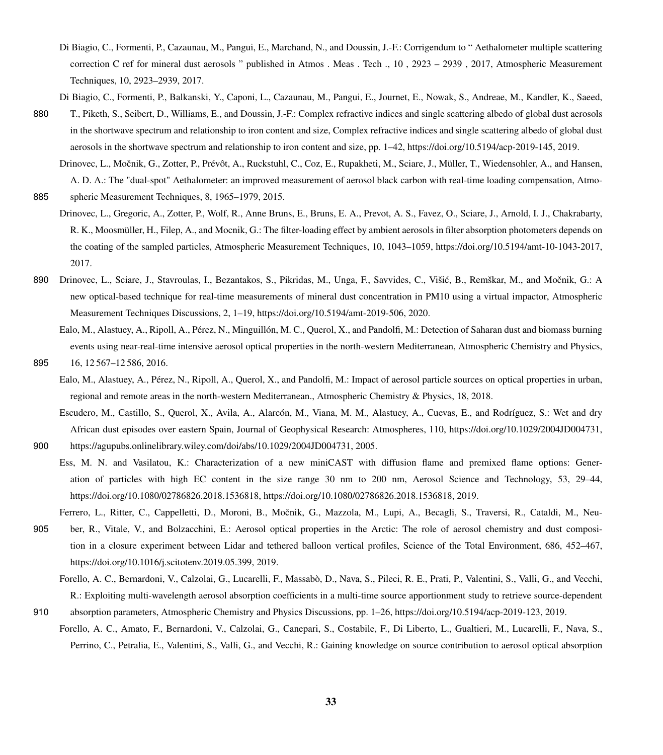Di Biagio, C., Formenti, P., Cazaunau, M., Pangui, E., Marchand, N., and Doussin, J.-F.: Corrigendum to " Aethalometer multiple scattering correction C ref for mineral dust aerosols " published in Atmos . Meas . Tech ., 10 , 2923 – 2939 , 2017, Atmospheric Measurement Techniques, 10, 2923–2939, 2017.

Di Biagio, C., Formenti, P., Balkanski, Y., Caponi, L., Cazaunau, M., Pangui, E., Journet, E., Nowak, S., Andreae, M., Kandler, K., Saeed, T., Piketh, S., Seibert, D., Williams, E., and Doussin, J.-F.: Complex refractive indices and single scattering albedo of global dust aerosols in the shortwave spectrum and relationship to iron content and size, Complex refractive indices and single scattering albedo of global dust aerosols in the shortwave spectrum and relationship to iron content and size, pp. 1–42, https://doi.org/10.5194/acp-2019-145, 2019.

Drinovec, L., Močnik, G., Zotter, P., Prévôt, A., Ruckstuhl, C., Coz, E., Rupakheti, M., Sciare, J., Müller, T., Wiedensohler, A., and Hansen, A. D. A.: The "dual-spot" Aethalometer: an improved measurement of aerosol black carbon with real-time loading compensation, Atmospheric Measurement Techniques, 8, 1965–1979, 2015.

Drinovec, L., Gregoric, A., Zotter, P., Wolf, R., Anne Bruns, E., Bruns, E. A., Prevot, A. S., Favez, O., Sciare, J., Arnold, I. J., Chakrabarty, R. K., Moosmüller, H., Filep, A., and Mocnik, G.: The filter-loading effect by ambient aerosols in filter absorption photometers depends on the coating of the sampled particles, Atmospheric Measurement Techniques, 10, 1043–1059, https://doi.org/10.5194/amt-10-1043-2017, 2017.

Drinovec, L., Sciare, J., Stavroulas, I., Bezantakos, S., Pikridas, M., Unga, F., Savvides, C., Višić, B., Remškar, M., and Močnik, G.: A new optical-based technique for real-time measurements of mineral dust concentration in PM10 using a virtual impactor, Atmospheric Measurement Techniques Discussions, 2, 1–19, https://doi.org/10.5194/amt-2019-506, 2020.

Ealo, M., Alastuey, A., Ripoll, A., Pérez, N., Minguillón, M. C., Querol, X., and Pandolfi, M.: Detection of Saharan dust and biomass burning events using near-real-time intensive aerosol optical properties in the north-western Mediterranean, Atmospheric Chemistry and Physics, 16, 12 567–12 586, 2016.

Ealo, M., Alastuey, A., Pérez, N., Ripoll, A., Querol, X., and Pandolfi, M.: Impact of aerosol particle sources on optical properties in urban, regional and remote areas in the north-western Mediterranean., Atmospheric Chemistry & Physics, 18, 2018.

Escudero, M., Castillo, S., Querol, X., Avila, A., Alarcón, M., Viana, M. M., Alastuey, A., Cuevas, E., and Rodríguez, S.: Wet and dry African dust episodes over eastern Spain, Journal of Geophysical Research: Atmospheres, 110, https://doi.org/10.1029/2004JD004731, https://agupubs.onlinelibrary.wiley.com/doi/abs/10.1029/2004JD004731, 2005.

Ess, M. N. and Vasilatou, K.: Characterization of a new miniCAST with diffusion flame and premixed flame options: Generation of particles with high EC content in the size range 30 nm to 200 nm, Aerosol Science and Technology, 53, 29–44, https://doi.org/10.1080/02786826.2018.1536818, https://doi.org/10.1080/02786826.2018.1536818, 2019.

Ferrero, L., Ritter, C., Cappelletti, D., Moroni, B., Močnik, G., Mazzola, M., Lupi, A., Becagli, S., Traversi, R., Cataldi, M., Neuber, R., Vitale, V., and Bolzacchini, E.: Aerosol optical properties in the Arctic: The role of aerosol chemistry and dust composition in a closure experiment between Lidar and tethered balloon vertical profiles, Science of the Total Environment, 686, 452–467, https://doi.org/10.1016/j.scitotenv.2019.05.399, 2019.

Forello, A. C., Bernardoni, V., Calzolai, G., Lucarelli, F., Massabò, D., Nava, S., Pileci, R. E., Prati, P., Valentini, S., Valli, G., and Vecchi, R.: Exploiting multi-wavelength aerosol absorption coefficients in a multi-time source apportionment study to retrieve source-dependent absorption parameters, Atmospheric Chemistry and Physics Discussions, pp. 1–26, https://doi.org/10.5194/acp-2019-123, 2019.

Forello, A. C., Amato, F., Bernardoni, V., Calzolai, G., Canepari, S., Costabile, F., Di Liberto, L., Gualtieri, M., Lucarelli, F., Nava, S., Perrino, C., Petralia, E., Valentini, S., Valli, G., and Vecchi, R.: Gaining knowledge on source contribution to aerosol optical absorption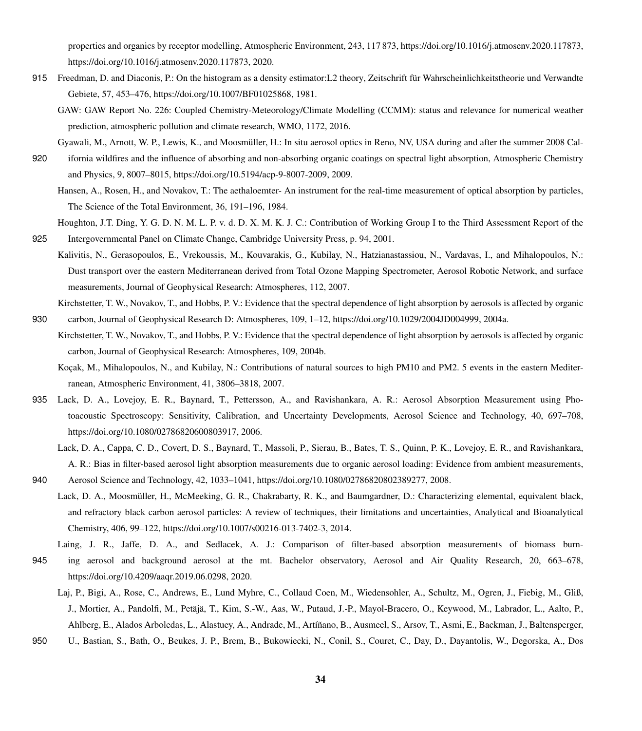properties and organics by receptor modelling, Atmospheric Environment, 243, 117 873, https://doi.org/10.1016/j.atmosenv.2020.117873, https://doi.org/10.1016/j.atmosenv.2020.117873, 2020.

Freedman, D. and Diaconis, P.: On the histogram as a density estimator:L2 theory, Zeitschrift für Wahrscheinlichkeitstheorie und Verwandte Gebiete, 57, 453–476, https://doi.org/10.1007/BF01025868, 1981.

GAW: GAW Report No. 226: Coupled Chemistry-Meteorology/Climate Modelling (CCMM): status and relevance for numerical weather prediction, atmospheric pollution and climate research, WMO, 1172, 2016.

Gyawali, M., Arnott, W. P., Lewis, K., and Moosmüller, H.: In situ aerosol optics in Reno, NV, USA during and after the summer 2008 California wildfires and the influence of absorbing and non-absorbing organic coatings on spectral light absorption, Atmospheric Chemistry and Physics, 9, 8007–8015, https://doi.org/10.5194/acp-9-8007-2009, 2009.

Hansen, A., Rosen, H., and Novakov, T.: The aethaloemter- An instrument for the real-time measurement of optical absorption by particles, The Science of the Total Environment, 36, 191–196, 1984.

Houghton, J.T. Ding, Y. G. D. N. M. L. P. v. d. D. X. M. K. J. C.: Contribution of Working Group I to the Third Assessment Report of the Intergovernmental Panel on Climate Change, Cambridge University Press, p. 94, 2001.

Kalivitis, N., Gerasopoulos, E., Vrekoussis, M., Kouvarakis, G., Kubilay, N., Hatzianastassiou, N., Vardavas, I., and Mihalopoulos, N.: Dust transport over the eastern Mediterranean derived from Total Ozone Mapping Spectrometer, Aerosol Robotic Network, and surface measurements, Journal of Geophysical Research: Atmospheres, 112, 2007.

Kirchstetter, T. W., Novakov, T., and Hobbs, P. V.: Evidence that the spectral dependence of light absorption by aerosols is affected by organic carbon, Journal of Geophysical Research D: Atmospheres, 109, 1–12, https://doi.org/10.1029/2004JD004999, 2004a.

Kirchstetter, T. W., Novakov, T., and Hobbs, P. V.: Evidence that the spectral dependence of light absorption by aerosols is affected by organic carbon, Journal of Geophysical Research: Atmospheres, 109, 2004b.

Koçak, M., Mihalopoulos, N., and Kubilay, N.: Contributions of natural sources to high PM10 and PM2. 5 events in the eastern Mediterranean, Atmospheric Environment, 41, 3806–3818, 2007.

Lack, D. A., Lovejoy, E. R., Baynard, T., Pettersson, A., and Ravishankara, A. R.: Aerosol Absorption Measurement using Photoacoustic Spectroscopy: Sensitivity, Calibration, and Uncertainty Developments, Aerosol Science and Technology, 40, 697–708, https://doi.org/10.1080/02786820600803917, 2006.

Lack, D. A., Cappa, C. D., Covert, D. S., Baynard, T., Massoli, P., Sierau, B., Bates, T. S., Quinn, P. K., Lovejoy, E. R., and Ravishankara, A. R.: Bias in filter-based aerosol light absorption measurements due to organic aerosol loading: Evidence from ambient measurements, Aerosol Science and Technology, 42, 1033–1041, https://doi.org/10.1080/02786820802389277, 2008.

Lack, D. A., Moosmüller, H., McMeeking, G. R., Chakrabarty, R. K., and Baumgardner, D.: Characterizing elemental, equivalent black, and refractory black carbon aerosol particles: A review of techniques, their limitations and uncertainties, Analytical and Bioanalytical Chemistry, 406, 99–122, https://doi.org/10.1007/s00216-013-7402-3, 2014.

Laing, J. R., Jaffe, D. A., and Sedlacek, A. J.: Comparison of filter-based absorption measurements of biomass burning aerosol and background aerosol at the mt. Bachelor observatory, Aerosol and Air Quality Research, 20, 663–678, https://doi.org/10.4209/aaqr.2019.06.0298, 2020.

Laj, P., Bigi, A., Rose, C., Andrews, E., Lund Myhre, C., Collaud Coen, M., Wiedensohler, A., Schultz, M., Ogren, J., Fiebig, M., Gliß, J., Mortier, A., Pandolfi, M., Petäjä, T., Kim, S.-W., Aas, W., Putaud, J.-P., Mayol-Bracero, O., Keywood, M., Labrador, L., Aalto, P., Ahlberg, E., Alados Arboledas, L., Alastuey, A., Andrade, M., Artíñano, B., Ausmeel, S., Arsov, T., Asmi, E., Backman, J., Baltensperger, U., Bastian, S., Bath, O., Beukes, J. P., Brem, B., Bukowiecki, N., Conil, S., Couret, C., Day, D., Dayantolis, W., Degorska, A., Dos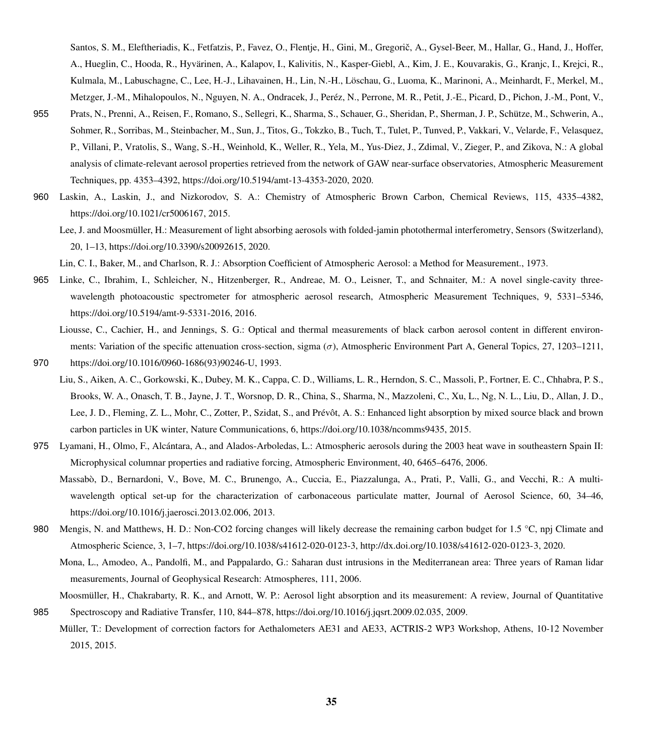Santos, S. M., Eleftheriadis, K., Fetfatzis, P., Favez, O., Flentje, H., Gini, M., Gregorič, A., Gysel-Beer, M., Hallar, G., Hand, J., Hoffer, A., Hueglin, C., Hooda, R., Hyvärinen, A., Kalapov, I., Kalivitis, N., Kasper-Giebl, A., Kim, J. E., Kouvarakis, G., Kranjc, I., Krejci, R., Kulmala, M., Labuschagne, C., Lee, H.-J., Lihavainen, H., Lin, N.-H., Löschau, G., Luoma, K., Marinoni, A., Meinhardt, F., Merkel, M., Metzger, J.-M., Mihalopoulos, N., Nguyen, N. A., Ondracek, J., Peréz, N., Perrone, M. R., Petit, J.-E., Picard, D., Pichon, J.-M., Pont, V., Prats, N., Prenni, A., Reisen, F., Romano, S., Sellegri, K., Sharma, S., Schauer, G., Sheridan, P., Sherman, J. P., Schütze, M., Schwerin, A., Sohmer, R., Sorribas, M., Steinbacher, M., Sun, J., Titos, G., Tokzko, B., Tuch, T., Tulet, P., Tunved, P., Vakkari, V., Velarde, F., Velasquez, P., Villani, P., Vratolis, S., Wang, S.-H., Weinhold, K., Weller, R., Yela, M., Yus-Diez, J., Zdimal, V., Zieger, P., and Zikova, N.: A global analysis of climate-relevant aerosol properties retrieved from the network of GAW near-surface observatories, Atmospheric Measurement Techniques, pp. 4353–4392, https://doi.org/10.5194/amt-13-4353-2020, 2020.

Laskin, A., Laskin, J., and Nizkorodov, S. A.: Chemistry of Atmospheric Brown Carbon, Chemical Reviews, 115, 4335–4382, https://doi.org/10.1021/cr5006167, 2015.

Lee, J. and Moosmüller, H.: Measurement of light absorbing aerosols with folded-jamin photothermal interferometry, Sensors (Switzerland), 20, 1–13, https://doi.org/10.3390/s20092615, 2020.

Lin, C. I., Baker, M., and Charlson, R. J.: Absorption Coefficient of Atmospheric Aerosol: a Method for Measurement., 1973.

Linke, C., Ibrahim, I., Schleicher, N., Hitzenberger, R., Andreae, M. O., Leisner, T., and Schnaiter, M.: A novel single-cavity three-wavelength photoacoustic spectrometer for atmospheric aerosol research, Atmospheric Measurement Techniques, 9, 5331–5346, https://doi.org/10.5194/amt-9-5331-2016, 2016.

Liousse, C., Cachier, H., and Jennings, S. G.: Optical and thermal measurements of black carbon aerosol content in different environments: Variation of the specific attenuation cross-section, sigma ($\sigma$), Atmospheric Environment Part A, General Topics, 27, 1203–1211, https://doi.org/10.1016/0960-1686(93)90246-U, 1993.

Liu, S., Aiken, A. C., Gorkowski, K., Dubey, M. K., Cappa, C. D., Williams, L. R., Herndon, S. C., Massoli, P., Fortner, E. C., Chhabra, P. S., Brooks, W. A., Onasch, T. B., Jayne, J. T., Worsnop, D. R., China, S., Sharma, N., Mazzoleni, C., Xu, L., Ng, N. L., Liu, D., Allan, J. D., Lee, J. D., Fleming, Z. L., Mohr, C., Zotter, P., Szidat, S., and Prévôt, A. S.: Enhanced light absorption by mixed source black and brown carbon particles in UK winter, Nature Communications, 6, https://doi.org/10.1038/ncomms9435, 2015.

Lyamani, H., Olmo, F., Alcántara, A., and Alados-Arboledas, L.: Atmospheric aerosols during the 2003 heat wave in southeastern Spain II: Microphysical columnar properties and radiative forcing, Atmospheric Environment, 40, 6465–6476, 2006.

Massabò, D., Bernardoni, V., Bove, M. C., Brunengo, A., Cuccia, E., Piazzalunga, A., Prati, P., Valli, G., and Vecchi, R.: A multi-wavelength optical set-up for the characterization of carbonaceous particulate matter, Journal of Aerosol Science, 60, 34–46, https://doi.org/10.1016/j.jaerosci.2013.02.006, 2013.

Mengis, N. and Matthews, H. D.: Non-CO2 forcing changes will likely decrease the remaining carbon budget for 1.5 °C, npj Climate and Atmospheric Science, 3, 1–7, https://doi.org/10.1038/s41612-020-0123-3, http://dx.doi.org/10.1038/s41612-020-0123-3, 2020.

Mona, L., Amodeo, A., Pandolfi, M., and Pappalardo, G.: Saharan dust intrusions in the Mediterranean area: Three years of Raman lidar measurements, Journal of Geophysical Research: Atmospheres, 111, 2006.

Moosmüller, H., Chakrabarty, R. K., and Arnott, W. P.: Aerosol light absorption and its measurement: A review, Journal of Quantitative Spectroscopy and Radiative Transfer, 110, 844–878, https://doi.org/10.1016/j.jqsrt.2009.02.035, 2009.

Müller, T.: Development of correction factors for Aethalometers AE31 and AE33, ACTRIS-2 WP3 Workshop, Athens, 10-12 November 2015, 2015.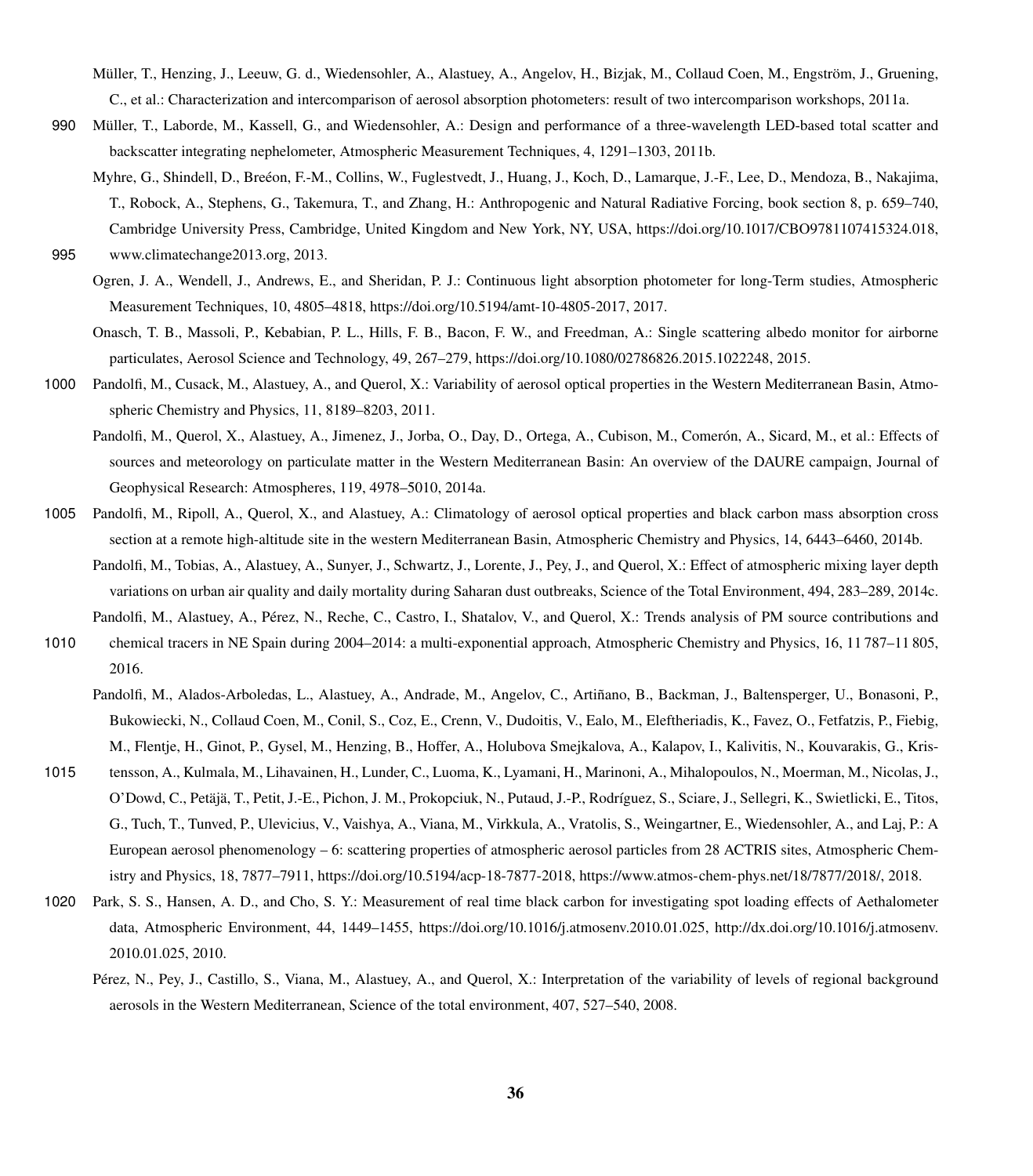Müller, T., Henzing, J., Leeuw, G. d., Wiedensohler, A., Alastuey, A., Angelov, H., Bizjak, M., Collaud Coen, M., Engström, J., Gruening, C., et al.: Characterization and intercomparison of aerosol absorption photometers: result of two intercomparison workshops, 2011a.

Müller, T., Laborde, M., Kassell, G., and Wiedensohler, A.: Design and performance of a three-wavelength LED-based total scatter and backscatter integrating nephelometer, Atmospheric Measurement Techniques, 4, 1291–1303, 2011b.

Myhre, G., Shindell, D., Breéon, F.-M., Collins, W., Fuglestvedt, J., Huang, J., Koch, D., Lamarque, J.-F., Lee, D., Mendoza, B., Nakajima, T., Robock, A., Stephens, G., Takemura, T., and Zhang, H.: Anthropogenic and Natural Radiative Forcing, book section 8, p. 659–740, Cambridge University Press, Cambridge, United Kingdom and New York, NY, USA, https://doi.org/10.1017/CBO9781107415324.018, www.climatechange2013.org, 2013.

Ogren, J. A., Wendell, J., Andrews, E., and Sheridan, P. J.: Continuous light absorption photometer for long-Term studies, Atmospheric Measurement Techniques, 10, 4805–4818, https://doi.org/10.5194/amt-10-4805-2017, 2017.

Onasch, T. B., Massoli, P., Kebabian, P. L., Hills, F. B., Bacon, F. W., and Freedman, A.: Single scattering albedo monitor for airborne particulates, Aerosol Science and Technology, 49, 267–279, https://doi.org/10.1080/02786826.2015.1022248, 2015.

Pandolfi, M., Cusack, M., Alastuey, A., and Querol, X.: Variability of aerosol optical properties in the Western Mediterranean Basin, Atmospheric Chemistry and Physics, 11, 8189–8203, 2011.

Pandolfi, M., Querol, X., Alastuey, A., Jimenez, J., Jorba, O., Day, D., Ortega, A., Cubison, M., Comerón, A., Sicard, M., et al.: Effects of sources and meteorology on particulate matter in the Western Mediterranean Basin: An overview of the DAURE campaign, Journal of Geophysical Research: Atmospheres, 119, 4978–5010, 2014a.

Pandolfi, M., Ripoll, A., Querol, X., and Alastuey, A.: Climatology of aerosol optical properties and black carbon mass absorption cross section at a remote high-altitude site in the western Mediterranean Basin, Atmospheric Chemistry and Physics, 14, 6443–6460, 2014b.

Pandolfi, M., Tobias, A., Alastuey, A., Sunyer, J., Schwartz, J., Lorente, J., Pey, J., and Querol, X.: Effect of atmospheric mixing layer depth variations on urban air quality and daily mortality during Saharan dust outbreaks, Science of the Total Environment, 494, 283–289, 2014c.

Pandolfi, M., Alastuey, A., Pérez, N., Reche, C., Castro, I., Shatalov, V., and Querol, X.: Trends analysis of PM source contributions and chemical tracers in NE Spain during 2004–2014: a multi-exponential approach, Atmospheric Chemistry and Physics, 16, 11 787–11 805, 2016.

Pandolfi, M., Alados-Arboledas, L., Alastuey, A., Andrade, M., Angelov, C., Artiñano, B., Backman, J., Baltensperger, U., Bonasoni, P., Bukowiecki, N., Collaud Coen, M., Conil, S., Coz, E., Crenn, V., Dudoitis, V., Ealo, M., Eleftheriadis, K., Favez, O., Fetfatzis, P., Fiebig, M., Flentje, H., Ginot, P., Gysel, M., Henzing, B., Hoffer, A., Holubova Smejkalova, A., Kalapov, I., Kalivitis, N., Kouvarakis, G., Kristensson, A., Kulmala, M., Lihavainen, H., Lunder, C., Luoma, K., Lyamani, H., Marinoni, A., Mihalopoulos, N., Moerman, M., Nicolas, J., O'Dowd, C., Petäjä, T., Petit, J.-E., Pichon, J. M., Prokopciuk, N., Putaud, J.-P., Rodríguez, S., Sciare, J., Sellegri, K., Swietlicki, E., Titos, G., Tuch, T., Tunved, P., Ulevicius, V., Vaishya, A., Viana, M., Virkkula, A., Vratolis, S., Weingartner, E., Wiedensohler, A., and Laj, P.: A European aerosol phenomenology – 6: scattering properties of atmospheric aerosol particles from 28 ACTRIS sites, Atmospheric Chemistry and Physics, 18, 7877–7911, https://doi.org/10.5194/acp-18-7877-2018, https://www.atmos-chem-phys.net/18/7877/2018/, 2018.

Park, S. S., Hansen, A. D., and Cho, S. Y.: Measurement of real time black carbon for investigating spot loading effects of Aethalometer data, Atmospheric Environment, 44, 1449–1455, https://doi.org/10.1016/j.atmosenv.2010.01.025, http://dx.doi.org/10.1016/j.atmosenv.2010.01.025, 2010.

Pérez, N., Pey, J., Castillo, S., Viana, M., Alastuey, A., and Querol, X.: Interpretation of the variability of levels of regional background aerosols in the Western Mediterranean, Science of the total environment, 407, 527–540, 2008.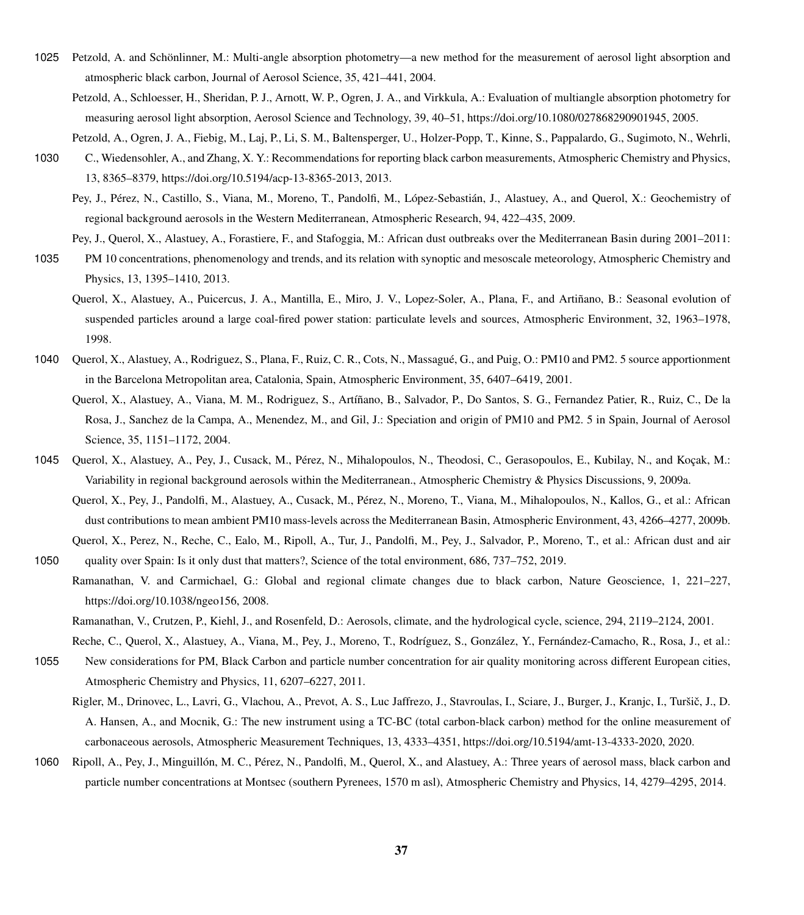Petzold, A. and Schönlinner, M.: Multi-angle absorption photometry—a new method for the measurement of aerosol light absorption and atmospheric black carbon, Journal of Aerosol Science, 35, 421–441, 2004.

Petzold, A., Schloesser, H., Sheridan, P. J., Arnott, W. P., Ogren, J. A., and Virkkula, A.: Evaluation of multiangle absorption photometry for measuring aerosol light absorption, Aerosol Science and Technology, 39, 40–51, https://doi.org/10.1080/027868290901945, 2005.

Petzold, A., Ogren, J. A., Fiebig, M., Laj, P., Li, S. M., Baltensperger, U., Holzer-Popp, T., Kinne, S., Pappalardo, G., Sugimoto, N., Wehrli, C., Wiedensohler, A., and Zhang, X. Y.: Recommendations for reporting black carbon measurements, Atmospheric Chemistry and Physics, 13, 8365–8379, https://doi.org/10.5194/acp-13-8365-2013, 2013.

Pey, J., Pérez, N., Castillo, S., Viana, M., Moreno, T., Pandolfi, M., López-Sebastián, J., Alastuey, A., and Querol, X.: Geochemistry of regional background aerosols in the Western Mediterranean, Atmospheric Research, 94, 422–435, 2009.

Pey, J., Querol, X., Alastuey, A., Forastiere, F., and Stafoggia, M.: African dust outbreaks over the Mediterranean Basin during 2001–2011: PM 10 concentrations, phenomenology and trends, and its relation with synoptic and mesoscale meteorology, Atmospheric Chemistry and Physics, 13, 1395–1410, 2013.

Querol, X., Alastuey, A., Puicercus, J. A., Mantilla, E., Miro, J. V., Lopez-Soler, A., Plana, F., and Artiñano, B.: Seasonal evolution of suspended particles around a large coal-fired power station: particulate levels and sources, Atmospheric Environment, 32, 1963–1978, 1998.

Querol, X., Alastuey, A., Rodriguez, S., Plana, F., Ruiz, C. R., Cots, N., Massagué, G., and Puig, O.: PM10 and PM2. 5 source apportionment in the Barcelona Metropolitan area, Catalonia, Spain, Atmospheric Environment, 35, 6407–6419, 2001.

Querol, X., Alastuey, A., Viana, M. M., Rodriguez, S., Artíñano, B., Salvador, P., Do Santos, S. G., Fernandez Patier, R., Ruiz, C., De la Rosa, J., Sanchez de la Campa, A., Menendez, M., and Gil, J.: Speciation and origin of PM10 and PM2. 5 in Spain, Journal of Aerosol Science, 35, 1151–1172, 2004.

Querol, X., Alastuey, A., Pey, J., Cusack, M., Pérez, N., Mihalopoulos, N., Theodosi, C., Gerasopoulos, E., Kubilay, N., and Koçak, M.: Variability in regional background aerosols within the Mediterranean., Atmospheric Chemistry & Physics Discussions, 9, 2009a.

Querol, X., Pey, J., Pandolfi, M., Alastuey, A., Cusack, M., Pérez, N., Moreno, T., Viana, M., Mihalopoulos, N., Kallos, G., et al.: African dust contributions to mean ambient PM10 mass-levels across the Mediterranean Basin, Atmospheric Environment, 43, 4266–4277, 2009b.

Querol, X., Perez, N., Reche, C., Ealo, M., Ripoll, A., Tur, J., Pandolfi, M., Pey, J., Salvador, P., Moreno, T., et al.: African dust and air quality over Spain: Is it only dust that matters?, Science of the total environment, 686, 737–752, 2019.

Ramanathan, V. and Carmichael, G.: Global and regional climate changes due to black carbon, Nature Geoscience, 1, 221–227, https://doi.org/10.1038/ngeo156, 2008.

Ramanathan, V., Crutzen, P., Kiehl, J., and Rosenfeld, D.: Aerosols, climate, and the hydrological cycle, science, 294, 2119–2124, 2001.

Reche, C., Querol, X., Alastuey, A., Viana, M., Pey, J., Moreno, T., Rodríguez, S., González, Y., Fernández-Camacho, R., Rosa, J., et al.: New considerations for PM, Black Carbon and particle number concentration for air quality monitoring across different European cities, Atmospheric Chemistry and Physics, 11, 6207–6227, 2011.

Rigler, M., Drinovec, L., Lavri, G., Vlachou, A., Prevot, A. S., Luc Jaffrezo, J., Stavroulas, I., Sciare, J., Burger, J., Kranjc, I., Turšič, J., D. A. Hansen, A., and Mocnik, G.: The new instrument using a TC-BC (total carbon-black carbon) method for the online measurement of carbonaceous aerosols, Atmospheric Measurement Techniques, 13, 4333–4351, https://doi.org/10.5194/amt-13-4333-2020, 2020.

Ripoll, A., Pey, J., Minguillón, M. C., Pérez, N., Pandolfi, M., Querol, X., and Alastuey, A.: Three years of aerosol mass, black carbon and particle number concentrations at Montsec (southern Pyrenees, 1570 m asl), Atmospheric Chemistry and Physics, 14, 4279–4295, 2014.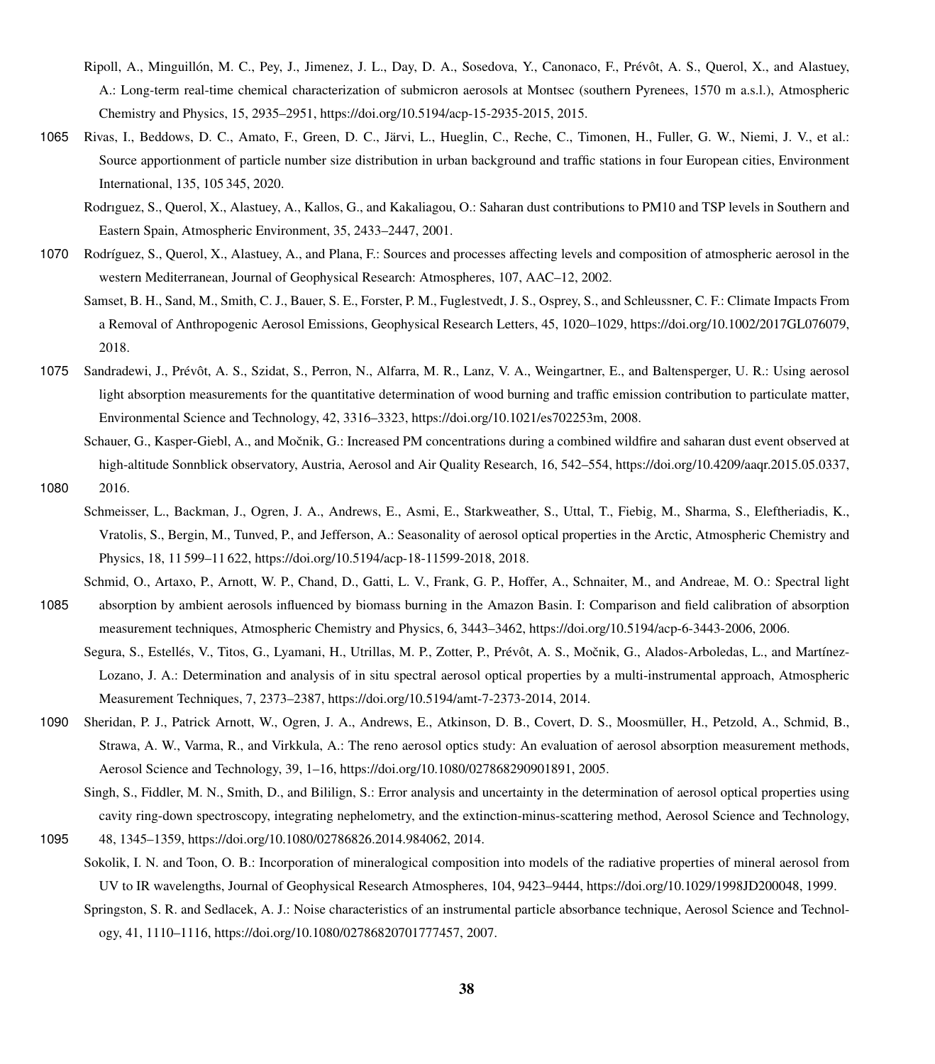Ripoll, A., Minguillón, M. C., Pey, J., Jimenez, J. L., Day, D. A., Sosedova, Y., Canonaco, F., Prévôt, A. S., Querol, X., and Alastuey, A.: Long-term real-time chemical characterization of submicron aerosols at Montsec (southern Pyrenees, 1570 m a.s.l.), Atmospheric Chemistry and Physics, 15, 2935–2951, https://doi.org/10.5194/acp-15-2935-2015, 2015.

Rivas, I., Beddows, D. C., Amato, F., Green, D. C., Järvi, L., Hueglin, C., Reche, C., Timonen, H., Fuller, G. W., Niemi, J. V., et al.: Source apportionment of particle number size distribution in urban background and traffic stations in four European cities, Environment International, 135, 105 345, 2020.

Rodrıguez, S., Querol, X., Alastuey, A., Kallos, G., and Kakaliagou, O.: Saharan dust contributions to PM10 and TSP levels in Southern and Eastern Spain, Atmospheric Environment, 35, 2433–2447, 2001.

Rodríguez, S., Querol, X., Alastuey, A., and Plana, F.: Sources and processes affecting levels and composition of atmospheric aerosol in the western Mediterranean, Journal of Geophysical Research: Atmospheres, 107, AAC–12, 2002.

Samset, B. H., Sand, M., Smith, C. J., Bauer, S. E., Forster, P. M., Fuglestvedt, J. S., Osprey, S., and Schleussner, C. F.: Climate Impacts From a Removal of Anthropogenic Aerosol Emissions, Geophysical Research Letters, 45, 1020–1029, https://doi.org/10.1002/2017GL076079, 2018.

Sandradewi, J., Prévôt, A. S., Szidat, S., Perron, N., Alfarra, M. R., Lanz, V. A., Weingartner, E., and Baltensperger, U. R.: Using aerosol light absorption measurements for the quantitative determination of wood burning and traffic emission contribution to particulate matter, Environmental Science and Technology, 42, 3316–3323, https://doi.org/10.1021/es702253m, 2008.

Schauer, G., Kasper-Giebl, A., and Močnik, G.: Increased PM concentrations during a combined wildfire and saharan dust event observed at high-altitude Sonnblick observatory, Austria, Aerosol and Air Quality Research, 16, 542–554, https://doi.org/10.4209/aaqr.2015.05.0337, 2016.

Schmeisser, L., Backman, J., Ogren, J. A., Andrews, E., Asmi, E., Starkweather, S., Uttal, T., Fiebig, M., Sharma, S., Eleftheriadis, K., Vratolis, S., Bergin, M., Tunved, P., and Jefferson, A.: Seasonality of aerosol optical properties in the Arctic, Atmospheric Chemistry and Physics, 18, 11 599–11 622, https://doi.org/10.5194/acp-18-11599-2018, 2018.

Schmid, O., Artaxo, P., Arnott, W. P., Chand, D., Gatti, L. V., Frank, G. P., Hoffer, A., Schnaiter, M., and Andreae, M. O.: Spectral light absorption by ambient aerosols influenced by biomass burning in the Amazon Basin. I: Comparison and field calibration of absorption measurement techniques, Atmospheric Chemistry and Physics, 6, 3443–3462, https://doi.org/10.5194/acp-6-3443-2006, 2006.

Segura, S., Estellés, V., Titos, G., Lyamani, H., Utrillas, M. P., Zotter, P., Prévôt, A. S., Močnik, G., Alados-Arboledas, L., and Martínez-Lozano, J. A.: Determination and analysis of in situ spectral aerosol optical properties by a multi-instrumental approach, Atmospheric Measurement Techniques, 7, 2373–2387, https://doi.org/10.5194/amt-7-2373-2014, 2014.

Sheridan, P. J., Patrick Arnott, W., Ogren, J. A., Andrews, E., Atkinson, D. B., Covert, D. S., Moosmüller, H., Petzold, A., Schmid, B., Strawa, A. W., Varma, R., and Virkkula, A.: The reno aerosol optics study: An evaluation of aerosol absorption measurement methods, Aerosol Science and Technology, 39, 1–16, https://doi.org/10.1080/027868290901891, 2005.

Singh, S., Fiddler, M. N., Smith, D., and Bililign, S.: Error analysis and uncertainty in the determination of aerosol optical properties using cavity ring-down spectroscopy, integrating nephelometry, and the extinction-minus-scattering method, Aerosol Science and Technology, 48, 1345–1359, https://doi.org/10.1080/02786826.2014.984062, 2014.

Sokolik, I. N. and Toon, O. B.: Incorporation of mineralogical composition into models of the radiative properties of mineral aerosol from UV to IR wavelengths, Journal of Geophysical Research Atmospheres, 104, 9423–9444, https://doi.org/10.1029/1998JD200048, 1999.

Springston, S. R. and Sedlacek, A. J.: Noise characteristics of an instrumental particle absorbance technique, Aerosol Science and Technology, 41, 1110–1116, https://doi.org/10.1080/02786820701777457, 2007.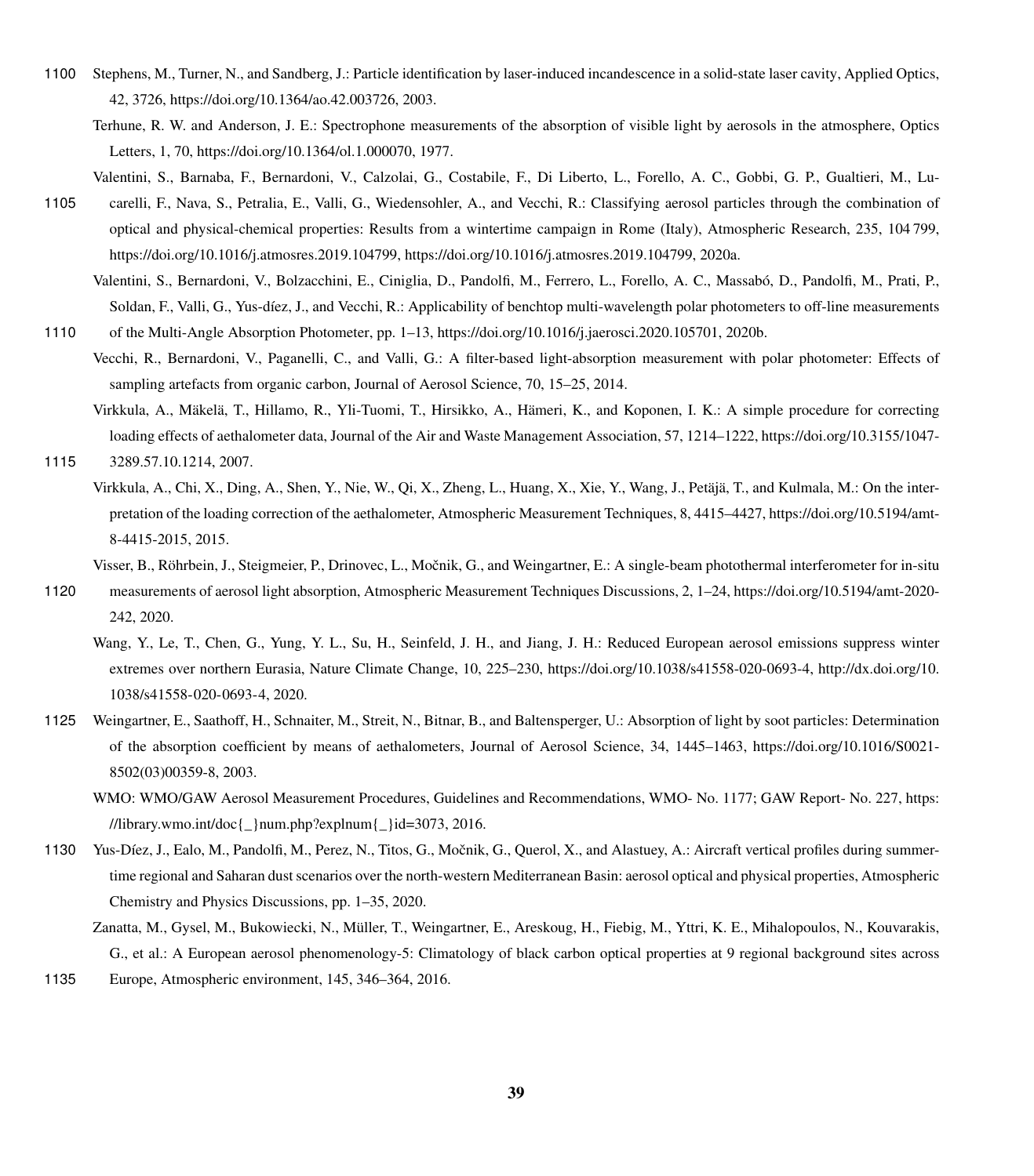Stephens, M., Turner, N., and Sandberg, J.: Particle identification by laser-induced incandescence in a solid-state laser cavity, Applied Optics, 42, 3726, https://doi.org/10.1364/ao.42.003726, 2003.

Terhune, R. W. and Anderson, J. E.: Spectrophone measurements of the absorption of visible light by aerosols in the atmosphere, Optics Letters, 1, 70, https://doi.org/10.1364/ol.1.000070, 1977.

Valentini, S., Barnaba, F., Bernardoni, V., Calzolai, G., Costabile, F., Di Liberto, L., Forello, A. C., Gobbi, G. P., Gualtieri, M., Lucarelli, F., Nava, S., Petralia, E., Valli, G., Wiedensohler, A., and Vecchi, R.: Classifying aerosol particles through the combination of optical and physical-chemical properties: Results from a wintertime campaign in Rome (Italy), Atmospheric Research, 235, 104 799, https://doi.org/10.1016/j.atmosres.2019.104799, https://doi.org/10.1016/j.atmosres.2019.104799, 2020a.

Valentini, S., Bernardoni, V., Bolzacchini, E., Ciniglia, D., Pandolfi, M., Ferrero, L., Forello, A. C., Massabó, D., Pandolfi, M., Prati, P., Soldan, F., Valli, G., Yus-díez, J., and Vecchi, R.: Applicability of benchtop multi-wavelength polar photometers to off-line measurements of the Multi-Angle Absorption Photometer, pp. 1–13, https://doi.org/10.1016/j.jaerosci.2020.105701, 2020b.

Vecchi, R., Bernardoni, V., Paganelli, C., and Valli, G.: A filter-based light-absorption measurement with polar photometer: Effects of sampling artefacts from organic carbon, Journal of Aerosol Science, 70, 15–25, 2014.

Virkkula, A., Mäkelä, T., Hillamo, R., Yli-Tuomi, T., Hirsikko, A., Hämeri, K., and Koponen, I. K.: A simple procedure for correcting loading effects of aethalometer data, Journal of the Air and Waste Management Association, 57, 1214–1222, https://doi.org/10.3155/1047-3289.57.10.1214, 2007.

Virkkula, A., Chi, X., Ding, A., Shen, Y., Nie, W., Qi, X., Zheng, L., Huang, X., Xie, Y., Wang, J., Petäjä, T., and Kulmala, M.: On the interpretation of the loading correction of the aethalometer, Atmospheric Measurement Techniques, 8, 4415–4427, https://doi.org/10.5194/amt-8-4415-2015, 2015.

Visser, B., Röhrbein, J., Steigmeier, P., Drinovec, L., Močnik, G., and Weingartner, E.: A single-beam photothermal interferometer for in-situ measurements of aerosol light absorption, Atmospheric Measurement Techniques Discussions, 2, 1–24, https://doi.org/10.5194/amt-2020-242, 2020.

Wang, Y., Le, T., Chen, G., Yung, Y. L., Su, H., Seinfeld, J. H., and Jiang, J. H.: Reduced European aerosol emissions suppress winter extremes over northern Eurasia, Nature Climate Change, 10, 225–230, https://doi.org/10.1038/s41558-020-0693-4, http://dx.doi.org/10.1038/s41558-020-0693-4, 2020.

Weingartner, E., Saathoff, H., Schnaiter, M., Streit, N., Bitnar, B., and Baltensperger, U.: Absorption of light by soot particles: Determination of the absorption coefficient by means of aethalometers, Journal of Aerosol Science, 34, 1445–1463, https://doi.org/10.1016/S0021-8502(03)00359-8, 2003.

WMO: WMO/GAW Aerosol Measurement Procedures, Guidelines and Recommendations, WMO- No. 1177; GAW Report- No. 227, https://library.wmo.int/doc{_}num.php?explnum{_}id=3073, 2016.

Yus-Díez, J., Ealo, M., Pandolfi, M., Perez, N., Titos, G., Močnik, G., Querol, X., and Alastuey, A.: Aircraft vertical profiles during summertime regional and Saharan dust scenarios over the north-western Mediterranean Basin: aerosol optical and physical properties, Atmospheric Chemistry and Physics Discussions, pp. 1–35, 2020.

Zanatta, M., Gysel, M., Bukowiecki, N., Müller, T., Weingartner, E., Areskoug, H., Fiebig, M., Yttri, K. E., Mihalopoulos, N., Kouvarakis, G., et al.: A European aerosol phenomenology-5: Climatology of black carbon optical properties at 9 regional background sites across Europe, Atmospheric environment, 145, 346–364, 2016.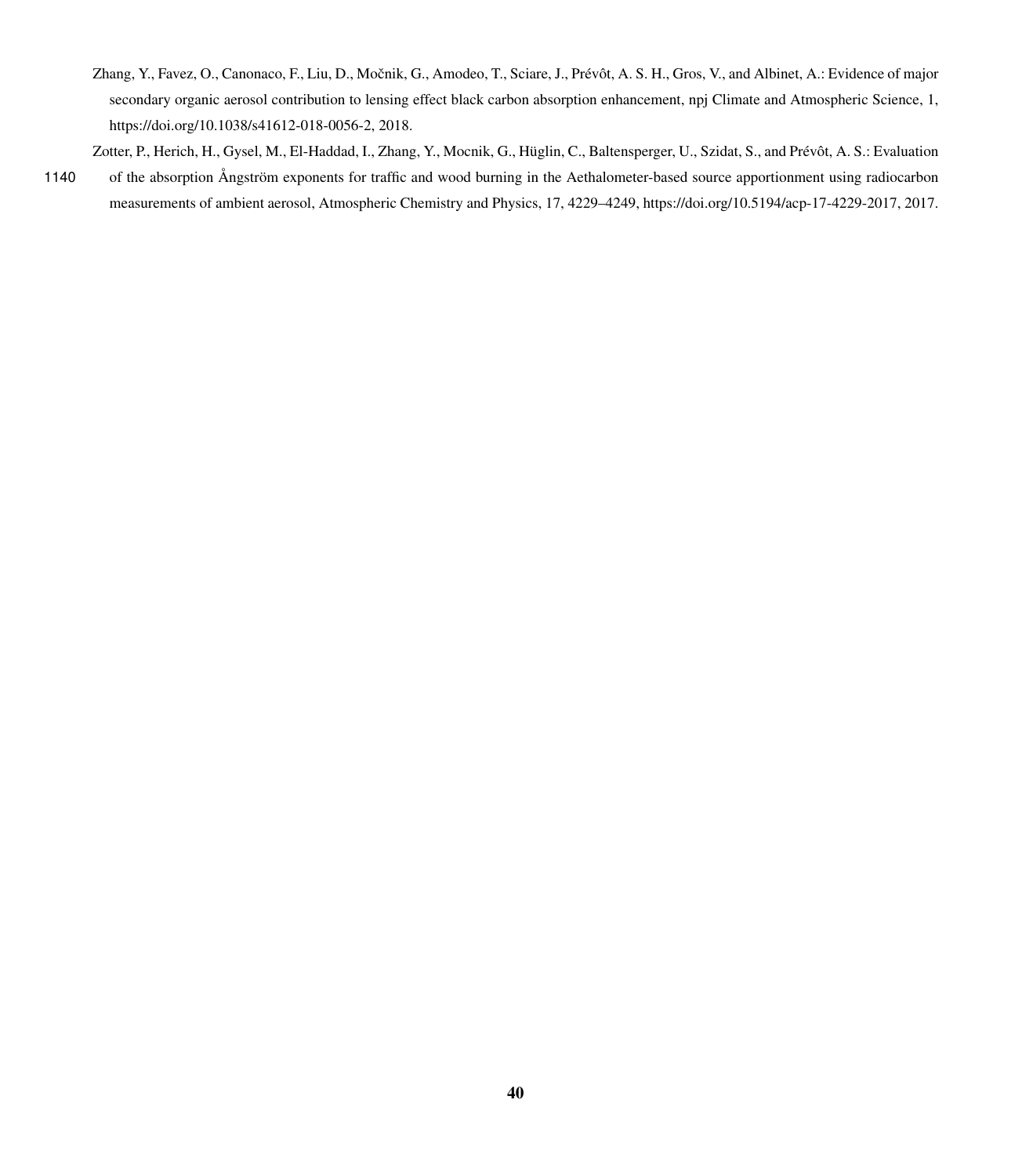Zhang, Y., Favez, O., Canonaco, F., Liu, D., Močnik, G., Amodeo, T., Sciare, J., Prévôt, A. S. H., Gros, V., and Albinet, A.: Evidence of major secondary organic aerosol contribution to lensing effect black carbon absorption enhancement, npj Climate and Atmospheric Science, 1, https://doi.org/10.1038/s41612-018-0056-2, 2018.

Zotter, P., Herich, H., Gysel, M., El-Haddad, I., Zhang, Y., Mocnik, G., Hüglin, C., Baltensperger, U., Szidat, S., and Prévôt, A. S.: Evaluation of the absorption Ångström exponents for traffic and wood burning in the Aethalometer-based source apportionment using radiocarbon measurements of ambient aerosol, Atmospheric Chemistry and Physics, 17, 4229–4249, https://doi.org/10.5194/acp-17-4229-2017, 2017.